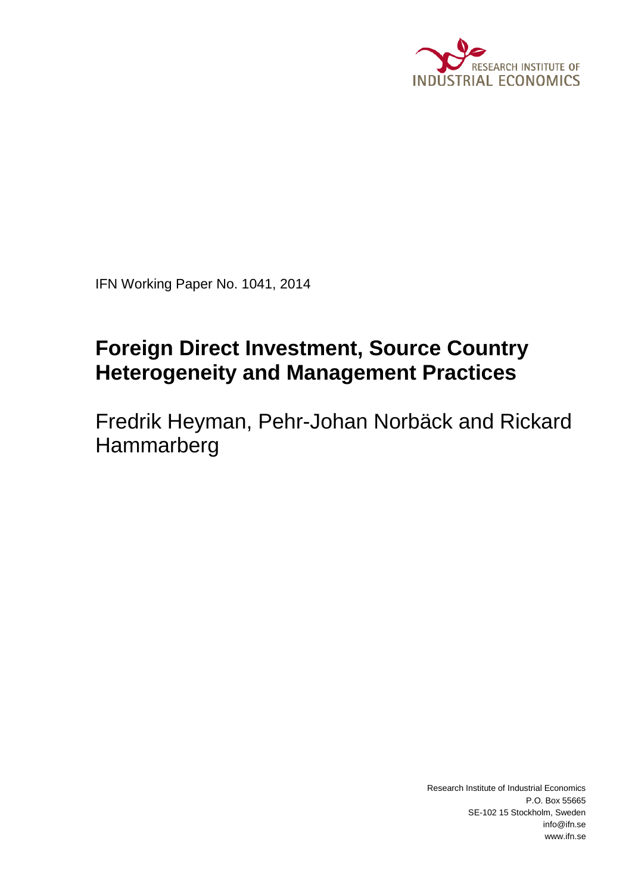RESEARCH INSTITUTE OF INDUSTRIAL ECONOMICS

IFN Working Paper No. 1041, 2014

# Foreign Direct Investment, Source Country Heterogeneity and Management Practices

Fredrik Heyman, Pehr-Johan Norbäck and Rickard Hammarberg

Research Institute of Industrial Economics
P.O. Box 55665
SE-102 15 Stockholm, Sweden
info@ifn.se
www.ifn.se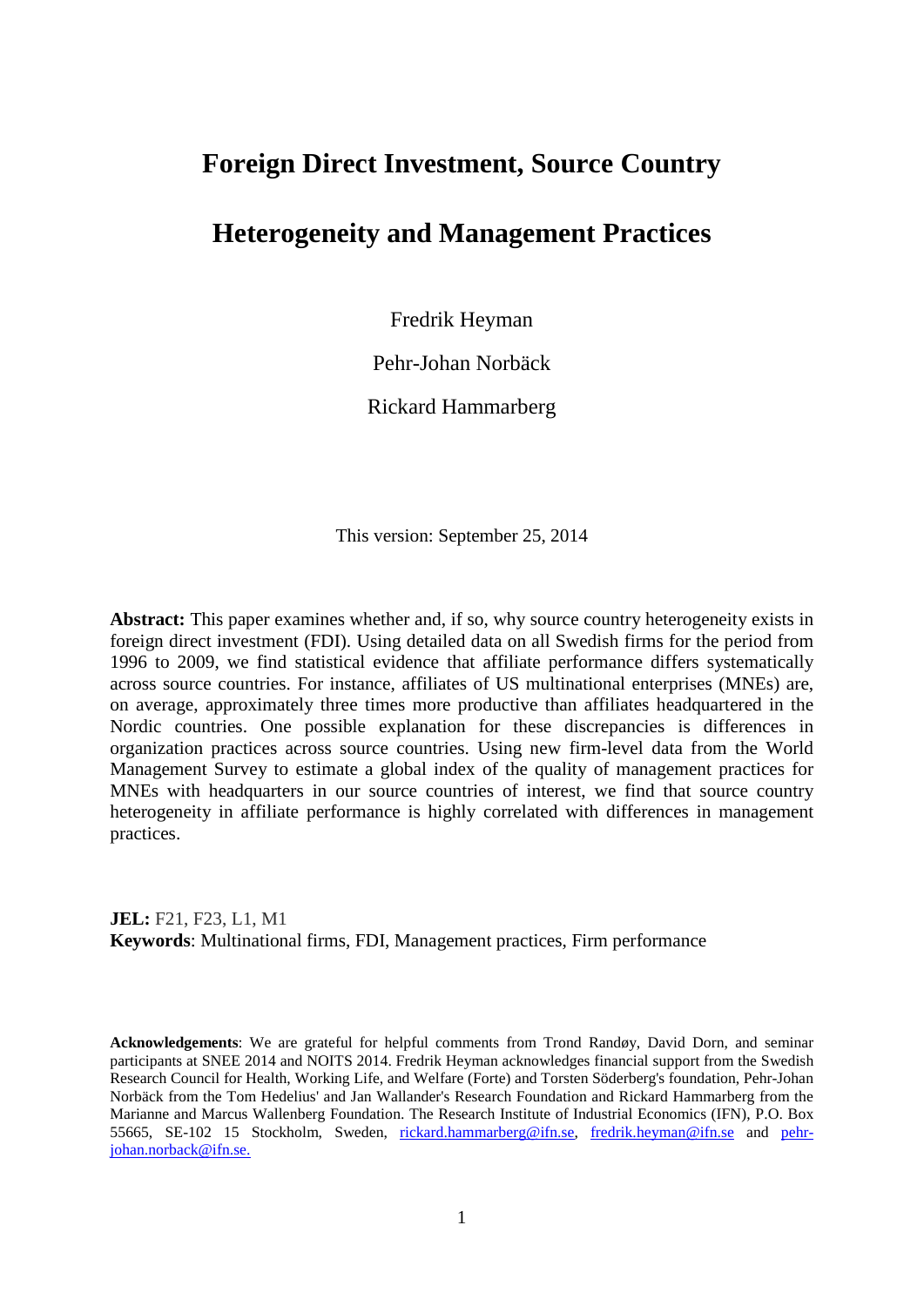# Foreign Direct Investment, Source Country Heterogeneity and Management Practices

Fredrik Heyman

Pehr-Johan Norbäck

Rickard Hammarberg

This version: September 25, 2014

**Abstract:** This paper examines whether and, if so, why source country heterogeneity exists in foreign direct investment (FDI). Using detailed data on all Swedish firms for the period from 1996 to 2009, we find statistical evidence that affiliate performance differs systematically across source countries. For instance, affiliates of US multinational enterprises (MNEs) are, on average, approximately three times more productive than affiliates headquartered in the Nordic countries. One possible explanation for these discrepancies is differences in organization practices across source countries. Using new firm-level data from the World Management Survey to estimate a global index of the quality of management practices for MNEs with headquarters in our source countries of interest, we find that source country heterogeneity in affiliate performance is highly correlated with differences in management practices.

**JEL:** F21, F23, L1, M1
**Keywords**: Multinational firms, FDI, Management practices, Firm performance

**Acknowledgements**: We are grateful for helpful comments from Trond Randøy, David Dorn, and seminar participants at SNEE 2014 and NOITS 2014. Fredrik Heyman acknowledges financial support from the Swedish Research Council for Health, Working Life, and Welfare (Forte) and Torsten Söderberg's foundation, Pehr-Johan Norbäck from the Tom Hedelius' and Jan Wallander's Research Foundation and Rickard Hammarberg from the Marianne and Marcus Wallenberg Foundation. The Research Institute of Industrial Economics (IFN), P.O. Box 55665, SE-102 15 Stockholm, Sweden, rickard.hammarberg@ifn.se, fredrik.heyman@ifn.se and pehr-johan.norback@ifn.se.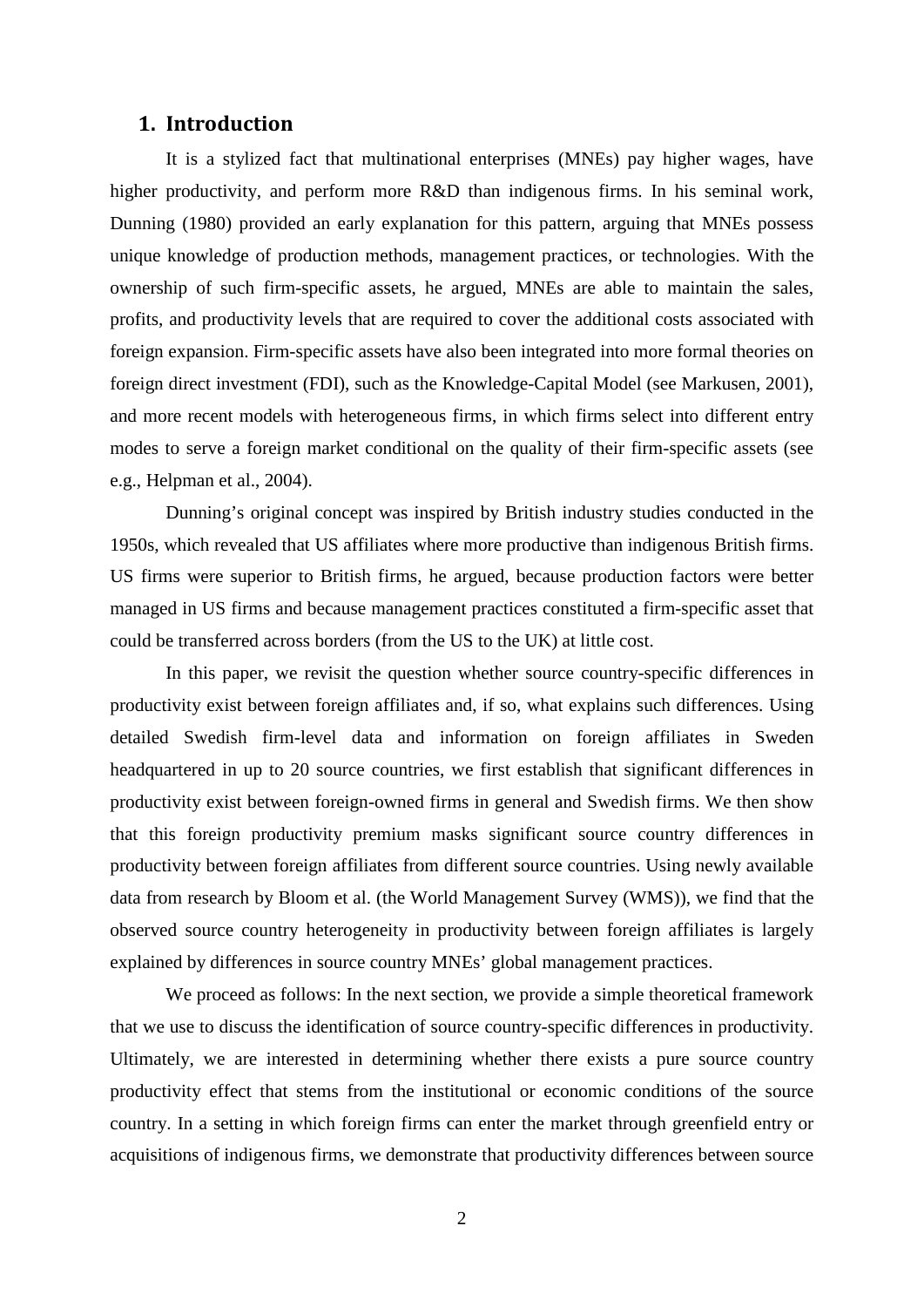## 1. Introduction

It is a stylized fact that multinational enterprises (MNEs) pay higher wages, have higher productivity, and perform more R&D than indigenous firms. In his seminal work, Dunning (1980) provided an early explanation for this pattern, arguing that MNEs possess unique knowledge of production methods, management practices, or technologies. With the ownership of such firm-specific assets, he argued, MNEs are able to maintain the sales, profits, and productivity levels that are required to cover the additional costs associated with foreign expansion. Firm-specific assets have also been integrated into more formal theories on foreign direct investment (FDI), such as the Knowledge-Capital Model (see Markusen, 2001), and more recent models with heterogeneous firms, in which firms select into different entry modes to serve a foreign market conditional on the quality of their firm-specific assets (see e.g., Helpman et al., 2004).

Dunning's original concept was inspired by British industry studies conducted in the 1950s, which revealed that US affiliates where more productive than indigenous British firms. US firms were superior to British firms, he argued, because production factors were better managed in US firms and because management practices constituted a firm-specific asset that could be transferred across borders (from the US to the UK) at little cost.

In this paper, we revisit the question whether source country-specific differences in productivity exist between foreign affiliates and, if so, what explains such differences. Using detailed Swedish firm-level data and information on foreign affiliates in Sweden headquartered in up to 20 source countries, we first establish that significant differences in productivity exist between foreign-owned firms in general and Swedish firms. We then show that this foreign productivity premium masks significant source country differences in productivity between foreign affiliates from different source countries. Using newly available data from research by Bloom et al. (the World Management Survey (WMS)), we find that the observed source country heterogeneity in productivity between foreign affiliates is largely explained by differences in source country MNEs' global management practices.

We proceed as follows: In the next section, we provide a simple theoretical framework that we use to discuss the identification of source country-specific differences in productivity. Ultimately, we are interested in determining whether there exists a pure source country productivity effect that stems from the institutional or economic conditions of the source country. In a setting in which foreign firms can enter the market through greenfield entry or acquisitions of indigenous firms, we demonstrate that productivity differences between source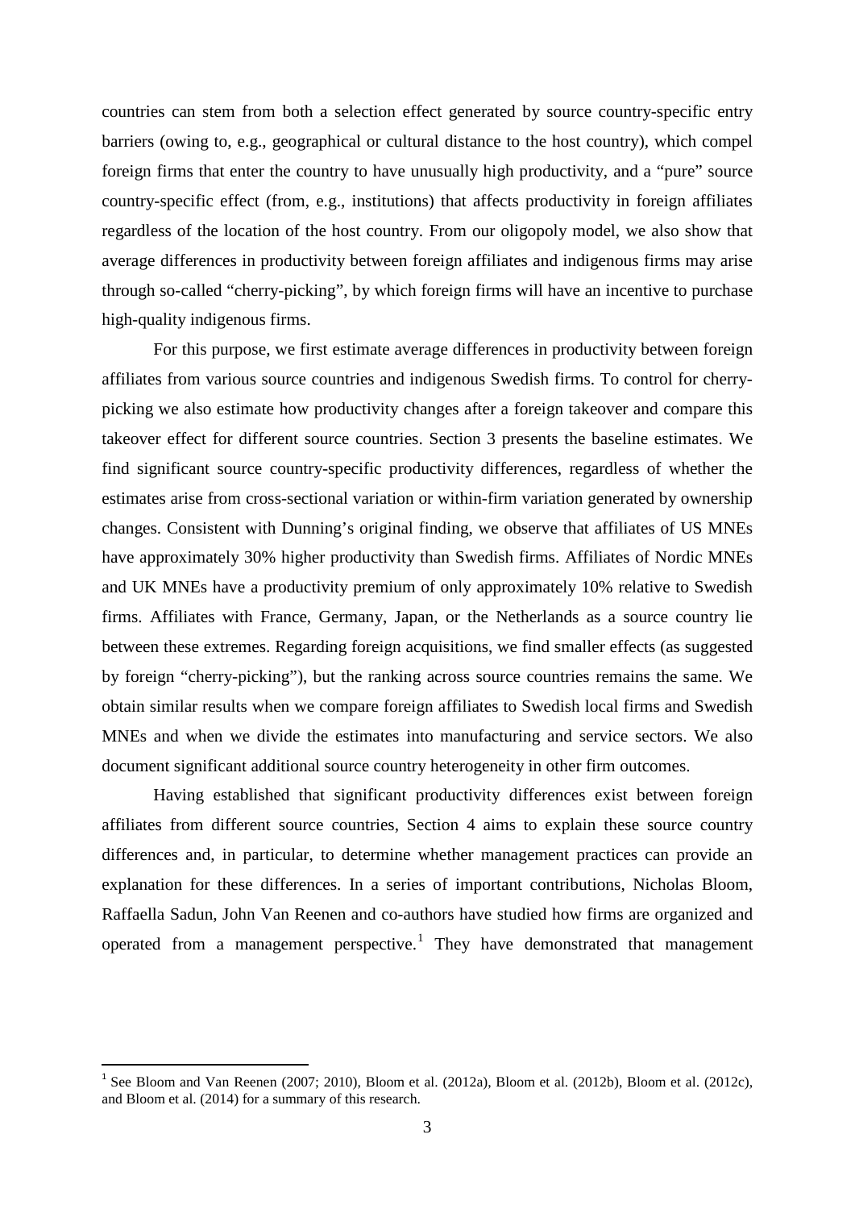countries can stem from both a selection effect generated by source country-specific entry barriers (owing to, e.g., geographical or cultural distance to the host country), which compel foreign firms that enter the country to have unusually high productivity, and a "pure" source country-specific effect (from, e.g., institutions) that affects productivity in foreign affiliates regardless of the location of the host country. From our oligopoly model, we also show that average differences in productivity between foreign affiliates and indigenous firms may arise through so-called "cherry-picking", by which foreign firms will have an incentive to purchase high-quality indigenous firms.

For this purpose, we first estimate average differences in productivity between foreign affiliates from various source countries and indigenous Swedish firms. To control for cherry-picking we also estimate how productivity changes after a foreign takeover and compare this takeover effect for different source countries. Section 3 presents the baseline estimates. We find significant source country-specific productivity differences, regardless of whether the estimates arise from cross-sectional variation or within-firm variation generated by ownership changes. Consistent with Dunning's original finding, we observe that affiliates of US MNEs have approximately 30% higher productivity than Swedish firms. Affiliates of Nordic MNEs and UK MNEs have a productivity premium of only approximately 10% relative to Swedish firms. Affiliates with France, Germany, Japan, or the Netherlands as a source country lie between these extremes. Regarding foreign acquisitions, we find smaller effects (as suggested by foreign "cherry-picking"), but the ranking across source countries remains the same. We obtain similar results when we compare foreign affiliates to Swedish local firms and Swedish MNEs and when we divide the estimates into manufacturing and service sectors. We also document significant additional source country heterogeneity in other firm outcomes.

Having established that significant productivity differences exist between foreign affiliates from different source countries, Section 4 aims to explain these source country differences and, in particular, to determine whether management practices can provide an explanation for these differences. In a series of important contributions, Nicholas Bloom, Raffaella Sadun, John Van Reenen and co-authors have studied how firms are organized and operated from a management perspective.[1] They have demonstrated that management

[1] See Bloom and Van Reenen (2007; 2010), Bloom et al. (2012a), Bloom et al. (2012b), Bloom et al. (2012c), and Bloom et al. (2014) for a summary of this research.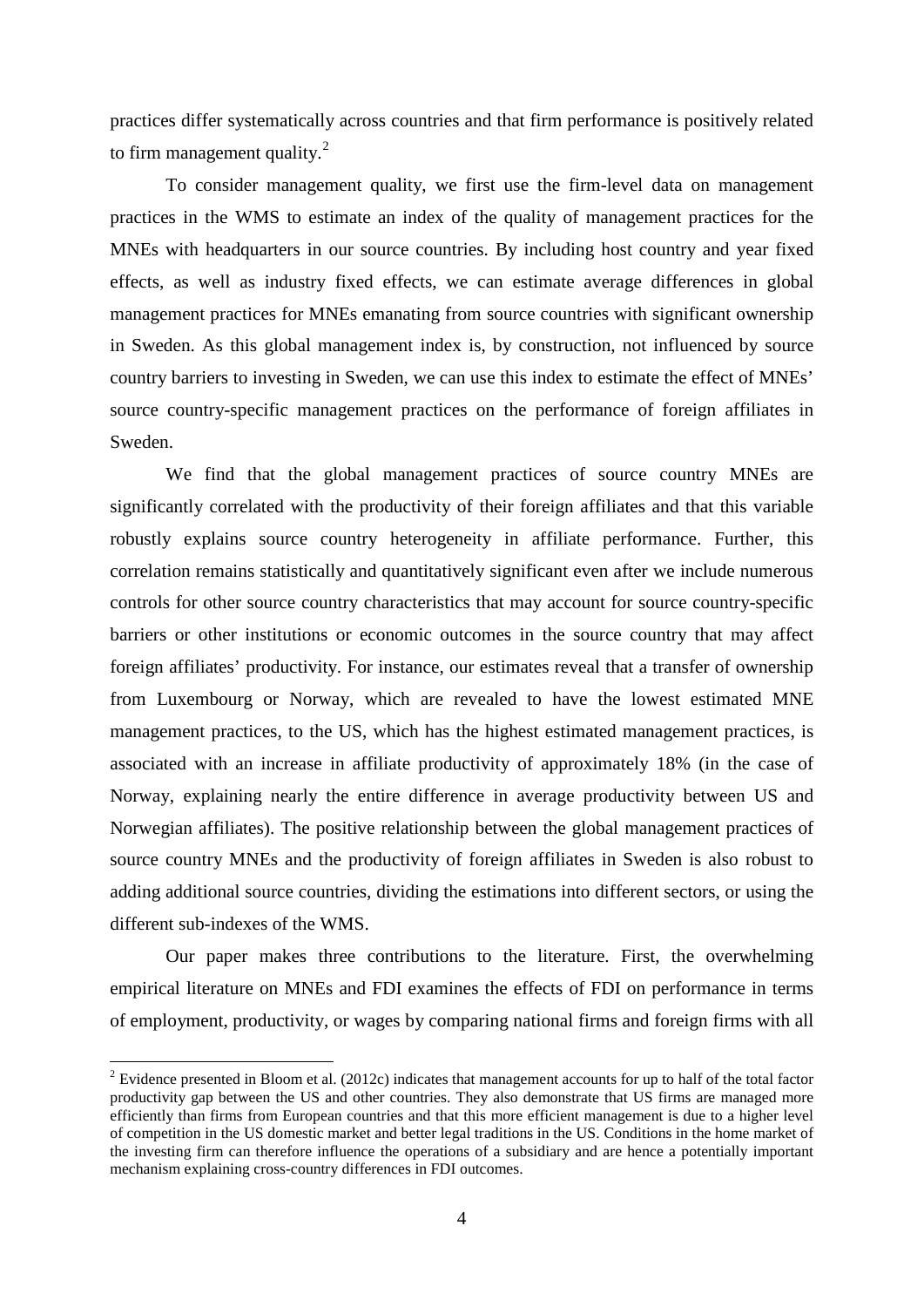practices differ systematically across countries and that firm performance is positively related to firm management quality.[2]

To consider management quality, we first use the firm-level data on management practices in the WMS to estimate an index of the quality of management practices for the MNEs with headquarters in our source countries. By including host country and year fixed effects, as well as industry fixed effects, we can estimate average differences in global management practices for MNEs emanating from source countries with significant ownership in Sweden. As this global management index is, by construction, not influenced by source country barriers to investing in Sweden, we can use this index to estimate the effect of MNEs' source country-specific management practices on the performance of foreign affiliates in Sweden.

We find that the global management practices of source country MNEs are significantly correlated with the productivity of their foreign affiliates and that this variable robustly explains source country heterogeneity in affiliate performance. Further, this correlation remains statistically and quantitatively significant even after we include numerous controls for other source country characteristics that may account for source country-specific barriers or other institutions or economic outcomes in the source country that may affect foreign affiliates' productivity. For instance, our estimates reveal that a transfer of ownership from Luxembourg or Norway, which are revealed to have the lowest estimated MNE management practices, to the US, which has the highest estimated management practices, is associated with an increase in affiliate productivity of approximately 18% (in the case of Norway, explaining nearly the entire difference in average productivity between US and Norwegian affiliates). The positive relationship between the global management practices of source country MNEs and the productivity of foreign affiliates in Sweden is also robust to adding additional source countries, dividing the estimations into different sectors, or using the different sub-indexes of the WMS.

Our paper makes three contributions to the literature. First, the overwhelming empirical literature on MNEs and FDI examines the effects of FDI on performance in terms of employment, productivity, or wages by comparing national firms and foreign firms with all

---

[2] Evidence presented in Bloom et al. (2012c) indicates that management accounts for up to half of the total factor productivity gap between the US and other countries. They also demonstrate that US firms are managed more efficiently than firms from European countries and that this more efficient management is due to a higher level of competition in the US domestic market and better legal traditions in the US. Conditions in the home market of the investing firm can therefore influence the operations of a subsidiary and are hence a potentially important mechanism explaining cross-country differences in FDI outcomes.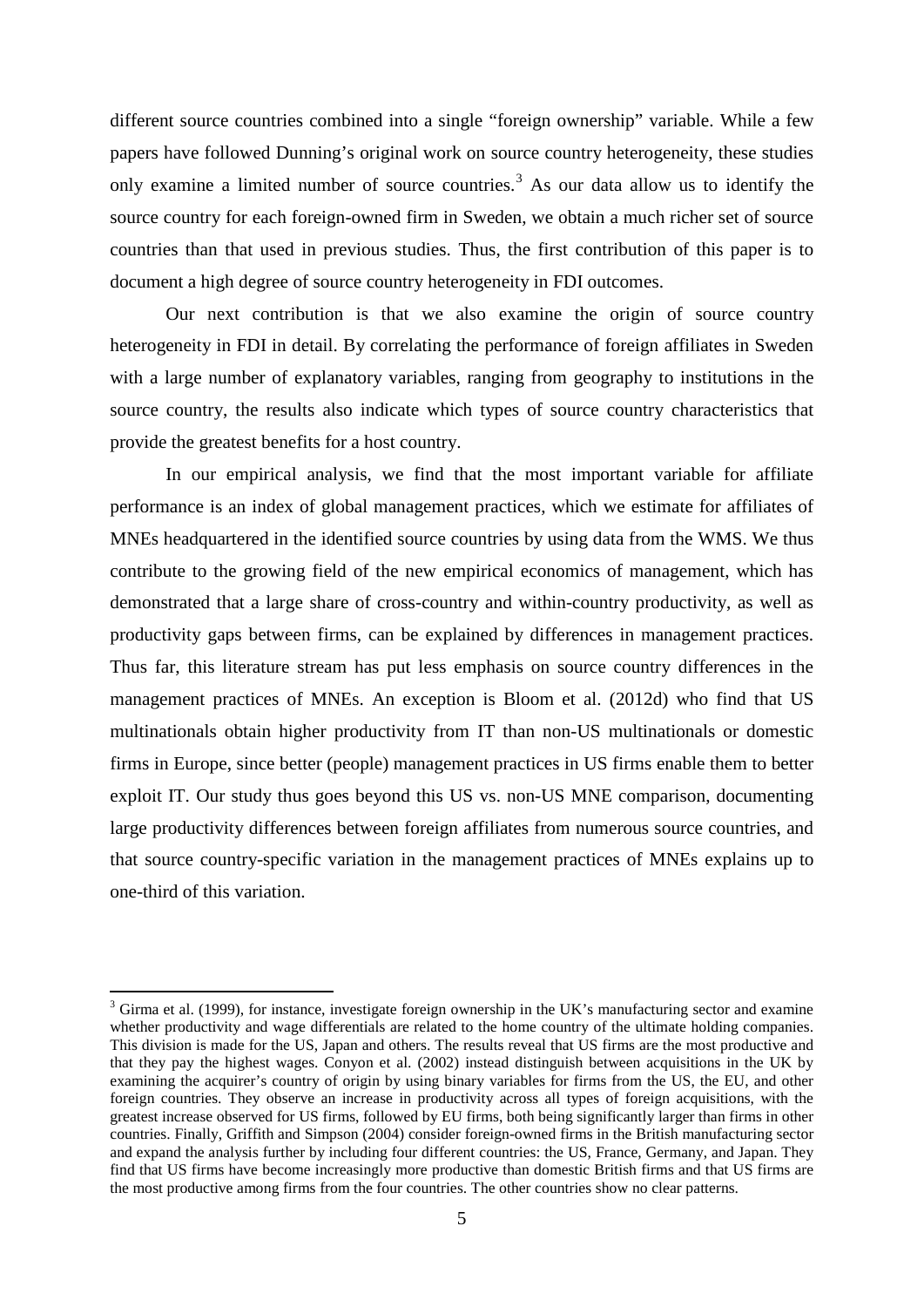different source countries combined into a single "foreign ownership" variable. While a few papers have followed Dunning's original work on source country heterogeneity, these studies only examine a limited number of source countries.[3] As our data allow us to identify the source country for each foreign-owned firm in Sweden, we obtain a much richer set of source countries than that used in previous studies. Thus, the first contribution of this paper is to document a high degree of source country heterogeneity in FDI outcomes.

Our next contribution is that we also examine the origin of source country heterogeneity in FDI in detail. By correlating the performance of foreign affiliates in Sweden with a large number of explanatory variables, ranging from geography to institutions in the source country, the results also indicate which types of source country characteristics that provide the greatest benefits for a host country.

In our empirical analysis, we find that the most important variable for affiliate performance is an index of global management practices, which we estimate for affiliates of MNEs headquartered in the identified source countries by using data from the WMS. We thus contribute to the growing field of the new empirical economics of management, which has demonstrated that a large share of cross-country and within-country productivity, as well as productivity gaps between firms, can be explained by differences in management practices. Thus far, this literature stream has put less emphasis on source country differences in the management practices of MNEs. An exception is Bloom et al. (2012d) who find that US multinationals obtain higher productivity from IT than non-US multinationals or domestic firms in Europe, since better (people) management practices in US firms enable them to better exploit IT. Our study thus goes beyond this US vs. non-US MNE comparison, documenting large productivity differences between foreign affiliates from numerous source countries, and that source country-specific variation in the management practices of MNEs explains up to one-third of this variation.

[3] Girma et al. (1999), for instance, investigate foreign ownership in the UK's manufacturing sector and examine whether productivity and wage differentials are related to the home country of the ultimate holding companies. This division is made for the US, Japan and others. The results reveal that US firms are the most productive and that they pay the highest wages. Conyon et al. (2002) instead distinguish between acquisitions in the UK by examining the acquirer's country of origin by using binary variables for firms from the US, the EU, and other foreign countries. They observe an increase in productivity across all types of foreign acquisitions, with the greatest increase observed for US firms, followed by EU firms, both being significantly larger than firms in other countries. Finally, Griffith and Simpson (2004) consider foreign-owned firms in the British manufacturing sector and expand the analysis further by including four different countries: the US, France, Germany, and Japan. They find that US firms have become increasingly more productive than domestic British firms and that US firms are the most productive among firms from the four countries. The other countries show no clear patterns.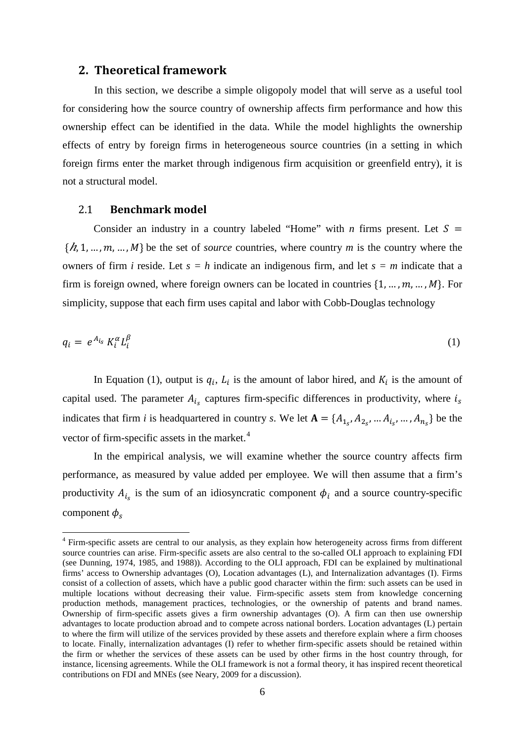## 2. Theoretical framework

In this section, we describe a simple oligopoly model that will serve as a useful tool for considering how the source country of ownership affects firm performance and how this ownership effect can be identified in the data. While the model highlights the ownership effects of entry by foreign firms in heterogeneous source countries (in a setting in which foreign firms enter the market through indigenous firm acquisition or greenfield entry), it is not a structural model.

### 2.1 Benchmark model

Consider an industry in a country labeled "Home" with *n* firms present. Let $S = \{\hbar, 1, \ldots, m, \ldots, M\}$ be the set of *source* countries, where country *m* is the country where the owners of firm *i* reside. Let *s* = *h* indicate an indigenous firm, and let *s* = *m* indicate that a firm is foreign owned, where foreign owners can be located in countries $\{1, \ldots, m, \ldots, M\}$. For simplicity, suppose that each firm uses capital and labor with Cobb-Douglas technology

$$q_i = e^{A_{i_s}} K_i^{\alpha} L_i^{\beta} \tag{1}$$

In Equation (1), output is $q_i$, $L_i$ is the amount of labor hired, and $K_i$ is the amount of capital used. The parameter $A_{i_s}$ captures firm-specific differences in productivity, where $i_s$ indicates that firm *i* is headquartered in country *s*. We let $\mathbf{A} = \{A_{1_s}, A_{2_s}, \ldots A_{i_s}, \ldots, A_{n_s}\}$ be the vector of firm-specific assets in the market.[4]

In the empirical analysis, we will examine whether the source country affects firm performance, as measured by value added per employee. We will then assume that a firm's productivity $A_{i_s}$ is the sum of an idiosyncratic component $\phi_i$ and a source country-specific component $\phi_s$

[4] Firm-specific assets are central to our analysis, as they explain how heterogeneity across firms from different source countries can arise. Firm-specific assets are also central to the so-called OLI approach to explaining FDI (see Dunning, 1974, 1985, and 1988)). According to the OLI approach, FDI can be explained by multinational firms' access to Ownership advantages (O), Location advantages (L), and Internalization advantages (I). Firms consist of a collection of assets, which have a public good character within the firm: such assets can be used in multiple locations without decreasing their value. Firm-specific assets stem from knowledge concerning production methods, management practices, technologies, or the ownership of patents and brand names. Ownership of firm-specific assets gives a firm ownership advantages (O). A firm can then use ownership advantages to locate production abroad and to compete across national borders. Location advantages (L) pertain to where the firm will utilize of the services provided by these assets and therefore explain where a firm chooses to locate. Finally, internalization advantages (I) refer to whether firm-specific assets should be retained within the firm or whether the services of these assets can be used by other firms in the host country through, for instance, licensing agreements. While the OLI framework is not a formal theory, it has inspired recent theoretical contributions on FDI and MNEs (see Neary, 2009 for a discussion).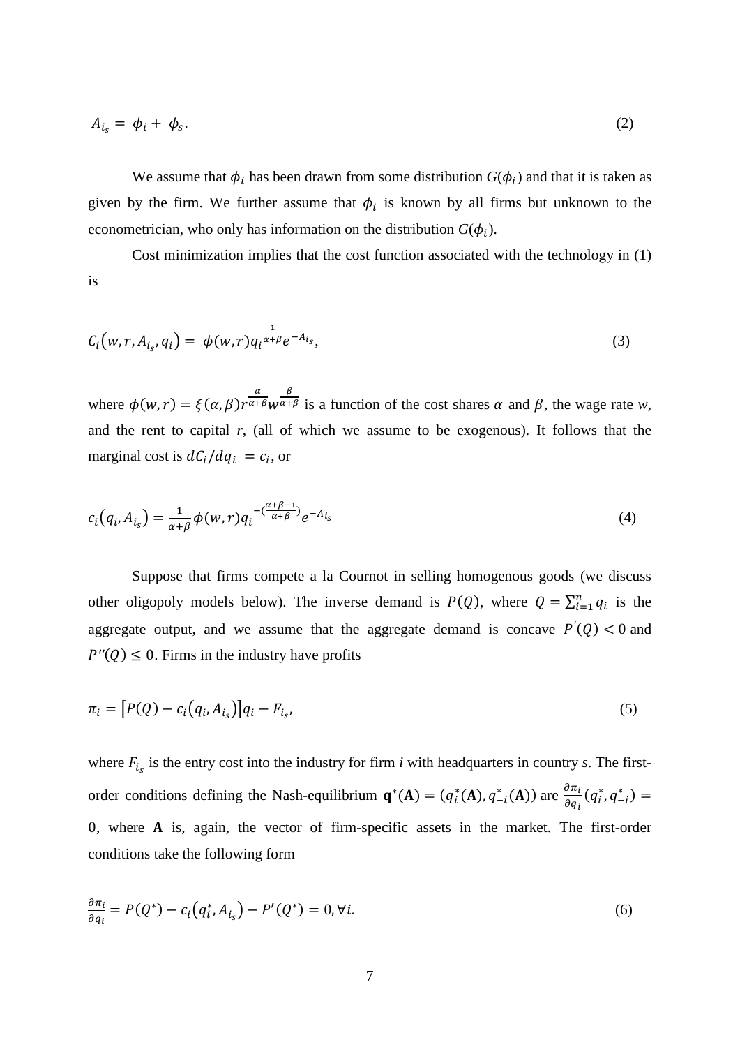$$A_{i_s} = \phi_i + \phi_s. \tag{2}$$

We assume that $\phi_i$ has been drawn from some distribution $G(\phi_i)$ and that it is taken as given by the firm. We further assume that $\phi_i$ is known by all firms but unknown to the econometrician, who only has information on the distribution $G(\phi_i)$.

Cost minimization implies that the cost function associated with the technology in (1) is

$$C_i\left(w, r, A_{i_s}, q_i\right) = \phi(w,r) q_i^{\frac{1}{\alpha+\beta}} e^{-A_{i_s}}, \tag{3}$$

where $\phi(w,r) = \xi(\alpha, \beta) r^{\frac{\alpha}{\alpha+\beta}} w^{\frac{\beta}{\alpha+\beta}}$ is a function of the cost shares $\alpha$ and $\beta$, the wage rate *w*, and the rent to capital *r*, (all of which we assume to be exogenous). It follows that the marginal cost is $dC_i/dq_i = c_i$, or

$$c_i\left(q_i, A_{i_s}\right) = \frac{1}{\alpha+\beta} \phi(w,r) q_i^{-\left(\frac{\alpha+\beta-1}{\alpha+\beta}\right)} e^{-A_{i_s}} \tag{4}$$

Suppose that firms compete a la Cournot in selling homogenous goods (we discuss other oligopoly models below). The inverse demand is $P(Q)$, where $Q = \sum_{i=1}^{n} q_i$ is the aggregate output, and we assume that the aggregate demand is concave $P^{'}(Q) < 0$ and $P''(Q) \leq 0$. Firms in the industry have profits

$$\pi_i = \left[P(Q) - c_i\left(q_i, A_{i_s}\right)\right] q_i - F_{i_s}, \tag{5}$$

where $F_{i_s}$ is the entry cost into the industry for firm *i* with headquarters in country *s*. The first-order conditions defining the Nash-equilibrium $\mathbf{q}^*(\mathbf{A}) = (q_i^*(\mathbf{A}), q_{-i}^*(\mathbf{A}))$ are $\frac{\partial \pi_i}{\partial q_i}(q_i^*, q_{-i}^*) = 0$, where $\mathbf{A}$ is, again, the vector of firm-specific assets in the market. The first-order conditions take the following form

$$\frac{\partial \pi_i}{\partial q_i} = P(Q^*) - c_i\left(q_i^*, A_{i_s}\right) - P'(Q^*) = 0, \forall i. \tag{6}$$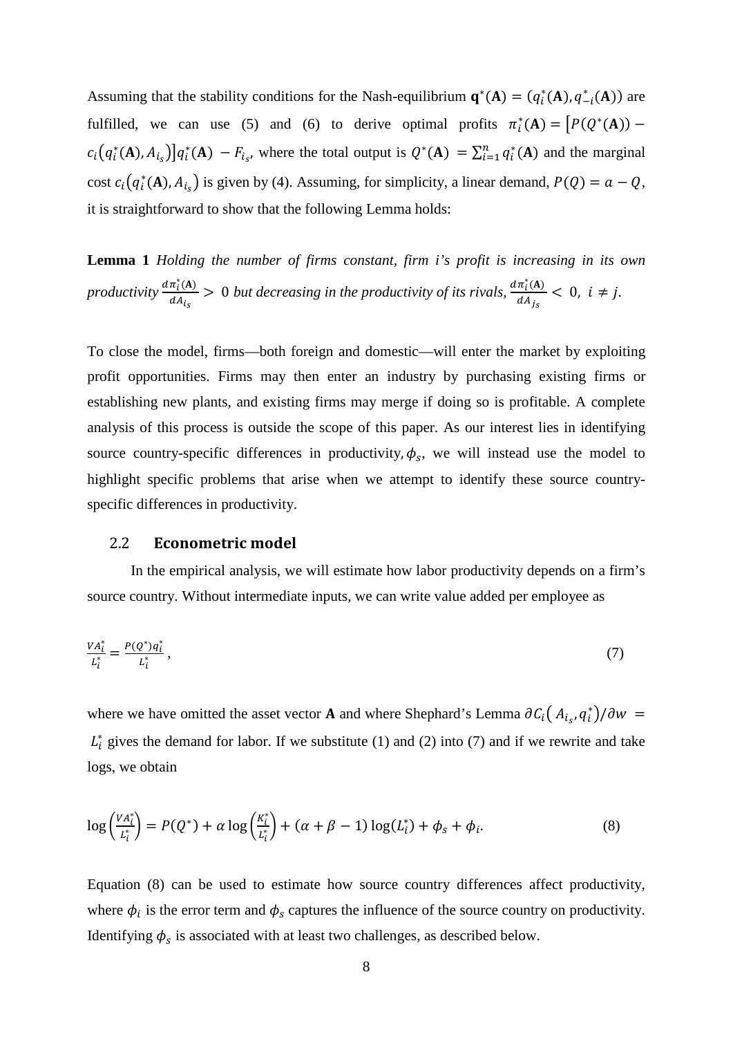Assuming that the stability conditions for the Nash-equilibrium $\mathbf{q}^*(\mathbf{A}) = (q_i^*(\mathbf{A}), q_{-i}^*(\mathbf{A}))$ are fulfilled, we can use (5) and (6) to derive optimal profits $\pi_i^*(\mathbf{A}) = [P(Q^*(\mathbf{A})) - c_i(q_i^*(\mathbf{A}), A_{i_s})]q_i^*(\mathbf{A}) - F_{i_s}$, where the total output is $Q^*(\mathbf{A}) = \sum_{i=1}^{n} q_i^*(\mathbf{A})$ and the marginal cost $c_i(q_i^*(\mathbf{A}), A_{i_s})$ is given by (4). Assuming, for simplicity, a linear demand, $P(Q) = a - Q$, it is straightforward to show that the following Lemma holds:

**Lemma 1** *Holding the number of firms constant, firm i's profit is increasing in its own productivity* $\frac{d\pi_i^*(\mathbf{A})}{dA_{i_s}} > 0$ *but decreasing in the productivity of its rivals,* $\frac{d\pi_i^*(\mathbf{A})}{dA_{j_s}} < 0$, $i \neq j$.

To close the model, firms—both foreign and domestic—will enter the market by exploiting profit opportunities. Firms may then enter an industry by purchasing existing firms or establishing new plants, and existing firms may merge if doing so is profitable. A complete analysis of this process is outside the scope of this paper. As our interest lies in identifying source country-specific differences in productivity, $\phi_s$, we will instead use the model to highlight specific problems that arise when we attempt to identify these source country-specific differences in productivity.

## 2.2 Econometric model

In the empirical analysis, we will estimate how labor productivity depends on a firm's source country. Without intermediate inputs, we can write value added per employee as

$$\frac{VA_i^*}{L_i^*} = \frac{P(Q^*)q_i^*}{L_i^*}, \tag{7}$$

where we have omitted the asset vector **A** and where Shephard's Lemma $\partial C_i(A_{i_s}, q_i^*)/\partial w = L_i^*$ gives the demand for labor. If we substitute (1) and (2) into (7) and if we rewrite and take logs, we obtain

$$\log\left(\frac{VA_i^*}{L_i^*}\right) = P(Q^*) + \alpha \log\left(\frac{K_i^*}{L_i^*}\right) + (\alpha + \beta - 1)\log(L_i^*) + \phi_s + \phi_i. \tag{8}$$

Equation (8) can be used to estimate how source country differences affect productivity, where $\phi_i$ is the error term and $\phi_s$ captures the influence of the source country on productivity. Identifying $\phi_s$ is associated with at least two challenges, as described below.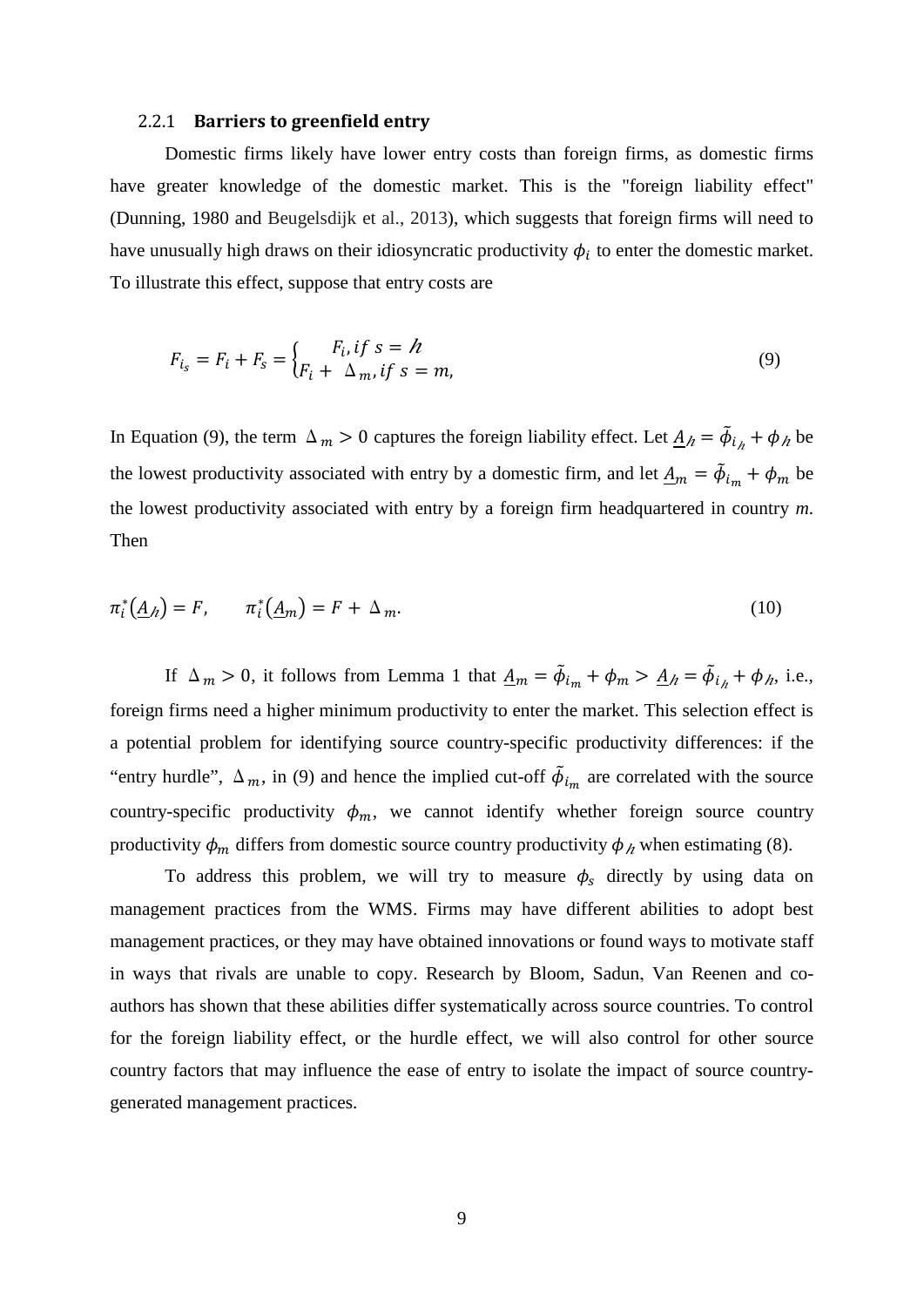### 2.2.1 Barriers to greenfield entry

Domestic firms likely have lower entry costs than foreign firms, as domestic firms have greater knowledge of the domestic market. This is the "foreign liability effect" (Dunning, 1980 and Beugelsdijk et al., 2013), which suggests that foreign firms will need to have unusually high draws on their idiosyncratic productivity $\phi_i$ to enter the domestic market. To illustrate this effect, suppose that entry costs are

$$F_{i_s} = F_i + F_s = \begin{cases} F_i, if\ s = \hbar \\ F_i + \ \Delta_m, if\ s = m, \end{cases} \tag{9}$$

In Equation (9), the term $\Delta_m > 0$ captures the foreign liability effect. Let $\underline{A}_\hbar = \tilde{\phi}_{i_\hbar} + \phi_\hbar$ be the lowest productivity associated with entry by a domestic firm, and let $\underline{A}_m = \tilde{\phi}_{i_m} + \phi_m$ be the lowest productivity associated with entry by a foreign firm headquartered in country *m*. Then

$$\pi_i^*(\underline{A}_\hbar) = F, \qquad \pi_i^*(\underline{A}_m) = F + \Delta_m. \tag{10}$$

If $\Delta_m > 0$, it follows from Lemma 1 that $\underline{A}_m = \tilde{\phi}_{i_m} + \phi_m > \underline{A}_\hbar = \tilde{\phi}_{i_\hbar} + \phi_\hbar$, i.e., foreign firms need a higher minimum productivity to enter the market. This selection effect is a potential problem for identifying source country-specific productivity differences: if the "entry hurdle", $\Delta_m$, in (9) and hence the implied cut-off $\tilde{\phi}_{i_m}$ are correlated with the source country-specific productivity $\phi_m$, we cannot identify whether foreign source country productivity $\phi_m$ differs from domestic source country productivity $\phi_\hbar$ when estimating (8).

To address this problem, we will try to measure $\phi_s$ directly by using data on management practices from the WMS. Firms may have different abilities to adopt best management practices, or they may have obtained innovations or found ways to motivate staff in ways that rivals are unable to copy. Research by Bloom, Sadun, Van Reenen and co-authors has shown that these abilities differ systematically across source countries. To control for the foreign liability effect, or the hurdle effect, we will also control for other source country factors that may influence the ease of entry to isolate the impact of source country-generated management practices.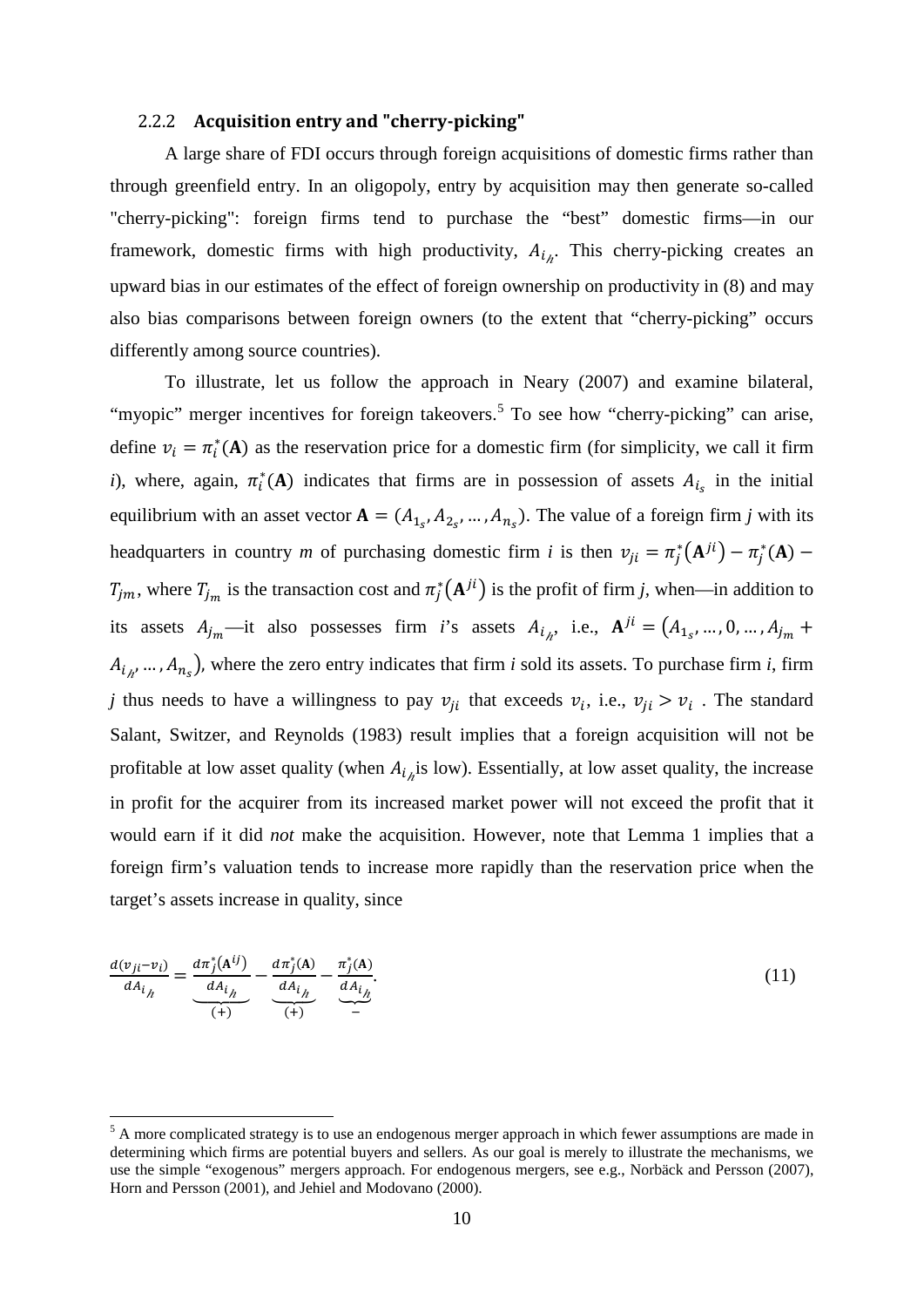### 2.2.2 **Acquisition entry and "cherry-picking"**

A large share of FDI occurs through foreign acquisitions of domestic firms rather than through greenfield entry. In an oligopoly, entry by acquisition may then generate so-called "cherry-picking": foreign firms tend to purchase the "best" domestic firms—in our framework, domestic firms with high productivity, $A_{i_h}$. This cherry-picking creates an upward bias in our estimates of the effect of foreign ownership on productivity in (8) and may also bias comparisons between foreign owners (to the extent that "cherry-picking" occurs differently among source countries).

To illustrate, let us follow the approach in Neary (2007) and examine bilateral, "myopic" merger incentives for foreign takeovers.[5] To see how "cherry-picking" can arise, define $v_i = \pi_i^*(\mathbf{A})$ as the reservation price for a domestic firm (for simplicity, we call it firm *i*), where, again, $\pi_i^*(\mathbf{A})$ indicates that firms are in possession of assets $A_{i_s}$ in the initial equilibrium with an asset vector $\mathbf{A} = (A_{1_s}, A_{2_s}, \ldots, A_{n_s})$. The value of a foreign firm *j* with its headquarters in country *m* of purchasing domestic firm *i* is then $v_{ji} = \pi_j^*(\mathbf{A}^{ji}) - \pi_j^*(\mathbf{A}) - T_{jm}$, where $T_{jm}$ is the transaction cost and $\pi_j^*(\mathbf{A}^{ji})$ is the profit of firm *j*, when—in addition to its assets $A_{j_m}$—it also possesses firm *i*'s assets $A_{i_h}$, i.e., $\mathbf{A}^{ji} = (A_{1_s}, \ldots, 0, \ldots, A_{j_m} + A_{i_h}, \ldots, A_{n_s})$, where the zero entry indicates that firm *i* sold its assets. To purchase firm *i*, firm *j* thus needs to have a willingness to pay $v_{ji}$ that exceeds $v_i$, i.e., $v_{ji} > v_i$ . The standard Salant, Switzer, and Reynolds (1983) result implies that a foreign acquisition will not be profitable at low asset quality (when $A_{i_h}$ is low). Essentially, at low asset quality, the increase in profit for the acquirer from its increased market power will not exceed the profit that it would earn if it did *not* make the acquisition. However, note that Lemma 1 implies that a foreign firm's valuation tends to increase more rapidly than the reservation price when the target's assets increase in quality, since

$$\frac{d(v_{ji}-v_i)}{dA_{i_h}} = \underbrace{\frac{d\pi_j^*(\mathbf{A}^{ij})}{dA_{i_h}}}_{(+)} - \underbrace{\frac{d\pi_j^*(\mathbf{A})}{dA_{i_h}}}_{(+)} - \underbrace{\frac{\pi_j^*(\mathbf{A})}{dA_{i_h}}}_{-}. \tag{11}$$

[5] A more complicated strategy is to use an endogenous merger approach in which fewer assumptions are made in determining which firms are potential buyers and sellers. As our goal is merely to illustrate the mechanisms, we use the simple "exogenous" mergers approach. For endogenous mergers, see e.g., Norbäck and Persson (2007), Horn and Persson (2001), and Jehiel and Modovano (2000).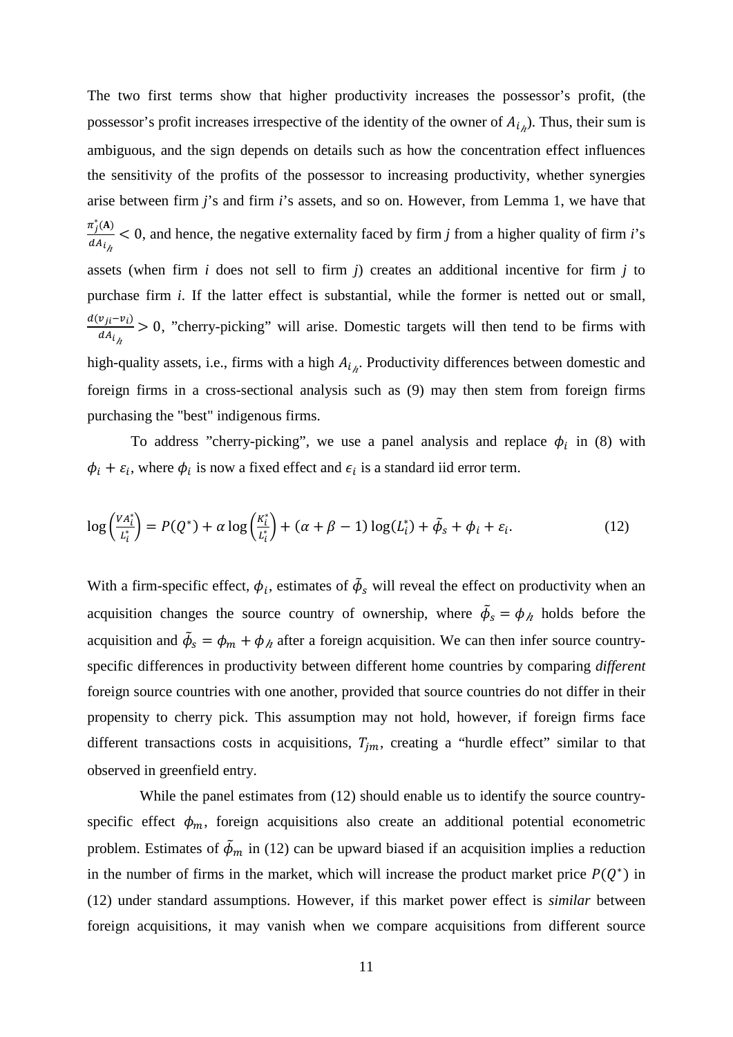The two first terms show that higher productivity increases the possessor's profit, (the possessor's profit increases irrespective of the identity of the owner of $A_{i_{\hbar}}$). Thus, their sum is ambiguous, and the sign depends on details such as how the concentration effect influences the sensitivity of the profits of the possessor to increasing productivity, whether synergies arise between firm *j*'s and firm *i*'s assets, and so on. However, from Lemma 1, we have that $\frac{\pi_j^*(\mathbf{A})}{dA_{i_{\hbar}}} < 0$, and hence, the negative externality faced by firm *j* from a higher quality of firm *i*'s assets (when firm *i* does not sell to firm *j*) creates an additional incentive for firm *j* to purchase firm *i*. If the latter effect is substantial, while the former is netted out or small, $\frac{d(v_{ji} - v_i)}{dA_{i_{\hbar}}} > 0$, "cherry-picking" will arise. Domestic targets will then tend to be firms with high-quality assets, i.e., firms with a high $A_{i_{\hbar}}$. Productivity differences between domestic and foreign firms in a cross-sectional analysis such as (9) may then stem from foreign firms purchasing the "best" indigenous firms.

To address "cherry-picking", we use a panel analysis and replace $\phi_i$ in (8) with $\phi_i + \varepsilon_i$, where $\phi_i$ is now a fixed effect and $\epsilon_i$ is a standard iid error term.

$$\log\left(\frac{VA_i^*}{L_i^*}\right) = P(Q^*) + \alpha \log\left(\frac{K_i^*}{L_i^*}\right) + (\alpha + \beta - 1)\log(L_i^*) + \tilde{\phi}_s + \phi_i + \varepsilon_i. \tag{12}$$

With a firm-specific effect, $\phi_i$, estimates of $\tilde{\phi}_s$ will reveal the effect on productivity when an acquisition changes the source country of ownership, where $\tilde{\phi}_s = \phi_{\hbar}$ holds before the acquisition and $\tilde{\phi}_s = \phi_m + \phi_{\hbar}$ after a foreign acquisition. We can then infer source country-specific differences in productivity between different home countries by comparing *different* foreign source countries with one another, provided that source countries do not differ in their propensity to cherry pick. This assumption may not hold, however, if foreign firms face different transactions costs in acquisitions, $T_{jm}$, creating a "hurdle effect" similar to that observed in greenfield entry.

While the panel estimates from (12) should enable us to identify the source country-specific effect $\phi_m$, foreign acquisitions also create an additional potential econometric problem. Estimates of $\tilde{\phi}_m$ in (12) can be upward biased if an acquisition implies a reduction in the number of firms in the market, which will increase the product market price $P(Q^*)$ in (12) under standard assumptions. However, if this market power effect is *similar* between foreign acquisitions, it may vanish when we compare acquisitions from different source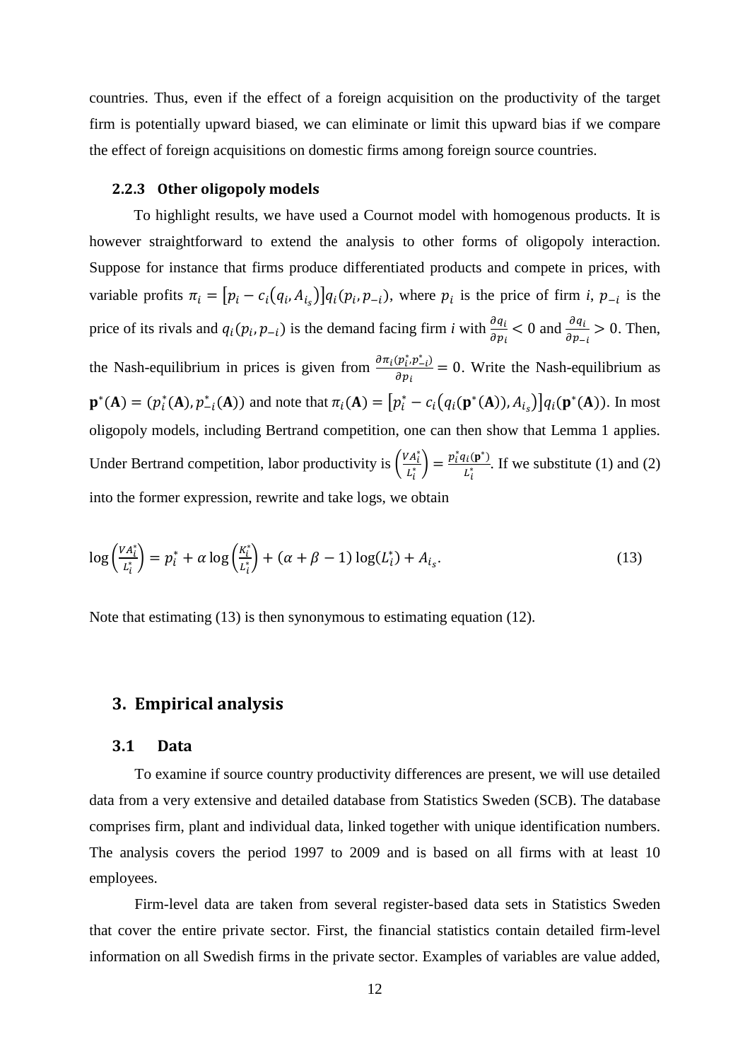countries. Thus, even if the effect of a foreign acquisition on the productivity of the target firm is potentially upward biased, we can eliminate or limit this upward bias if we compare the effect of foreign acquisitions on domestic firms among foreign source countries.

### 2.2.3 Other oligopoly models

To highlight results, we have used a Cournot model with homogenous products. It is however straightforward to extend the analysis to other forms of oligopoly interaction. Suppose for instance that firms produce differentiated products and compete in prices, with variable profits $\pi_i = [p_i - c_i(q_i, A_{i_s})]q_i(p_i, p_{-i})$, where $p_i$ is the price of firm *i*, $p_{-i}$ is the price of its rivals and $q_i(p_i, p_{-i})$ is the demand facing firm *i* with $\frac{\partial q_i}{\partial p_i} < 0$ and $\frac{\partial q_i}{\partial p_{-i}} > 0$. Then, the Nash-equilibrium in prices is given from $\frac{\partial \pi_i(p_i^*, p_{-i}^*)}{\partial p_i} = 0$. Write the Nash-equilibrium as $\mathbf{p}^*(\mathbf{A}) = (p_i^*(\mathbf{A}), p_{-i}^*(\mathbf{A}))$ and note that $\pi_i(\mathbf{A}) = [p_i^* - c_i(q_i(\mathbf{p}^*(\mathbf{A})), A_{i_s})]q_i(\mathbf{p}^*(\mathbf{A}))$. In most oligopoly models, including Bertrand competition, one can then show that Lemma 1 applies. Under Bertrand competition, labor productivity is $\left(\frac{VA_i^*}{L_i^*}\right) = \frac{p_i^* q_i(\mathbf{p}^*)}{L_i^*}$. If we substitute (1) and (2) into the former expression, rewrite and take logs, we obtain

$$\log\left(\frac{VA_i^*}{L_i^*}\right) = p_i^* + \alpha \log\left(\frac{K_i^*}{L_i^*}\right) + (\alpha + \beta - 1)\log(L_i^*) + A_{i_s}. \tag{13}$$

Note that estimating (13) is then synonymous to estimating equation (12).

## 3. Empirical analysis

### 3.1 Data

To examine if source country productivity differences are present, we will use detailed data from a very extensive and detailed database from Statistics Sweden (SCB). The database comprises firm, plant and individual data, linked together with unique identification numbers. The analysis covers the period 1997 to 2009 and is based on all firms with at least 10 employees.

Firm-level data are taken from several register-based data sets in Statistics Sweden that cover the entire private sector. First, the financial statistics contain detailed firm-level information on all Swedish firms in the private sector. Examples of variables are value added,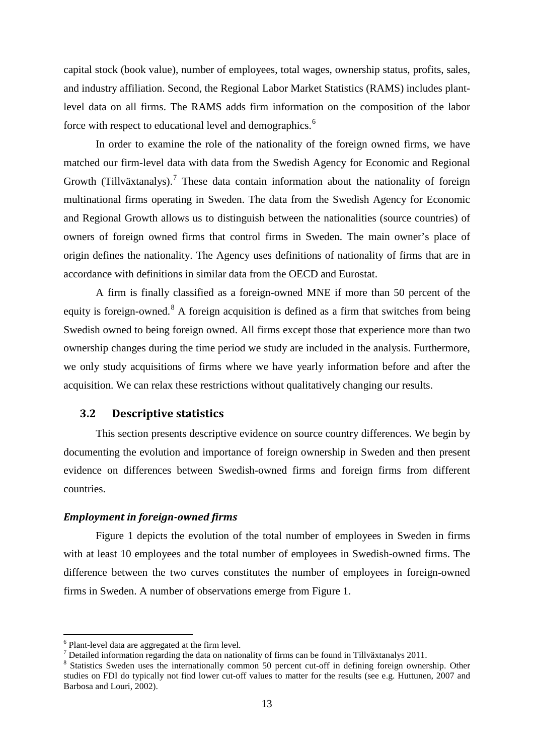capital stock (book value), number of employees, total wages, ownership status, profits, sales, and industry affiliation. Second, the Regional Labor Market Statistics (RAMS) includes plant-level data on all firms. The RAMS adds firm information on the composition of the labor force with respect to educational level and demographics.[6]

In order to examine the role of the nationality of the foreign owned firms, we have matched our firm-level data with data from the Swedish Agency for Economic and Regional Growth (Tillväxtanalys).[7] These data contain information about the nationality of foreign multinational firms operating in Sweden. The data from the Swedish Agency for Economic and Regional Growth allows us to distinguish between the nationalities (source countries) of owners of foreign owned firms that control firms in Sweden. The main owner's place of origin defines the nationality. The Agency uses definitions of nationality of firms that are in accordance with definitions in similar data from the OECD and Eurostat.

A firm is finally classified as a foreign-owned MNE if more than 50 percent of the equity is foreign-owned.[8] A foreign acquisition is defined as a firm that switches from being Swedish owned to being foreign owned. All firms except those that experience more than two ownership changes during the time period we study are included in the analysis. Furthermore, we only study acquisitions of firms where we have yearly information before and after the acquisition. We can relax these restrictions without qualitatively changing our results.

## 3.2 Descriptive statistics

This section presents descriptive evidence on source country differences. We begin by documenting the evolution and importance of foreign ownership in Sweden and then present evidence on differences between Swedish-owned firms and foreign firms from different countries.

### *Employment in foreign-owned firms*

Figure 1 depicts the evolution of the total number of employees in Sweden in firms with at least 10 employees and the total number of employees in Swedish-owned firms. The difference between the two curves constitutes the number of employees in foreign-owned firms in Sweden. A number of observations emerge from Figure 1.

---

[6] Plant-level data are aggregated at the firm level.

[7] Detailed information regarding the data on nationality of firms can be found in Tillväxtanalys 2011.

[8] Statistics Sweden uses the internationally common 50 percent cut-off in defining foreign ownership. Other studies on FDI do typically not find lower cut-off values to matter for the results (see e.g. Huttunen, 2007 and Barbosa and Louri, 2002).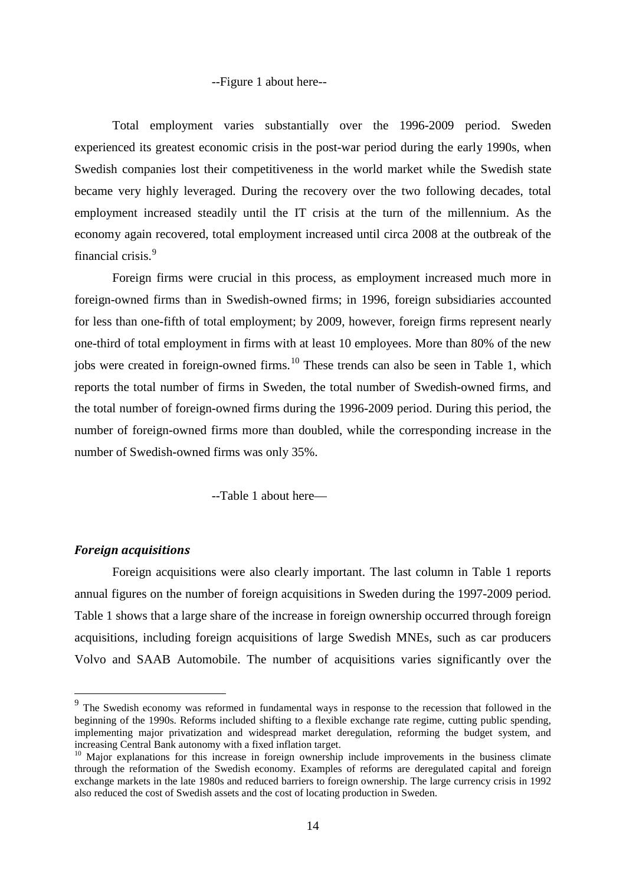--Figure 1 about here--

Total employment varies substantially over the 1996-2009 period. Sweden experienced its greatest economic crisis in the post-war period during the early 1990s, when Swedish companies lost their competitiveness in the world market while the Swedish state became very highly leveraged. During the recovery over the two following decades, total employment increased steadily until the IT crisis at the turn of the millennium. As the economy again recovered, total employment increased until circa 2008 at the outbreak of the financial crisis.[9]

Foreign firms were crucial in this process, as employment increased much more in foreign-owned firms than in Swedish-owned firms; in 1996, foreign subsidiaries accounted for less than one-fifth of total employment; by 2009, however, foreign firms represent nearly one-third of total employment in firms with at least 10 employees. More than 80% of the new jobs were created in foreign-owned firms.[10] These trends can also be seen in Table 1, which reports the total number of firms in Sweden, the total number of Swedish-owned firms, and the total number of foreign-owned firms during the 1996-2009 period. During this period, the number of foreign-owned firms more than doubled, while the corresponding increase in the number of Swedish-owned firms was only 35%.

--Table 1 about here—

### *Foreign acquisitions*

Foreign acquisitions were also clearly important. The last column in Table 1 reports annual figures on the number of foreign acquisitions in Sweden during the 1997-2009 period. Table 1 shows that a large share of the increase in foreign ownership occurred through foreign acquisitions, including foreign acquisitions of large Swedish MNEs, such as car producers Volvo and SAAB Automobile. The number of acquisitions varies significantly over the

---

[9] The Swedish economy was reformed in fundamental ways in response to the recession that followed in the beginning of the 1990s. Reforms included shifting to a flexible exchange rate regime, cutting public spending, implementing major privatization and widespread market deregulation, reforming the budget system, and increasing Central Bank autonomy with a fixed inflation target.

[10] Major explanations for this increase in foreign ownership include improvements in the business climate through the reformation of the Swedish economy. Examples of reforms are deregulated capital and foreign exchange markets in the late 1980s and reduced barriers to foreign ownership. The large currency crisis in 1992 also reduced the cost of Swedish assets and the cost of locating production in Sweden.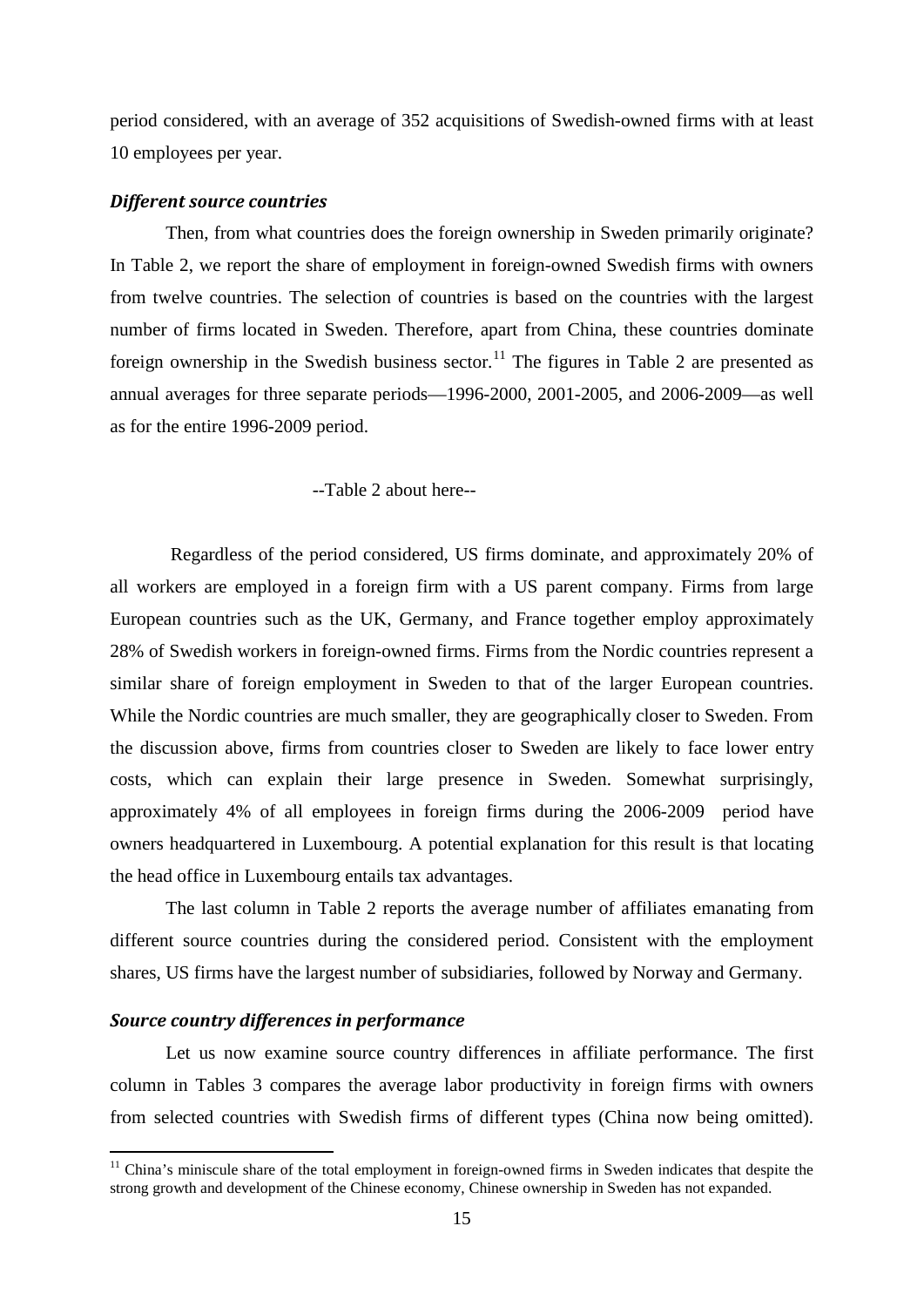period considered, with an average of 352 acquisitions of Swedish-owned firms with at least 10 employees per year.

### *Different source countries*

Then, from what countries does the foreign ownership in Sweden primarily originate? In Table 2, we report the share of employment in foreign-owned Swedish firms with owners from twelve countries. The selection of countries is based on the countries with the largest number of firms located in Sweden. Therefore, apart from China, these countries dominate foreign ownership in the Swedish business sector.[11] The figures in Table 2 are presented as annual averages for three separate periods—1996-2000, 2001-2005, and 2006-2009—as well as for the entire 1996-2009 period.

--Table 2 about here--

Regardless of the period considered, US firms dominate, and approximately 20% of all workers are employed in a foreign firm with a US parent company. Firms from large European countries such as the UK, Germany, and France together employ approximately 28% of Swedish workers in foreign-owned firms. Firms from the Nordic countries represent a similar share of foreign employment in Sweden to that of the larger European countries. While the Nordic countries are much smaller, they are geographically closer to Sweden. From the discussion above, firms from countries closer to Sweden are likely to face lower entry costs, which can explain their large presence in Sweden. Somewhat surprisingly, approximately 4% of all employees in foreign firms during the 2006-2009 period have owners headquartered in Luxembourg. A potential explanation for this result is that locating the head office in Luxembourg entails tax advantages.

The last column in Table 2 reports the average number of affiliates emanating from different source countries during the considered period. Consistent with the employment shares, US firms have the largest number of subsidiaries, followed by Norway and Germany.

### *Source country differences in performance*

Let us now examine source country differences in affiliate performance. The first column in Tables 3 compares the average labor productivity in foreign firms with owners from selected countries with Swedish firms of different types (China now being omitted).

[11] China's miniscule share of the total employment in foreign-owned firms in Sweden indicates that despite the strong growth and development of the Chinese economy, Chinese ownership in Sweden has not expanded.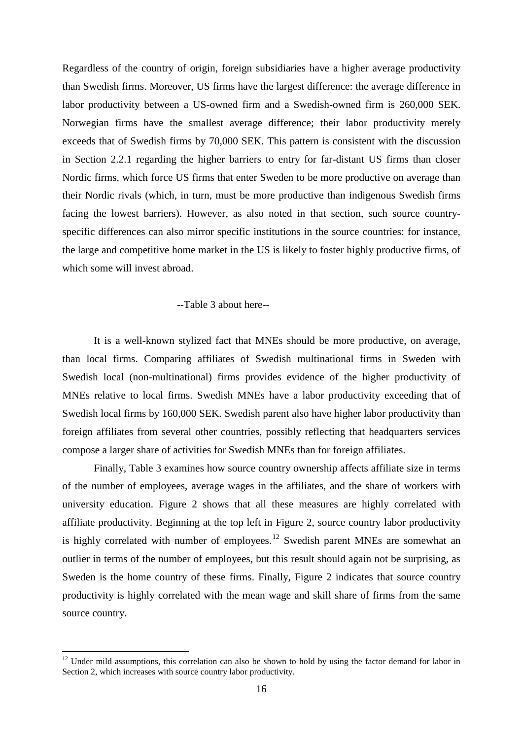Regardless of the country of origin, foreign subsidiaries have a higher average productivity than Swedish firms. Moreover, US firms have the largest difference: the average difference in labor productivity between a US-owned firm and a Swedish-owned firm is 260,000 SEK. Norwegian firms have the smallest average difference; their labor productivity merely exceeds that of Swedish firms by 70,000 SEK. This pattern is consistent with the discussion in Section 2.2.1 regarding the higher barriers to entry for far-distant US firms than closer Nordic firms, which force US firms that enter Sweden to be more productive on average than their Nordic rivals (which, in turn, must be more productive than indigenous Swedish firms facing the lowest barriers). However, as also noted in that section, such source country-specific differences can also mirror specific institutions in the source countries: for instance, the large and competitive home market in the US is likely to foster highly productive firms, of which some will invest abroad.

--Table 3 about here--

It is a well-known stylized fact that MNEs should be more productive, on average, than local firms. Comparing affiliates of Swedish multinational firms in Sweden with Swedish local (non-multinational) firms provides evidence of the higher productivity of MNEs relative to local firms. Swedish MNEs have a labor productivity exceeding that of Swedish local firms by 160,000 SEK. Swedish parent also have higher labor productivity than foreign affiliates from several other countries, possibly reflecting that headquarters services compose a larger share of activities for Swedish MNEs than for foreign affiliates.

Finally, Table 3 examines how source country ownership affects affiliate size in terms of the number of employees, average wages in the affiliates, and the share of workers with university education. Figure 2 shows that all these measures are highly correlated with affiliate productivity. Beginning at the top left in Figure 2, source country labor productivity is highly correlated with number of employees.[12] Swedish parent MNEs are somewhat an outlier in terms of the number of employees, but this result should again not be surprising, as Sweden is the home country of these firms. Finally, Figure 2 indicates that source country productivity is highly correlated with the mean wage and skill share of firms from the same source country.

[12] Under mild assumptions, this correlation can also be shown to hold by using the factor demand for labor in Section 2, which increases with source country labor productivity.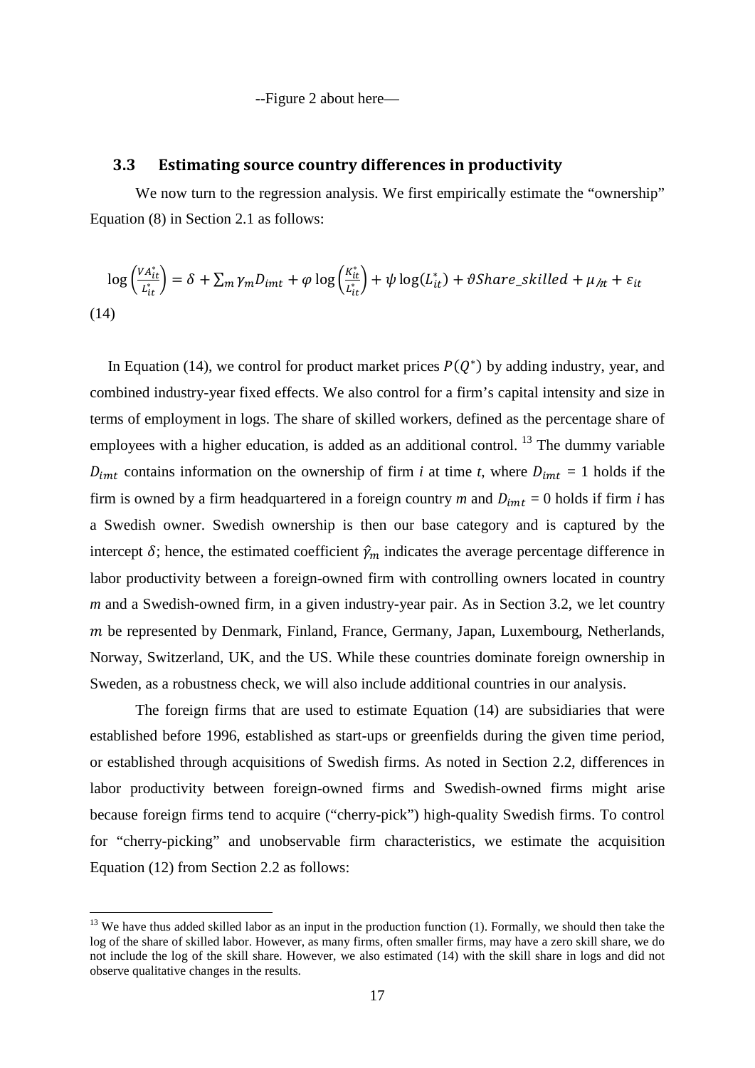--Figure 2 about here—

### 3.3 Estimating source country differences in productivity

We now turn to the regression analysis. We first empirically estimate the "ownership" Equation (8) in Section 2.1 as follows:

$$\log\left(\frac{VA_{it}^{*}}{L_{it}^{*}}\right) = \delta + \sum_{m} \gamma_m D_{imt} + \varphi \log\left(\frac{K_{it}^{*}}{L_{it}^{*}}\right) + \psi \log(L_{it}^{*}) + \vartheta Share\_skilled + \mu_{jt} + \varepsilon_{it} \quad (14)$$

In Equation (14), we control for product market prices $P(Q^{*})$ by adding industry, year, and combined industry-year fixed effects. We also control for a firm's capital intensity and size in terms of employment in logs. The share of skilled workers, defined as the percentage share of employees with a higher education, is added as an additional control. [13] The dummy variable $D_{imt}$ contains information on the ownership of firm *i* at time *t*, where $D_{imt}$ = 1 holds if the firm is owned by a firm headquartered in a foreign country *m* and $D_{imt}$ = 0 holds if firm *i* has a Swedish owner. Swedish ownership is then our base category and is captured by the intercept $\delta$; hence, the estimated coefficient $\hat{\gamma}_m$ indicates the average percentage difference in labor productivity between a foreign-owned firm with controlling owners located in country *m* and a Swedish-owned firm, in a given industry-year pair. As in Section 3.2, we let country $m$ be represented by Denmark, Finland, France, Germany, Japan, Luxembourg, Netherlands, Norway, Switzerland, UK, and the US. While these countries dominate foreign ownership in Sweden, as a robustness check, we will also include additional countries in our analysis.

The foreign firms that are used to estimate Equation (14) are subsidiaries that were established before 1996, established as start-ups or greenfields during the given time period, or established through acquisitions of Swedish firms. As noted in Section 2.2, differences in labor productivity between foreign-owned firms and Swedish-owned firms might arise because foreign firms tend to acquire ("cherry-pick") high-quality Swedish firms. To control for "cherry-picking" and unobservable firm characteristics, we estimate the acquisition Equation (12) from Section 2.2 as follows:

[13] We have thus added skilled labor as an input in the production function (1). Formally, we should then take the log of the share of skilled labor. However, as many firms, often smaller firms, may have a zero skill share, we do not include the log of the skill share. However, we also estimated (14) with the skill share in logs and did not observe qualitative changes in the results.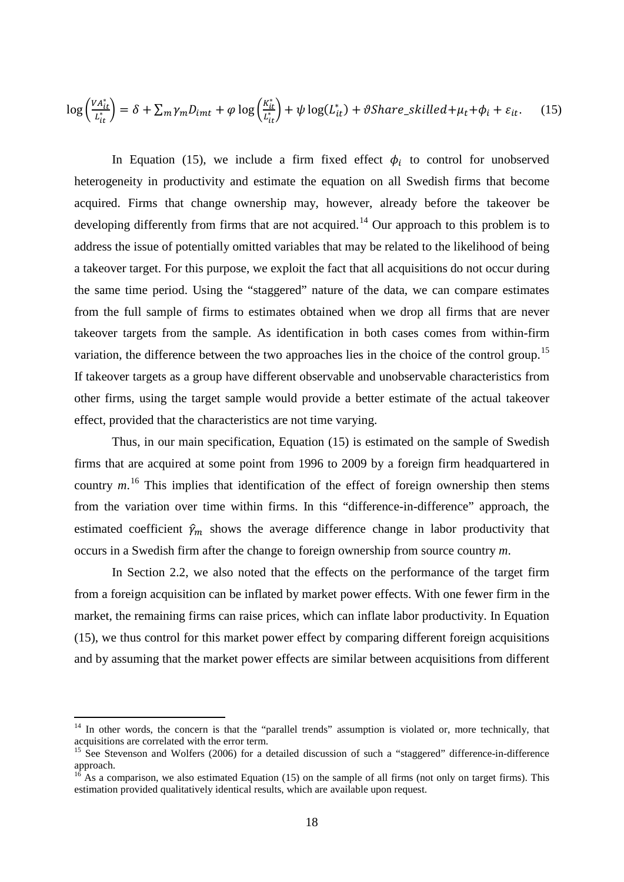$$\log\left(\frac{VA_{it}^{*}}{L_{it}^{*}}\right) = \delta + \sum_{m}\gamma_{m}D_{imt} + \varphi\log\left(\frac{K_{it}^{*}}{L_{it}^{*}}\right) + \psi\log(L_{it}^{*}) + \vartheta Share\_skilled + \mu_{t} + \phi_{i} + \varepsilon_{it}. \quad (15)$$

In Equation (15), we include a firm fixed effect $\phi_i$ to control for unobserved heterogeneity in productivity and estimate the equation on all Swedish firms that become acquired. Firms that change ownership may, however, already before the takeover be developing differently from firms that are not acquired.[14] Our approach to this problem is to address the issue of potentially omitted variables that may be related to the likelihood of being a takeover target. For this purpose, we exploit the fact that all acquisitions do not occur during the same time period. Using the "staggered" nature of the data, we can compare estimates from the full sample of firms to estimates obtained when we drop all firms that are never takeover targets from the sample. As identification in both cases comes from within-firm variation, the difference between the two approaches lies in the choice of the control group.[15] If takeover targets as a group have different observable and unobservable characteristics from other firms, using the target sample would provide a better estimate of the actual takeover effect, provided that the characteristics are not time varying.

Thus, in our main specification, Equation (15) is estimated on the sample of Swedish firms that are acquired at some point from 1996 to 2009 by a foreign firm headquartered in country *m*.[16] This implies that identification of the effect of foreign ownership then stems from the variation over time within firms. In this "difference-in-difference" approach, the estimated coefficient $\hat{\gamma}_m$ shows the average difference change in labor productivity that occurs in a Swedish firm after the change to foreign ownership from source country *m*.

In Section 2.2, we also noted that the effects on the performance of the target firm from a foreign acquisition can be inflated by market power effects. With one fewer firm in the market, the remaining firms can raise prices, which can inflate labor productivity. In Equation (15), we thus control for this market power effect by comparing different foreign acquisitions and by assuming that the market power effects are similar between acquisitions from different

---

[14] In other words, the concern is that the "parallel trends" assumption is violated or, more technically, that acquisitions are correlated with the error term.

[15] See Stevenson and Wolfers (2006) for a detailed discussion of such a "staggered" difference-in-difference approach.

[16] As a comparison, we also estimated Equation (15) on the sample of all firms (not only on target firms). This estimation provided qualitatively identical results, which are available upon request.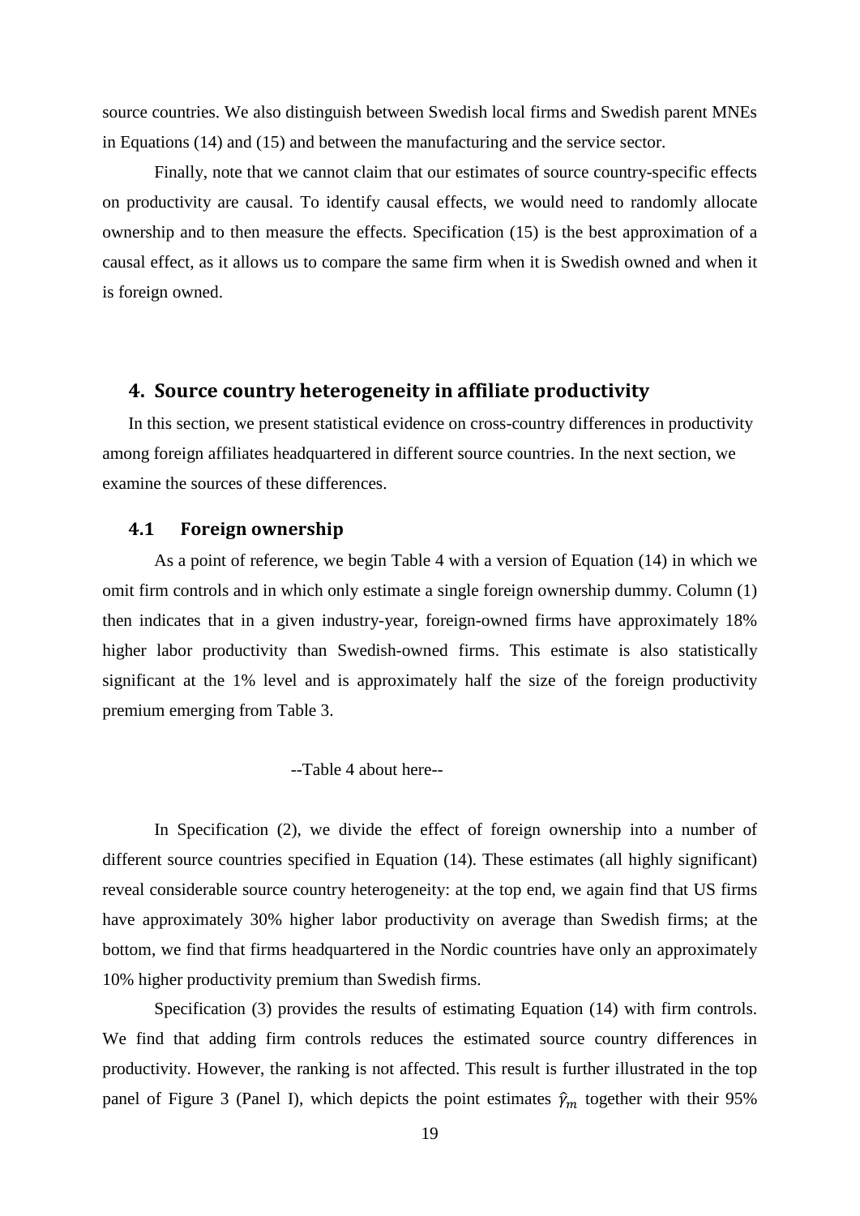source countries. We also distinguish between Swedish local firms and Swedish parent MNEs in Equations (14) and (15) and between the manufacturing and the service sector.

Finally, note that we cannot claim that our estimates of source country-specific effects on productivity are causal. To identify causal effects, we would need to randomly allocate ownership and to then measure the effects. Specification (15) is the best approximation of a causal effect, as it allows us to compare the same firm when it is Swedish owned and when it is foreign owned.

## 4. Source country heterogeneity in affiliate productivity

In this section, we present statistical evidence on cross-country differences in productivity among foreign affiliates headquartered in different source countries. In the next section, we examine the sources of these differences.

### 4.1 Foreign ownership

As a point of reference, we begin Table 4 with a version of Equation (14) in which we omit firm controls and in which only estimate a single foreign ownership dummy. Column (1) then indicates that in a given industry-year, foreign-owned firms have approximately 18% higher labor productivity than Swedish-owned firms. This estimate is also statistically significant at the 1% level and is approximately half the size of the foreign productivity premium emerging from Table 3.

--Table 4 about here--

In Specification (2), we divide the effect of foreign ownership into a number of different source countries specified in Equation (14). These estimates (all highly significant) reveal considerable source country heterogeneity: at the top end, we again find that US firms have approximately 30% higher labor productivity on average than Swedish firms; at the bottom, we find that firms headquartered in the Nordic countries have only an approximately 10% higher productivity premium than Swedish firms.

Specification (3) provides the results of estimating Equation (14) with firm controls. We find that adding firm controls reduces the estimated source country differences in productivity. However, the ranking is not affected. This result is further illustrated in the top panel of Figure 3 (Panel I), which depicts the point estimates $\hat{\gamma}_m$ together with their 95%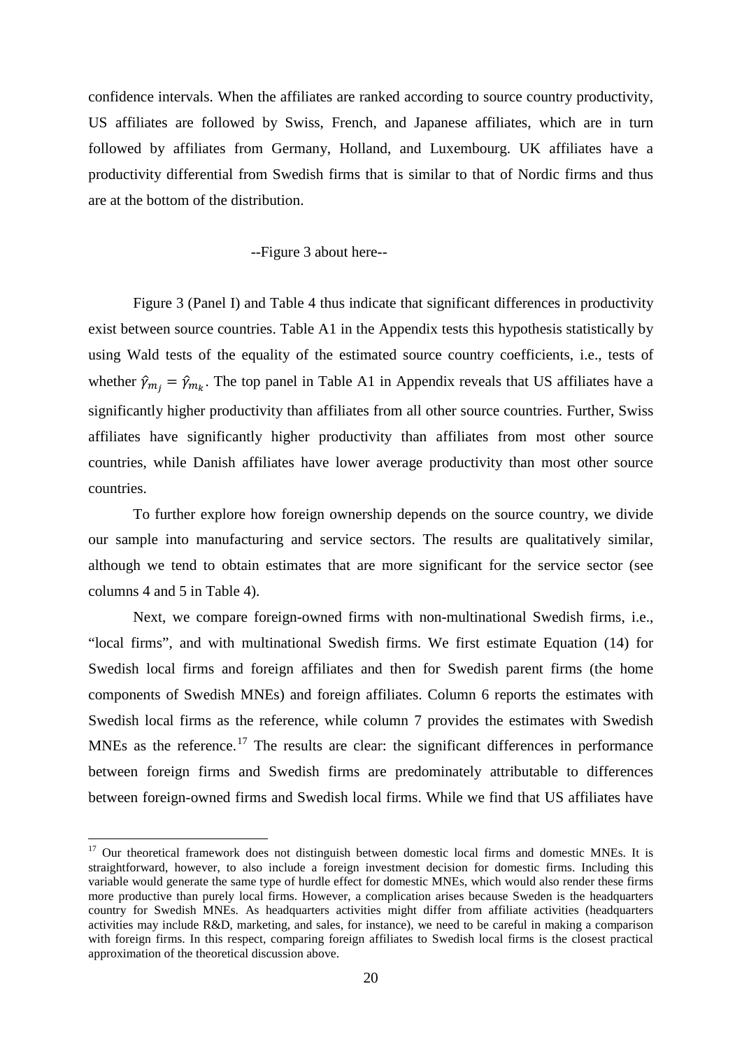confidence intervals. When the affiliates are ranked according to source country productivity, US affiliates are followed by Swiss, French, and Japanese affiliates, which are in turn followed by affiliates from Germany, Holland, and Luxembourg. UK affiliates have a productivity differential from Swedish firms that is similar to that of Nordic firms and thus are at the bottom of the distribution.

--Figure 3 about here--

Figure 3 (Panel I) and Table 4 thus indicate that significant differences in productivity exist between source countries. Table A1 in the Appendix tests this hypothesis statistically by using Wald tests of the equality of the estimated source country coefficients, i.e., tests of whether $\hat{\gamma}_{m_j} = \hat{\gamma}_{m_k}$. The top panel in Table A1 in Appendix reveals that US affiliates have a significantly higher productivity than affiliates from all other source countries. Further, Swiss affiliates have significantly higher productivity than affiliates from most other source countries, while Danish affiliates have lower average productivity than most other source countries.

To further explore how foreign ownership depends on the source country, we divide our sample into manufacturing and service sectors. The results are qualitatively similar, although we tend to obtain estimates that are more significant for the service sector (see columns 4 and 5 in Table 4).

Next, we compare foreign-owned firms with non-multinational Swedish firms, i.e., "local firms", and with multinational Swedish firms. We first estimate Equation (14) for Swedish local firms and foreign affiliates and then for Swedish parent firms (the home components of Swedish MNEs) and foreign affiliates. Column 6 reports the estimates with Swedish local firms as the reference, while column 7 provides the estimates with Swedish MNEs as the reference.[17] The results are clear: the significant differences in performance between foreign firms and Swedish firms are predominately attributable to differences between foreign-owned firms and Swedish local firms. While we find that US affiliates have

[17] Our theoretical framework does not distinguish between domestic local firms and domestic MNEs. It is straightforward, however, to also include a foreign investment decision for domestic firms. Including this variable would generate the same type of hurdle effect for domestic MNEs, which would also render these firms more productive than purely local firms. However, a complication arises because Sweden is the headquarters country for Swedish MNEs. As headquarters activities might differ from affiliate activities (headquarters activities may include R&D, marketing, and sales, for instance), we need to be careful in making a comparison with foreign firms. In this respect, comparing foreign affiliates to Swedish local firms is the closest practical approximation of the theoretical discussion above.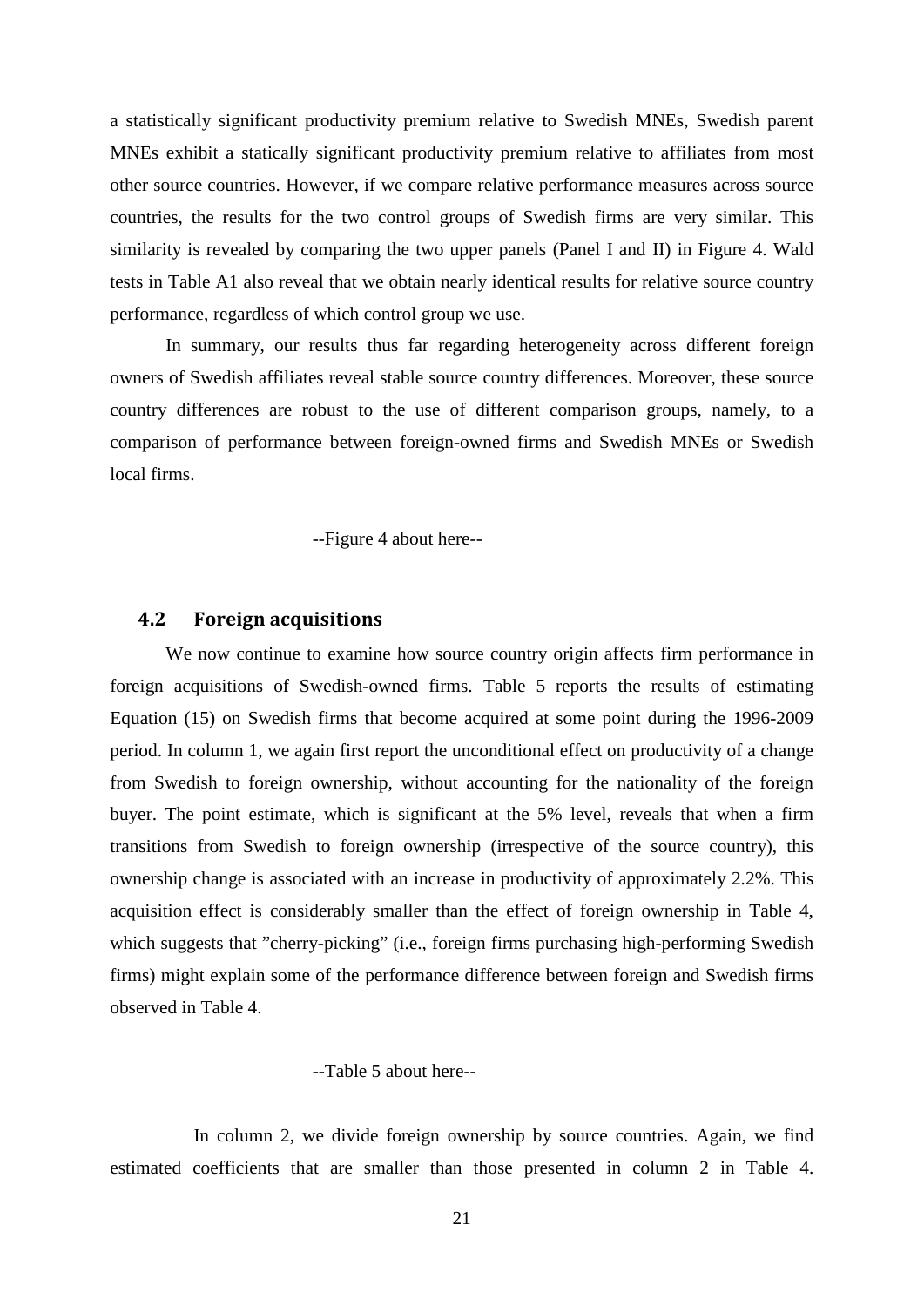a statistically significant productivity premium relative to Swedish MNEs, Swedish parent MNEs exhibit a statically significant productivity premium relative to affiliates from most other source countries. However, if we compare relative performance measures across source countries, the results for the two control groups of Swedish firms are very similar. This similarity is revealed by comparing the two upper panels (Panel I and II) in Figure 4. Wald tests in Table A1 also reveal that we obtain nearly identical results for relative source country performance, regardless of which control group we use.

In summary, our results thus far regarding heterogeneity across different foreign owners of Swedish affiliates reveal stable source country differences. Moreover, these source country differences are robust to the use of different comparison groups, namely, to a comparison of performance between foreign-owned firms and Swedish MNEs or Swedish local firms.

--Figure 4 about here--

### 4.2 Foreign acquisitions

We now continue to examine how source country origin affects firm performance in foreign acquisitions of Swedish-owned firms. Table 5 reports the results of estimating Equation (15) on Swedish firms that become acquired at some point during the 1996-2009 period. In column 1, we again first report the unconditional effect on productivity of a change from Swedish to foreign ownership, without accounting for the nationality of the foreign buyer. The point estimate, which is significant at the 5% level, reveals that when a firm transitions from Swedish to foreign ownership (irrespective of the source country), this ownership change is associated with an increase in productivity of approximately 2.2%. This acquisition effect is considerably smaller than the effect of foreign ownership in Table 4, which suggests that "cherry-picking" (i.e., foreign firms purchasing high-performing Swedish firms) might explain some of the performance difference between foreign and Swedish firms observed in Table 4.

--Table 5 about here--

In column 2, we divide foreign ownership by source countries. Again, we find estimated coefficients that are smaller than those presented in column 2 in Table 4.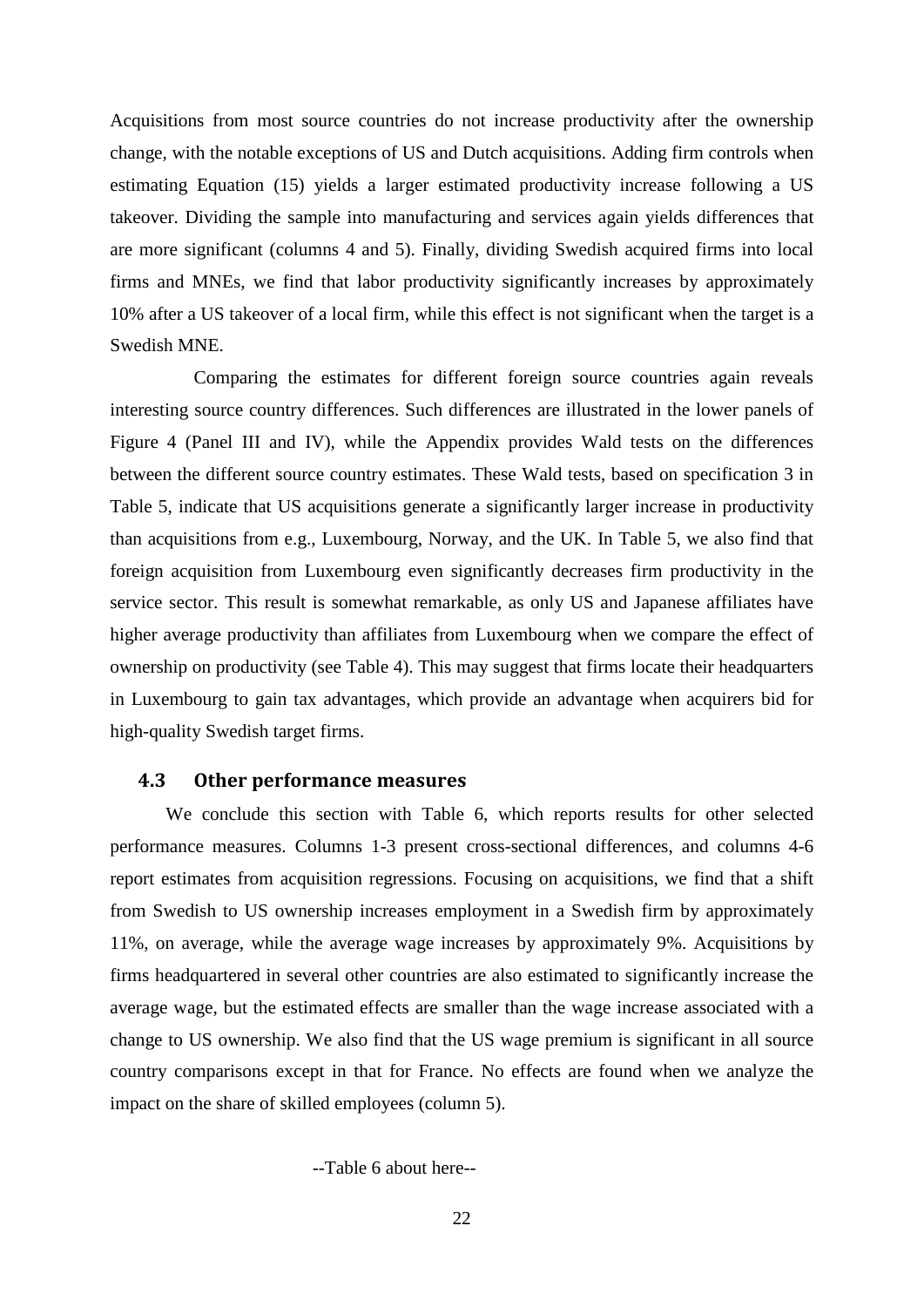Acquisitions from most source countries do not increase productivity after the ownership change, with the notable exceptions of US and Dutch acquisitions. Adding firm controls when estimating Equation (15) yields a larger estimated productivity increase following a US takeover. Dividing the sample into manufacturing and services again yields differences that are more significant (columns 4 and 5). Finally, dividing Swedish acquired firms into local firms and MNEs, we find that labor productivity significantly increases by approximately 10% after a US takeover of a local firm, while this effect is not significant when the target is a Swedish MNE.

Comparing the estimates for different foreign source countries again reveals interesting source country differences. Such differences are illustrated in the lower panels of Figure 4 (Panel III and IV), while the Appendix provides Wald tests on the differences between the different source country estimates. These Wald tests, based on specification 3 in Table 5, indicate that US acquisitions generate a significantly larger increase in productivity than acquisitions from e.g., Luxembourg, Norway, and the UK. In Table 5, we also find that foreign acquisition from Luxembourg even significantly decreases firm productivity in the service sector. This result is somewhat remarkable, as only US and Japanese affiliates have higher average productivity than affiliates from Luxembourg when we compare the effect of ownership on productivity (see Table 4). This may suggest that firms locate their headquarters in Luxembourg to gain tax advantages, which provide an advantage when acquirers bid for high-quality Swedish target firms.

### 4.3 Other performance measures

We conclude this section with Table 6, which reports results for other selected performance measures. Columns 1-3 present cross-sectional differences, and columns 4-6 report estimates from acquisition regressions. Focusing on acquisitions, we find that a shift from Swedish to US ownership increases employment in a Swedish firm by approximately 11%, on average, while the average wage increases by approximately 9%. Acquisitions by firms headquartered in several other countries are also estimated to significantly increase the average wage, but the estimated effects are smaller than the wage increase associated with a change to US ownership. We also find that the US wage premium is significant in all source country comparisons except in that for France. No effects are found when we analyze the impact on the share of skilled employees (column 5).

--Table 6 about here--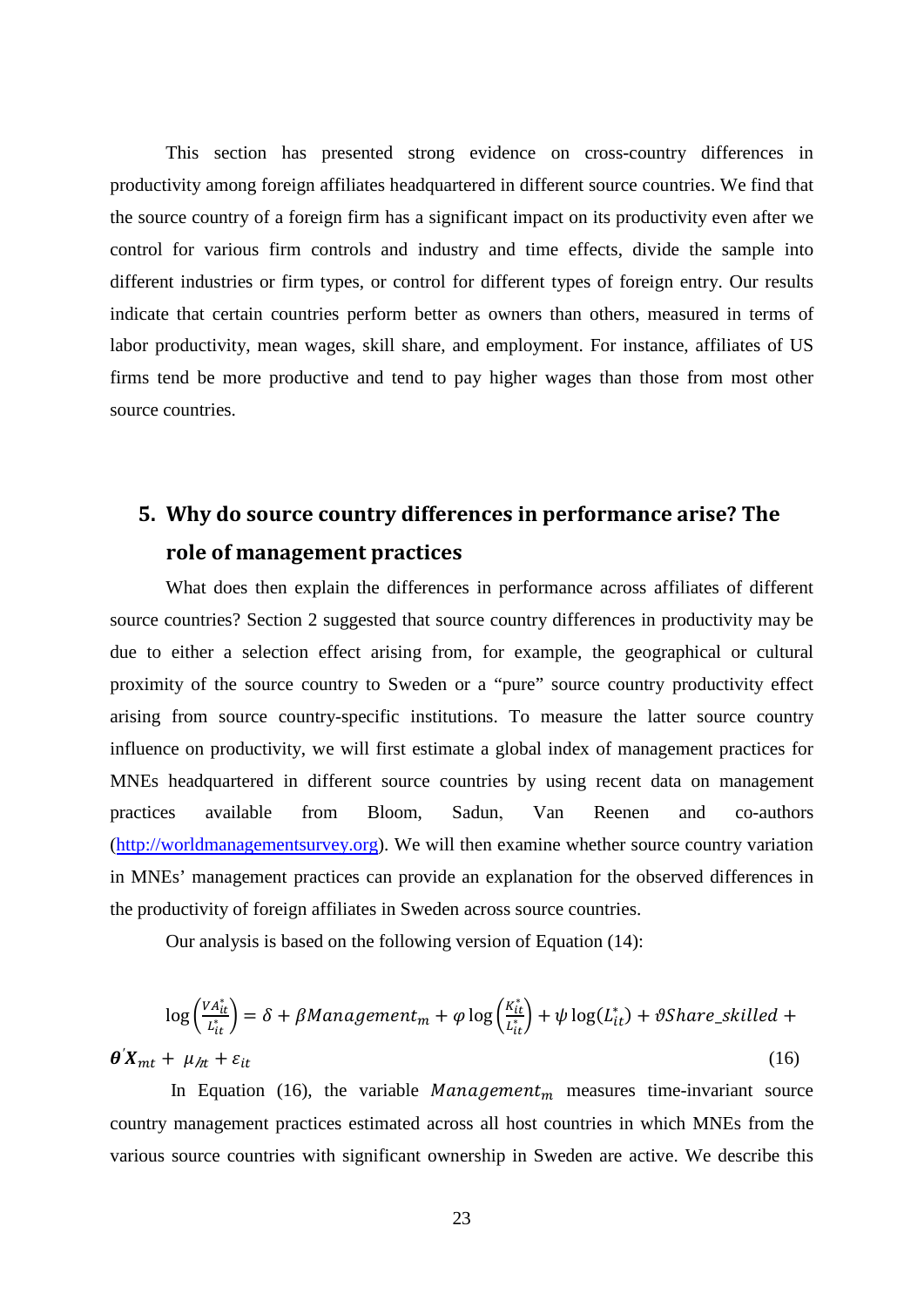This section has presented strong evidence on cross-country differences in productivity among foreign affiliates headquartered in different source countries. We find that the source country of a foreign firm has a significant impact on its productivity even after we control for various firm controls and industry and time effects, divide the sample into different industries or firm types, or control for different types of foreign entry. Our results indicate that certain countries perform better as owners than others, measured in terms of labor productivity, mean wages, skill share, and employment. For instance, affiliates of US firms tend be more productive and tend to pay higher wages than those from most other source countries.

## 5. Why do source country differences in performance arise? The role of management practices

What does then explain the differences in performance across affiliates of different source countries? Section 2 suggested that source country differences in productivity may be due to either a selection effect arising from, for example, the geographical or cultural proximity of the source country to Sweden or a "pure" source country productivity effect arising from source country-specific institutions. To measure the latter source country influence on productivity, we will first estimate a global index of management practices for MNEs headquartered in different source countries by using recent data on management practices available from Bloom, Sadun, Van Reenen and co-authors (http://worldmanagementsurvey.org). We will then examine whether source country variation in MNEs' management practices can provide an explanation for the observed differences in the productivity of foreign affiliates in Sweden across source countries.

Our analysis is based on the following version of Equation (14):

$$\log\left(\frac{VA_{it}^{*}}{L_{it}^{*}}\right) = \delta + \beta Management_{m} + \varphi \log\left(\frac{K_{it}^{*}}{L_{it}^{*}}\right) + \psi \log(L_{it}^{*}) + \vartheta Share\_skilled + \boldsymbol{\theta}'\boldsymbol{X}_{mt} + \mu_{ht} + \varepsilon_{it} \tag{16}$$

In Equation (16), the variable $Management_{m}$ measures time-invariant source country management practices estimated across all host countries in which MNEs from the various source countries with significant ownership in Sweden are active. We describe this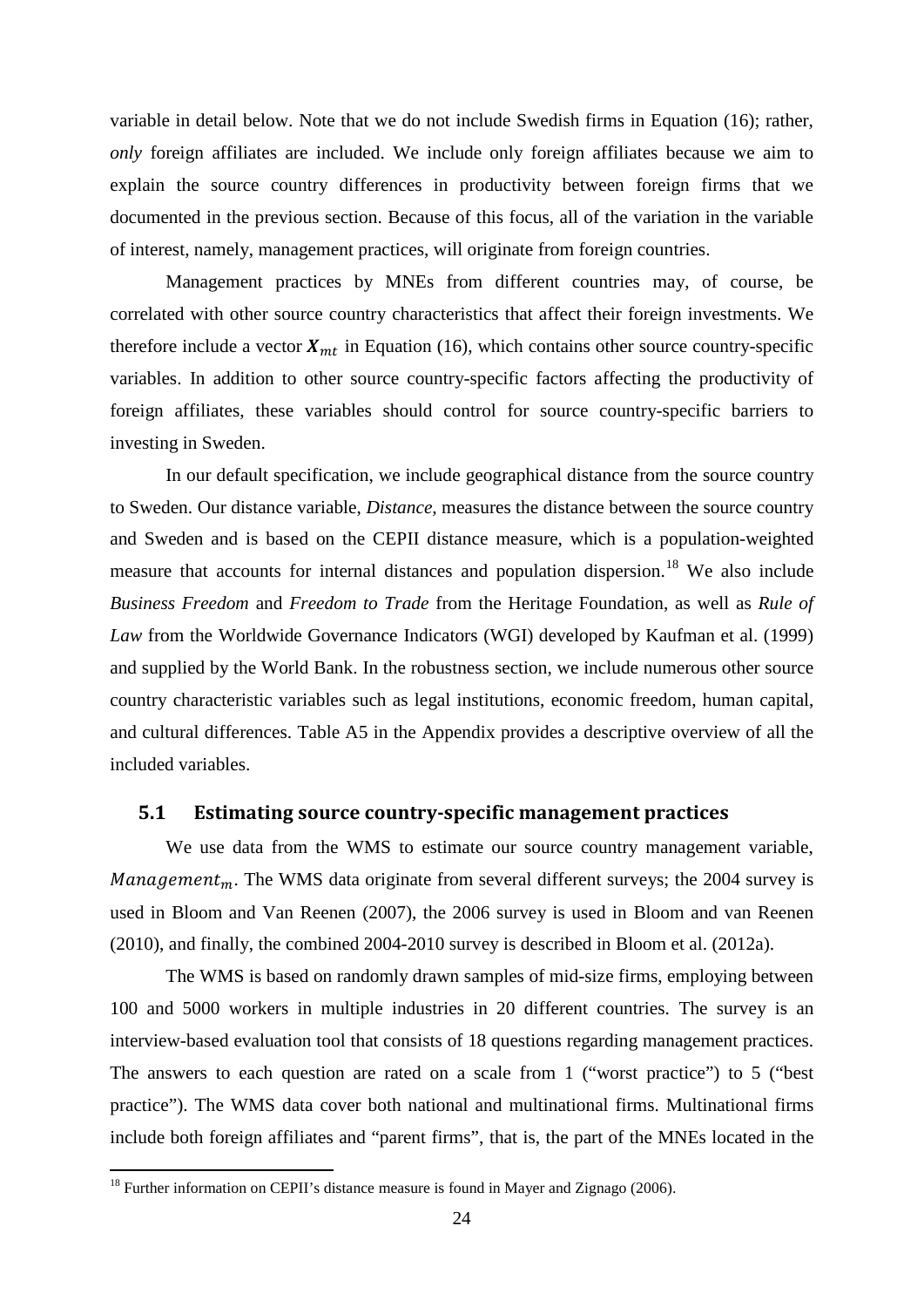variable in detail below. Note that we do not include Swedish firms in Equation (16); rather, *only* foreign affiliates are included. We include only foreign affiliates because we aim to explain the source country differences in productivity between foreign firms that we documented in the previous section. Because of this focus, all of the variation in the variable of interest, namely, management practices, will originate from foreign countries.

Management practices by MNEs from different countries may, of course, be correlated with other source country characteristics that affect their foreign investments. We therefore include a vector $\boldsymbol{X}_{mt}$ in Equation (16), which contains other source country-specific variables. In addition to other source country-specific factors affecting the productivity of foreign affiliates, these variables should control for source country-specific barriers to investing in Sweden.

In our default specification, we include geographical distance from the source country to Sweden. Our distance variable, *Distance*, measures the distance between the source country and Sweden and is based on the CEPII distance measure, which is a population-weighted measure that accounts for internal distances and population dispersion.[18] We also include *Business Freedom* and *Freedom to Trade* from the Heritage Foundation, as well as *Rule of Law* from the Worldwide Governance Indicators (WGI) developed by Kaufman et al. (1999) and supplied by the World Bank. In the robustness section, we include numerous other source country characteristic variables such as legal institutions, economic freedom, human capital, and cultural differences. Table A5 in the Appendix provides a descriptive overview of all the included variables.

## 5.1 Estimating source country-specific management practices

We use data from the WMS to estimate our source country management variable, $Management_m$. The WMS data originate from several different surveys; the 2004 survey is used in Bloom and Van Reenen (2007), the 2006 survey is used in Bloom and van Reenen (2010), and finally, the combined 2004-2010 survey is described in Bloom et al. (2012a).

The WMS is based on randomly drawn samples of mid-size firms, employing between 100 and 5000 workers in multiple industries in 20 different countries. The survey is an interview-based evaluation tool that consists of 18 questions regarding management practices. The answers to each question are rated on a scale from 1 ("worst practice") to 5 ("best practice"). The WMS data cover both national and multinational firms. Multinational firms include both foreign affiliates and "parent firms", that is, the part of the MNEs located in the

[18] Further information on CEPII's distance measure is found in Mayer and Zignago (2006).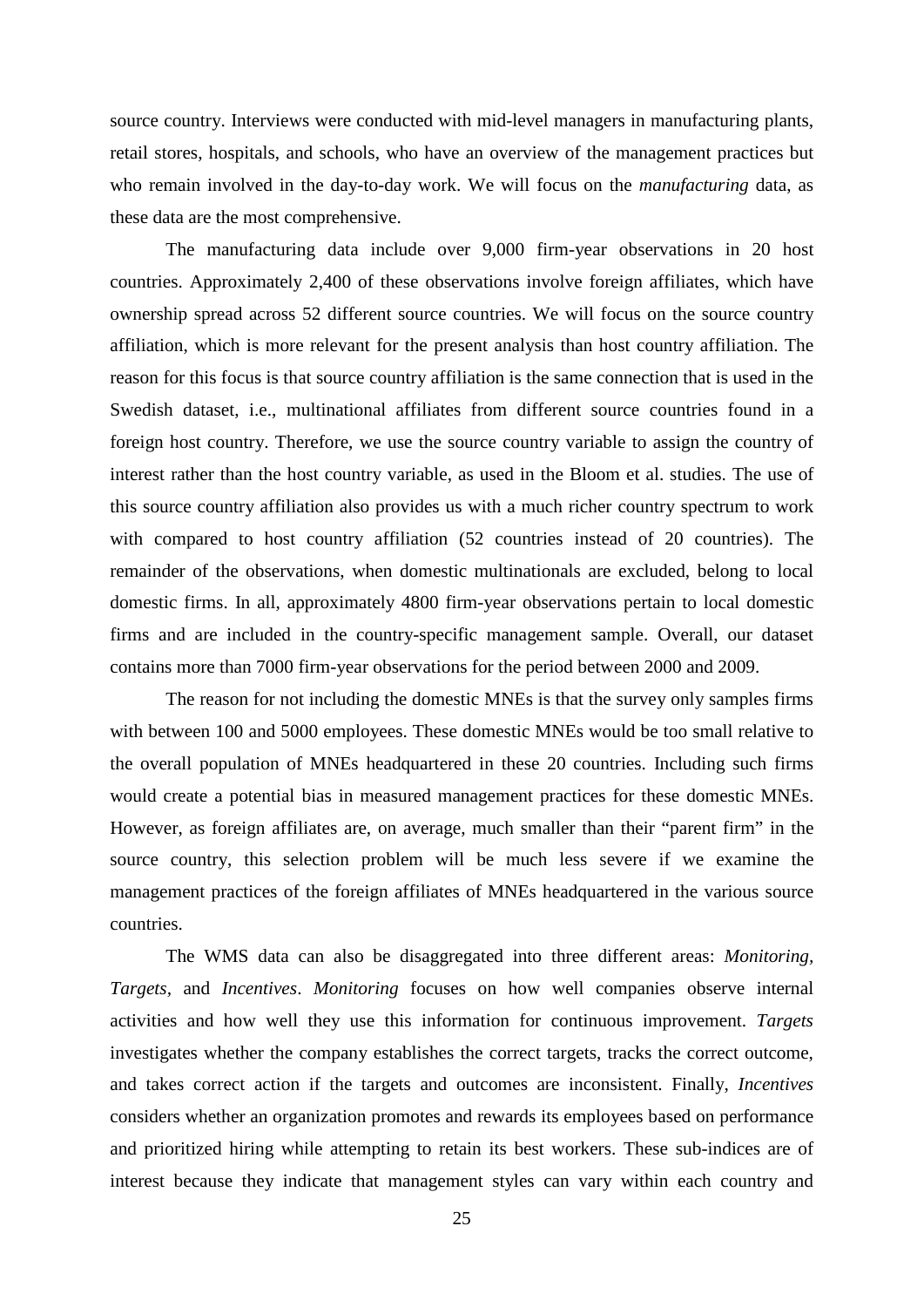source country. Interviews were conducted with mid-level managers in manufacturing plants, retail stores, hospitals, and schools, who have an overview of the management practices but who remain involved in the day-to-day work. We will focus on the *manufacturing* data, as these data are the most comprehensive.

The manufacturing data include over 9,000 firm-year observations in 20 host countries. Approximately 2,400 of these observations involve foreign affiliates, which have ownership spread across 52 different source countries. We will focus on the source country affiliation, which is more relevant for the present analysis than host country affiliation. The reason for this focus is that source country affiliation is the same connection that is used in the Swedish dataset, i.e., multinational affiliates from different source countries found in a foreign host country. Therefore, we use the source country variable to assign the country of interest rather than the host country variable, as used in the Bloom et al. studies. The use of this source country affiliation also provides us with a much richer country spectrum to work with compared to host country affiliation (52 countries instead of 20 countries). The remainder of the observations, when domestic multinationals are excluded, belong to local domestic firms. In all, approximately 4800 firm-year observations pertain to local domestic firms and are included in the country-specific management sample. Overall, our dataset contains more than 7000 firm-year observations for the period between 2000 and 2009.

The reason for not including the domestic MNEs is that the survey only samples firms with between 100 and 5000 employees. These domestic MNEs would be too small relative to the overall population of MNEs headquartered in these 20 countries. Including such firms would create a potential bias in measured management practices for these domestic MNEs. However, as foreign affiliates are, on average, much smaller than their "parent firm" in the source country, this selection problem will be much less severe if we examine the management practices of the foreign affiliates of MNEs headquartered in the various source countries.

The WMS data can also be disaggregated into three different areas: *Monitoring*, *Targets*, and *Incentives*. *Monitoring* focuses on how well companies observe internal activities and how well they use this information for continuous improvement. *Targets* investigates whether the company establishes the correct targets, tracks the correct outcome, and takes correct action if the targets and outcomes are inconsistent. Finally, *Incentives* considers whether an organization promotes and rewards its employees based on performance and prioritized hiring while attempting to retain its best workers. These sub-indices are of interest because they indicate that management styles can vary within each country and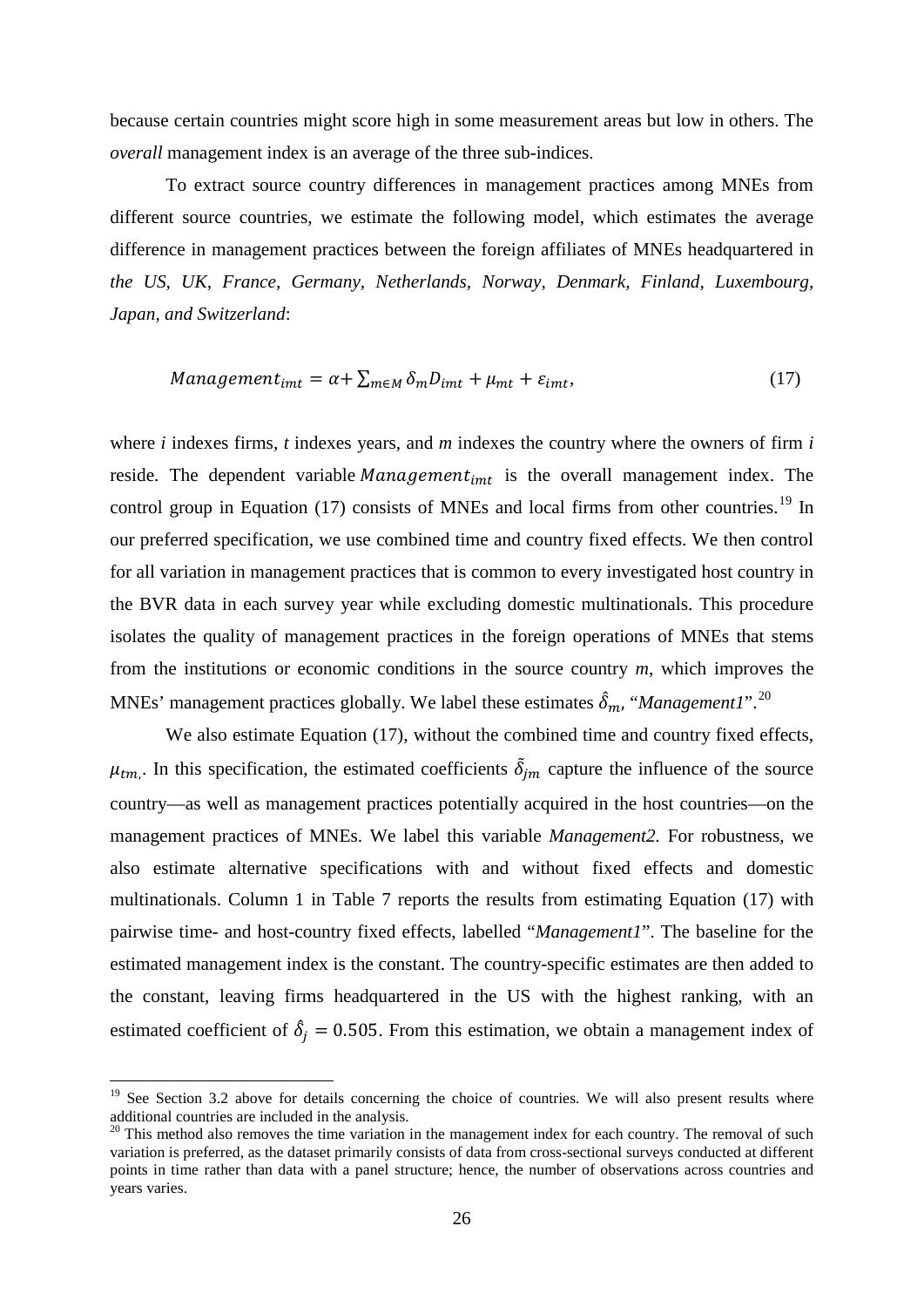because certain countries might score high in some measurement areas but low in others. The *overall* management index is an average of the three sub-indices.

To extract source country differences in management practices among MNEs from different source countries, we estimate the following model, which estimates the average difference in management practices between the foreign affiliates of MNEs headquartered in *the US, UK, France, Germany, Netherlands, Norway, Denmark, Finland, Luxembourg, Japan, and Switzerland*:

$$Management_{imt} = \alpha + \sum_{m \in M} \delta_m D_{imt} + \mu_{mt} + \varepsilon_{imt}, \tag{17}$$

where *i* indexes firms, *t* indexes years, and *m* indexes the country where the owners of firm *i* reside. The dependent variable $Management_{imt}$ is the overall management index. The control group in Equation (17) consists of MNEs and local firms from other countries.[19] In our preferred specification, we use combined time and country fixed effects. We then control for all variation in management practices that is common to every investigated host country in the BVR data in each survey year while excluding domestic multinationals. This procedure isolates the quality of management practices in the foreign operations of MNEs that stems from the institutions or economic conditions in the source country *m*, which improves the MNEs' management practices globally. We label these estimates $\hat{\delta}_m$, "*Management1*".[20]

We also estimate Equation (17), without the combined time and country fixed effects, $\mu_{tm,}$. In this specification, the estimated coefficients $\tilde{\delta}_{jm}$ capture the influence of the source country—as well as management practices potentially acquired in the host countries—on the management practices of MNEs. We label this variable *Management2.* For robustness, we also estimate alternative specifications with and without fixed effects and domestic multinationals. Column 1 in Table 7 reports the results from estimating Equation (17) with pairwise time- and host-country fixed effects, labelled "*Management1*". The baseline for the estimated management index is the constant. The country-specific estimates are then added to the constant, leaving firms headquartered in the US with the highest ranking, with an estimated coefficient of $\hat{\delta}_j = 0.505$. From this estimation, we obtain a management index of

[19] See Section 3.2 above for details concerning the choice of countries. We will also present results where additional countries are included in the analysis.

[20] This method also removes the time variation in the management index for each country. The removal of such variation is preferred, as the dataset primarily consists of data from cross-sectional surveys conducted at different points in time rather than data with a panel structure; hence, the number of observations across countries and years varies.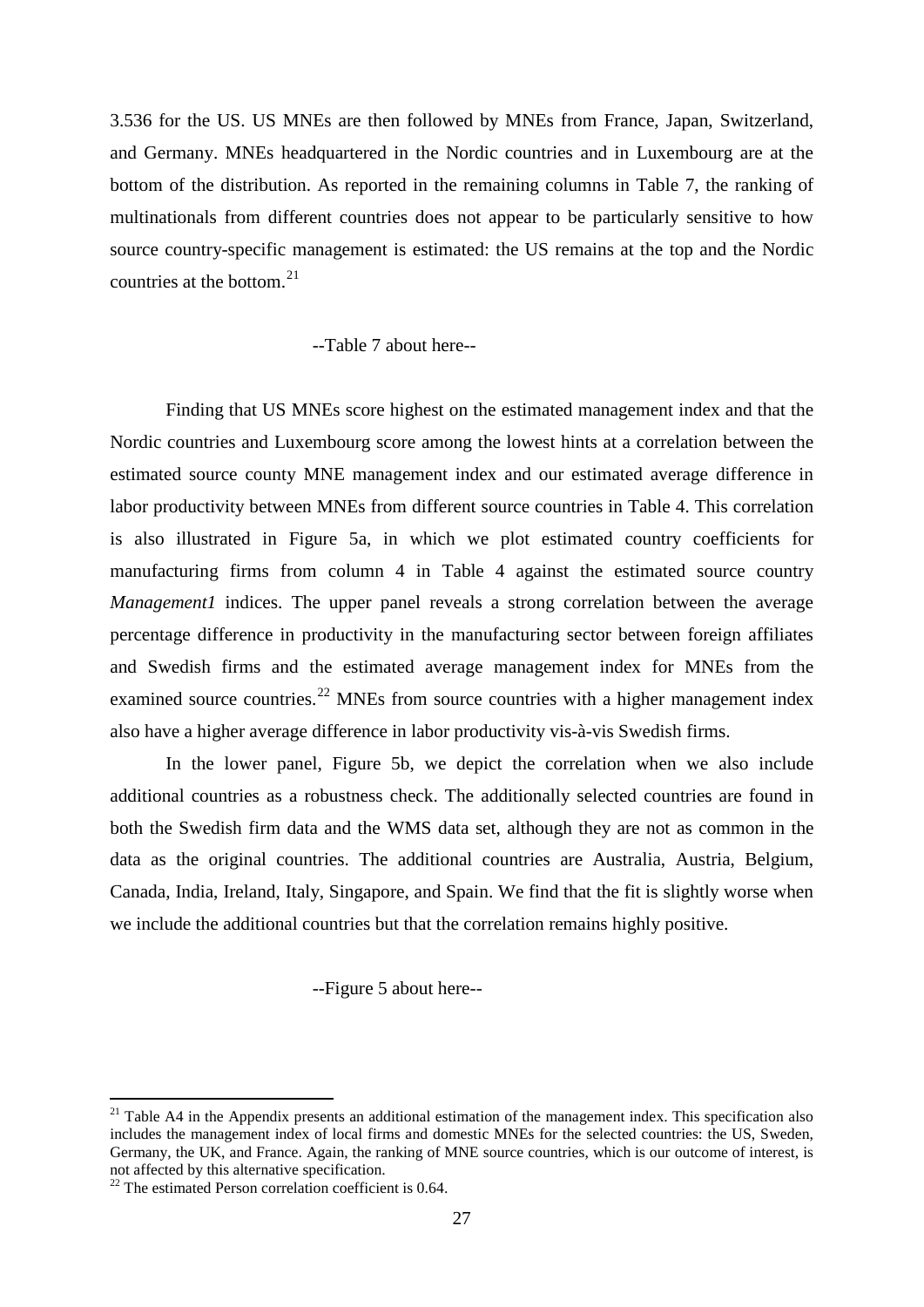3.536 for the US. US MNEs are then followed by MNEs from France, Japan, Switzerland, and Germany. MNEs headquartered in the Nordic countries and in Luxembourg are at the bottom of the distribution. As reported in the remaining columns in Table 7, the ranking of multinationals from different countries does not appear to be particularly sensitive to how source country-specific management is estimated: the US remains at the top and the Nordic countries at the bottom.[21]

--Table 7 about here--

Finding that US MNEs score highest on the estimated management index and that the Nordic countries and Luxembourg score among the lowest hints at a correlation between the estimated source county MNE management index and our estimated average difference in labor productivity between MNEs from different source countries in Table 4. This correlation is also illustrated in Figure 5a, in which we plot estimated country coefficients for manufacturing firms from column 4 in Table 4 against the estimated source country *Management1* indices. The upper panel reveals a strong correlation between the average percentage difference in productivity in the manufacturing sector between foreign affiliates and Swedish firms and the estimated average management index for MNEs from the examined source countries.[22] MNEs from source countries with a higher management index also have a higher average difference in labor productivity vis-à-vis Swedish firms.

In the lower panel, Figure 5b, we depict the correlation when we also include additional countries as a robustness check. The additionally selected countries are found in both the Swedish firm data and the WMS data set, although they are not as common in the data as the original countries. The additional countries are Australia, Austria, Belgium, Canada, India, Ireland, Italy, Singapore, and Spain. We find that the fit is slightly worse when we include the additional countries but that the correlation remains highly positive.

--Figure 5 about here--

[21] Table A4 in the Appendix presents an additional estimation of the management index. This specification also includes the management index of local firms and domestic MNEs for the selected countries: the US, Sweden, Germany, the UK, and France. Again, the ranking of MNE source countries, which is our outcome of interest, is not affected by this alternative specification.

[22] The estimated Person correlation coefficient is 0.64.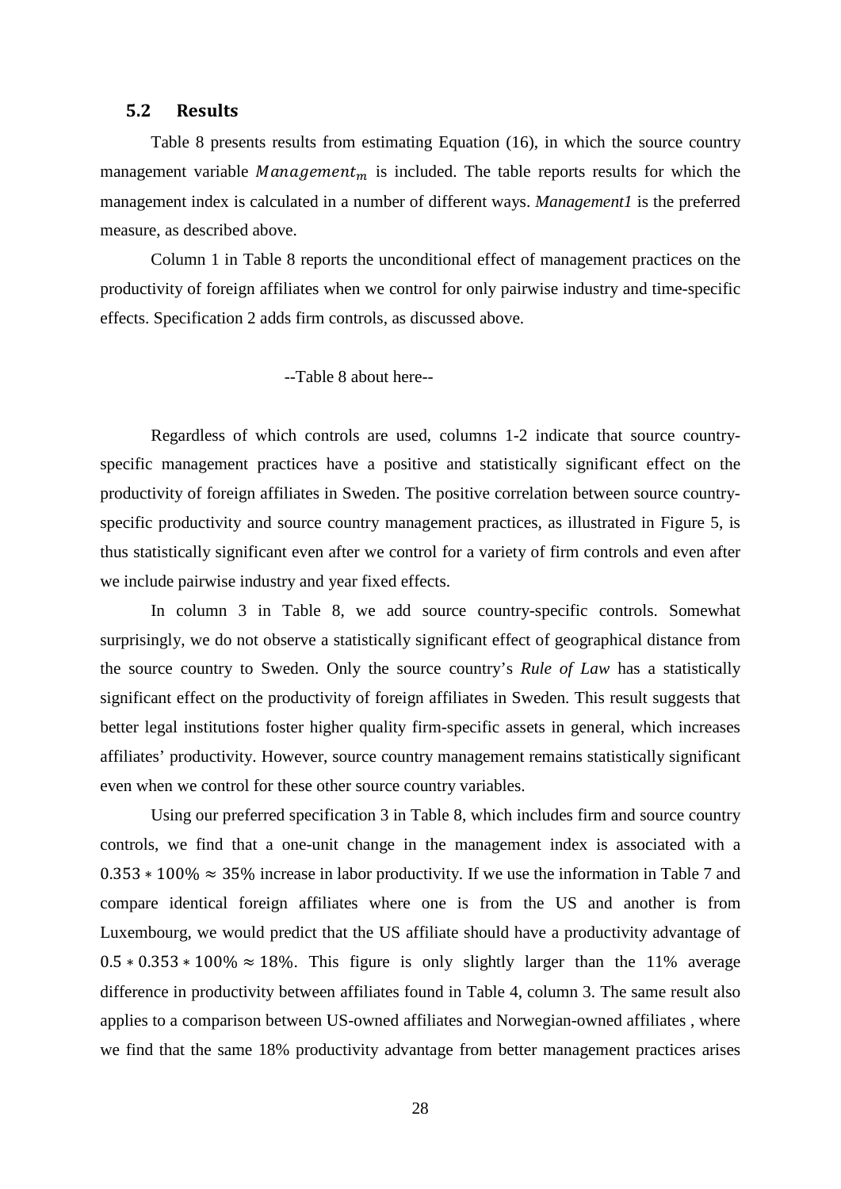## 5.2 Results

Table 8 presents results from estimating Equation (16), in which the source country management variable $Management_m$ is included. The table reports results for which the management index is calculated in a number of different ways. *Management1* is the preferred measure, as described above.

Column 1 in Table 8 reports the unconditional effect of management practices on the productivity of foreign affiliates when we control for only pairwise industry and time-specific effects. Specification 2 adds firm controls, as discussed above.

--Table 8 about here--

Regardless of which controls are used, columns 1-2 indicate that source country-specific management practices have a positive and statistically significant effect on the productivity of foreign affiliates in Sweden. The positive correlation between source country-specific productivity and source country management practices, as illustrated in Figure 5, is thus statistically significant even after we control for a variety of firm controls and even after we include pairwise industry and year fixed effects.

In column 3 in Table 8, we add source country-specific controls. Somewhat surprisingly, we do not observe a statistically significant effect of geographical distance from the source country to Sweden. Only the source country's *Rule of Law* has a statistically significant effect on the productivity of foreign affiliates in Sweden. This result suggests that better legal institutions foster higher quality firm-specific assets in general, which increases affiliates' productivity. However, source country management remains statistically significant even when we control for these other source country variables.

Using our preferred specification 3 in Table 8, which includes firm and source country controls, we find that a one-unit change in the management index is associated with a $0.353 * 100\% \approx 35\%$ increase in labor productivity. If we use the information in Table 7 and compare identical foreign affiliates where one is from the US and another is from Luxembourg, we would predict that the US affiliate should have a productivity advantage of $0.5 * 0.353 * 100\% \approx 18\%$. This figure is only slightly larger than the 11% average difference in productivity between affiliates found in Table 4, column 3. The same result also applies to a comparison between US-owned affiliates and Norwegian-owned affiliates , where we find that the same 18% productivity advantage from better management practices arises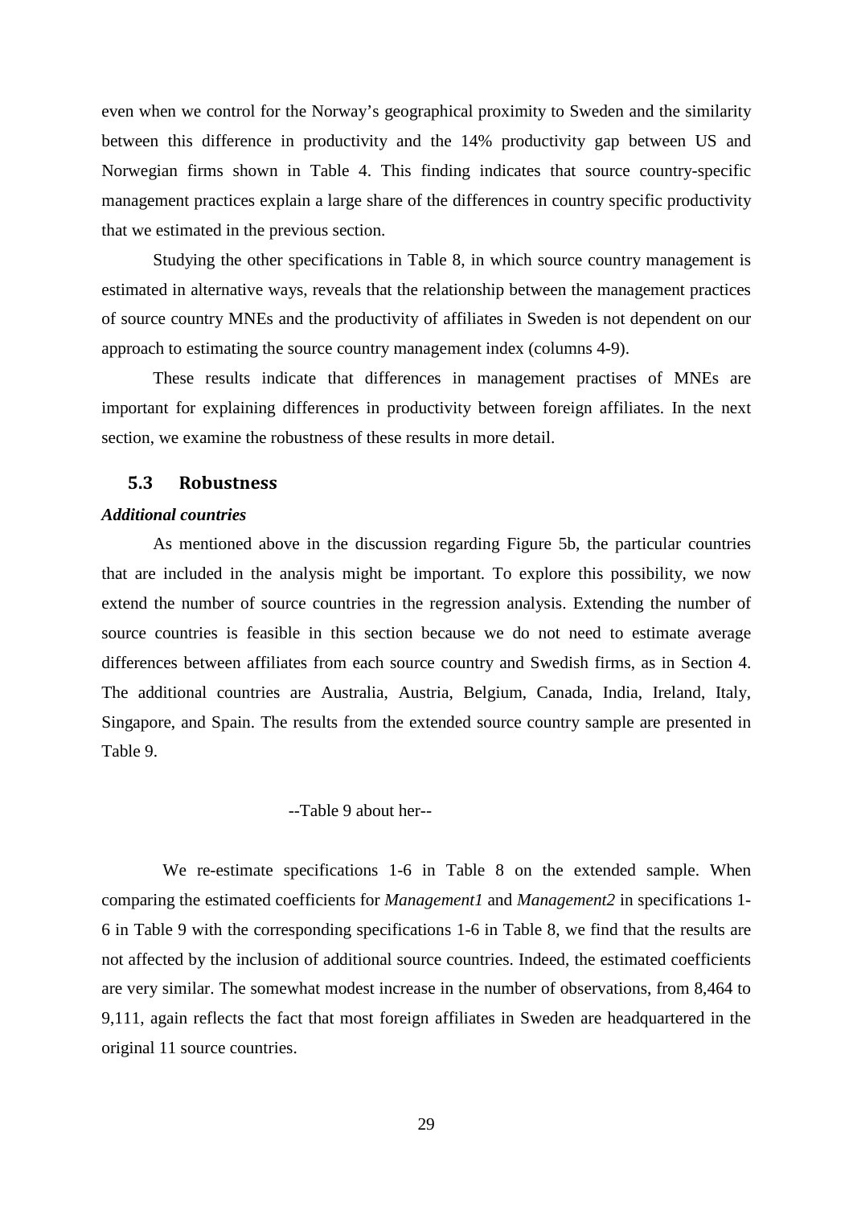even when we control for the Norway's geographical proximity to Sweden and the similarity between this difference in productivity and the 14% productivity gap between US and Norwegian firms shown in Table 4. This finding indicates that source country-specific management practices explain a large share of the differences in country specific productivity that we estimated in the previous section.

Studying the other specifications in Table 8, in which source country management is estimated in alternative ways, reveals that the relationship between the management practices of source country MNEs and the productivity of affiliates in Sweden is not dependent on our approach to estimating the source country management index (columns 4-9).

These results indicate that differences in management practises of MNEs are important for explaining differences in productivity between foreign affiliates. In the next section, we examine the robustness of these results in more detail.

## 5.3 Robustness

***Additional countries***

As mentioned above in the discussion regarding Figure 5b, the particular countries that are included in the analysis might be important. To explore this possibility, we now extend the number of source countries in the regression analysis. Extending the number of source countries is feasible in this section because we do not need to estimate average differences between affiliates from each source country and Swedish firms, as in Section 4. The additional countries are Australia, Austria, Belgium, Canada, India, Ireland, Italy, Singapore, and Spain. The results from the extended source country sample are presented in Table 9.

--Table 9 about her--

We re-estimate specifications 1-6 in Table 8 on the extended sample. When comparing the estimated coefficients for *Management1* and *Management2* in specifications 1-6 in Table 9 with the corresponding specifications 1-6 in Table 8, we find that the results are not affected by the inclusion of additional source countries. Indeed, the estimated coefficients are very similar. The somewhat modest increase in the number of observations, from 8,464 to 9,111, again reflects the fact that most foreign affiliates in Sweden are headquartered in the original 11 source countries.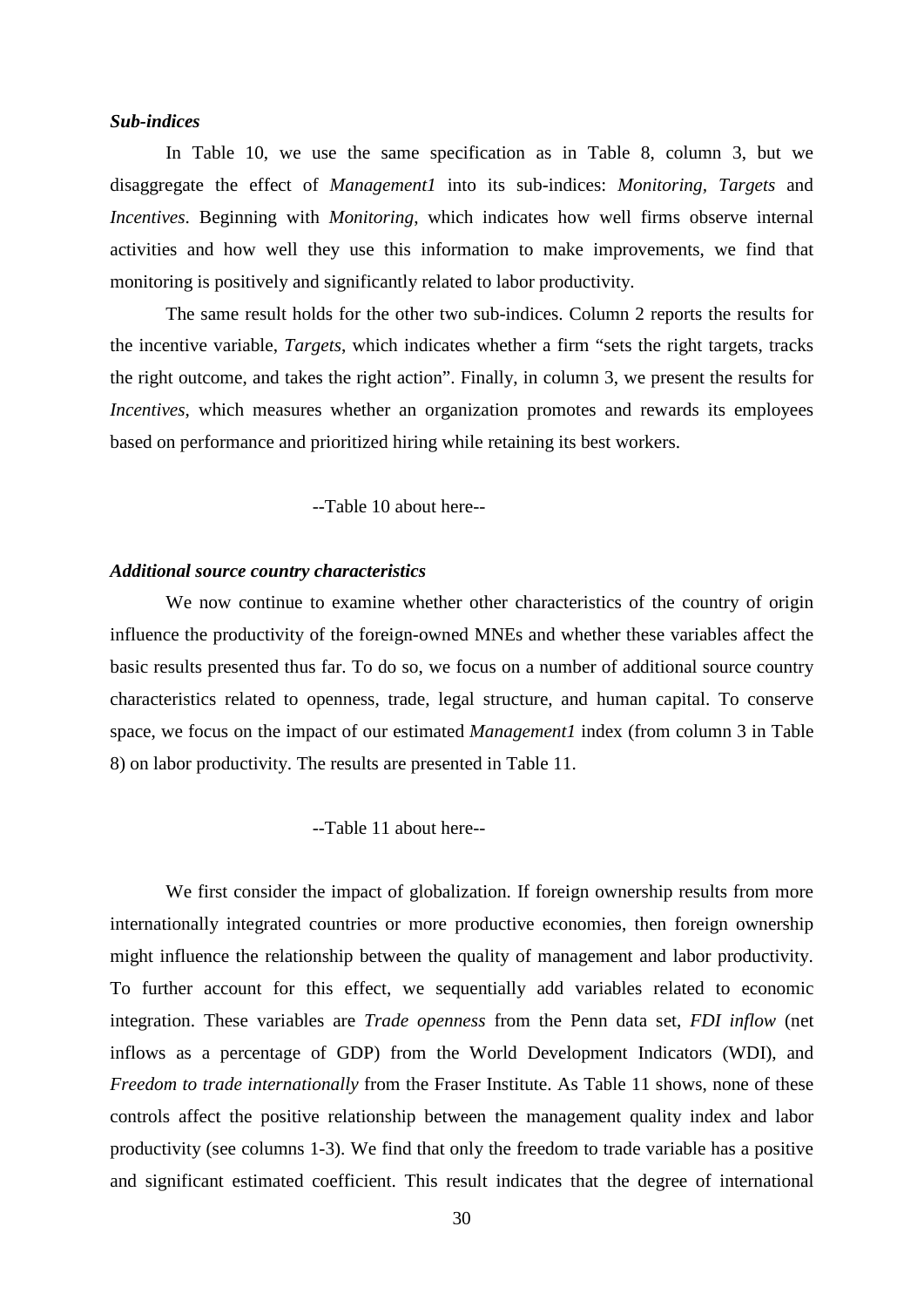***Sub-indices***

In Table 10, we use the same specification as in Table 8, column 3, but we disaggregate the effect of *Management1* into its sub-indices: *Monitoring*, *Targets* and *Incentives*. Beginning with *Monitoring*, which indicates how well firms observe internal activities and how well they use this information to make improvements, we find that monitoring is positively and significantly related to labor productivity.

The same result holds for the other two sub-indices. Column 2 reports the results for the incentive variable, *Targets*, which indicates whether a firm "sets the right targets, tracks the right outcome, and takes the right action". Finally, in column 3, we present the results for *Incentives*, which measures whether an organization promotes and rewards its employees based on performance and prioritized hiring while retaining its best workers.

--Table 10 about here--

***Additional source country characteristics***

We now continue to examine whether other characteristics of the country of origin influence the productivity of the foreign-owned MNEs and whether these variables affect the basic results presented thus far. To do so, we focus on a number of additional source country characteristics related to openness, trade, legal structure, and human capital. To conserve space, we focus on the impact of our estimated *Management1* index (from column 3 in Table 8) on labor productivity. The results are presented in Table 11.

--Table 11 about here--

We first consider the impact of globalization. If foreign ownership results from more internationally integrated countries or more productive economies, then foreign ownership might influence the relationship between the quality of management and labor productivity. To further account for this effect, we sequentially add variables related to economic integration. These variables are *Trade openness* from the Penn data set, *FDI inflow* (net inflows as a percentage of GDP) from the World Development Indicators (WDI), and *Freedom to trade internationally* from the Fraser Institute. As Table 11 shows, none of these controls affect the positive relationship between the management quality index and labor productivity (see columns 1-3). We find that only the freedom to trade variable has a positive and significant estimated coefficient. This result indicates that the degree of international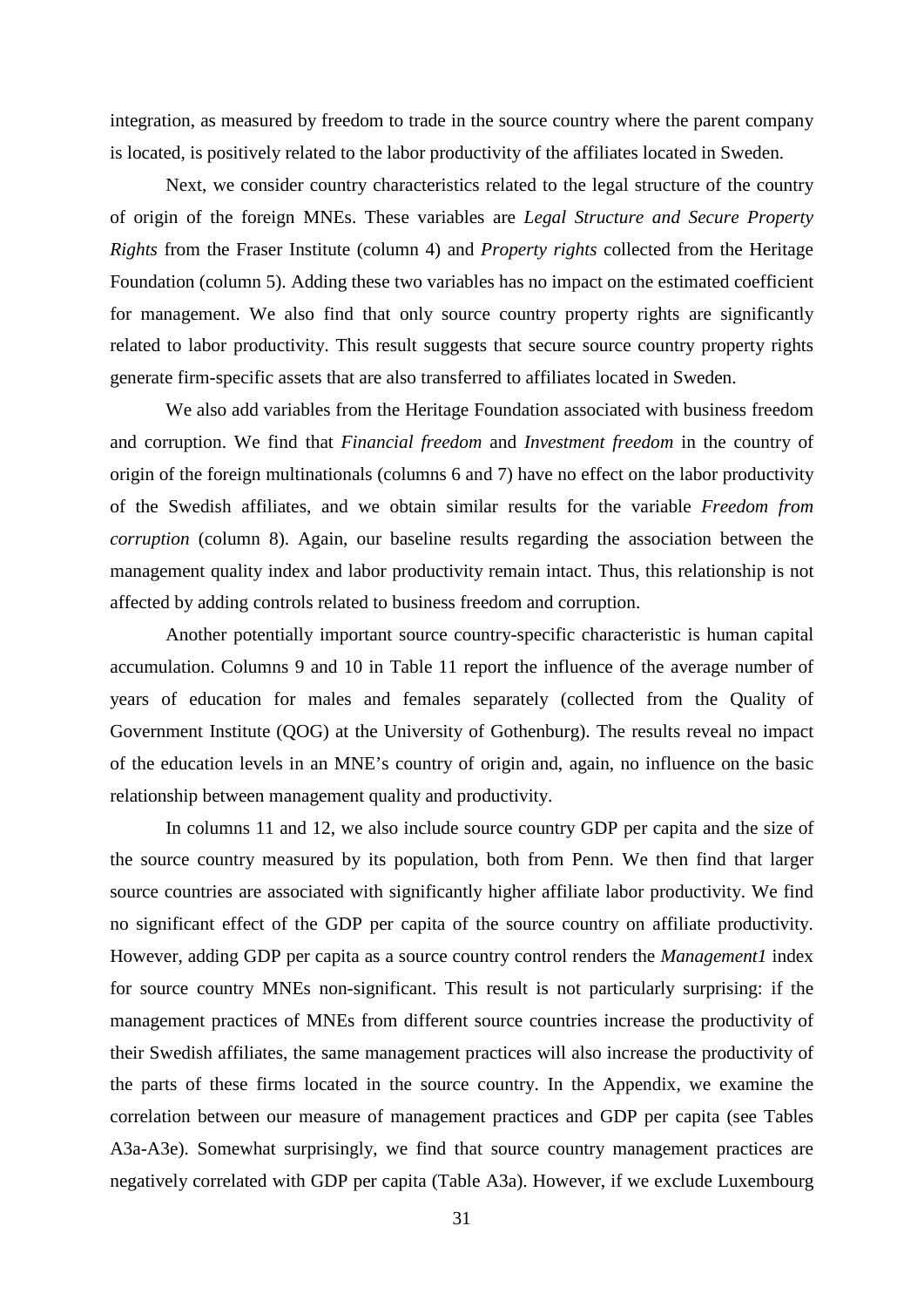integration, as measured by freedom to trade in the source country where the parent company is located, is positively related to the labor productivity of the affiliates located in Sweden.

Next, we consider country characteristics related to the legal structure of the country of origin of the foreign MNEs. These variables are *Legal Structure and Secure Property Rights* from the Fraser Institute (column 4) and *Property rights* collected from the Heritage Foundation (column 5). Adding these two variables has no impact on the estimated coefficient for management. We also find that only source country property rights are significantly related to labor productivity. This result suggests that secure source country property rights generate firm-specific assets that are also transferred to affiliates located in Sweden.

We also add variables from the Heritage Foundation associated with business freedom and corruption. We find that *Financial freedom* and *Investment freedom* in the country of origin of the foreign multinationals (columns 6 and 7) have no effect on the labor productivity of the Swedish affiliates, and we obtain similar results for the variable *Freedom from corruption* (column 8). Again, our baseline results regarding the association between the management quality index and labor productivity remain intact. Thus, this relationship is not affected by adding controls related to business freedom and corruption.

Another potentially important source country-specific characteristic is human capital accumulation. Columns 9 and 10 in Table 11 report the influence of the average number of years of education for males and females separately (collected from the Quality of Government Institute (QOG) at the University of Gothenburg). The results reveal no impact of the education levels in an MNE's country of origin and, again, no influence on the basic relationship between management quality and productivity.

In columns 11 and 12, we also include source country GDP per capita and the size of the source country measured by its population, both from Penn. We then find that larger source countries are associated with significantly higher affiliate labor productivity. We find no significant effect of the GDP per capita of the source country on affiliate productivity. However, adding GDP per capita as a source country control renders the *Management1* index for source country MNEs non-significant. This result is not particularly surprising: if the management practices of MNEs from different source countries increase the productivity of their Swedish affiliates, the same management practices will also increase the productivity of the parts of these firms located in the source country. In the Appendix, we examine the correlation between our measure of management practices and GDP per capita (see Tables A3a-A3e). Somewhat surprisingly, we find that source country management practices are negatively correlated with GDP per capita (Table A3a). However, if we exclude Luxembourg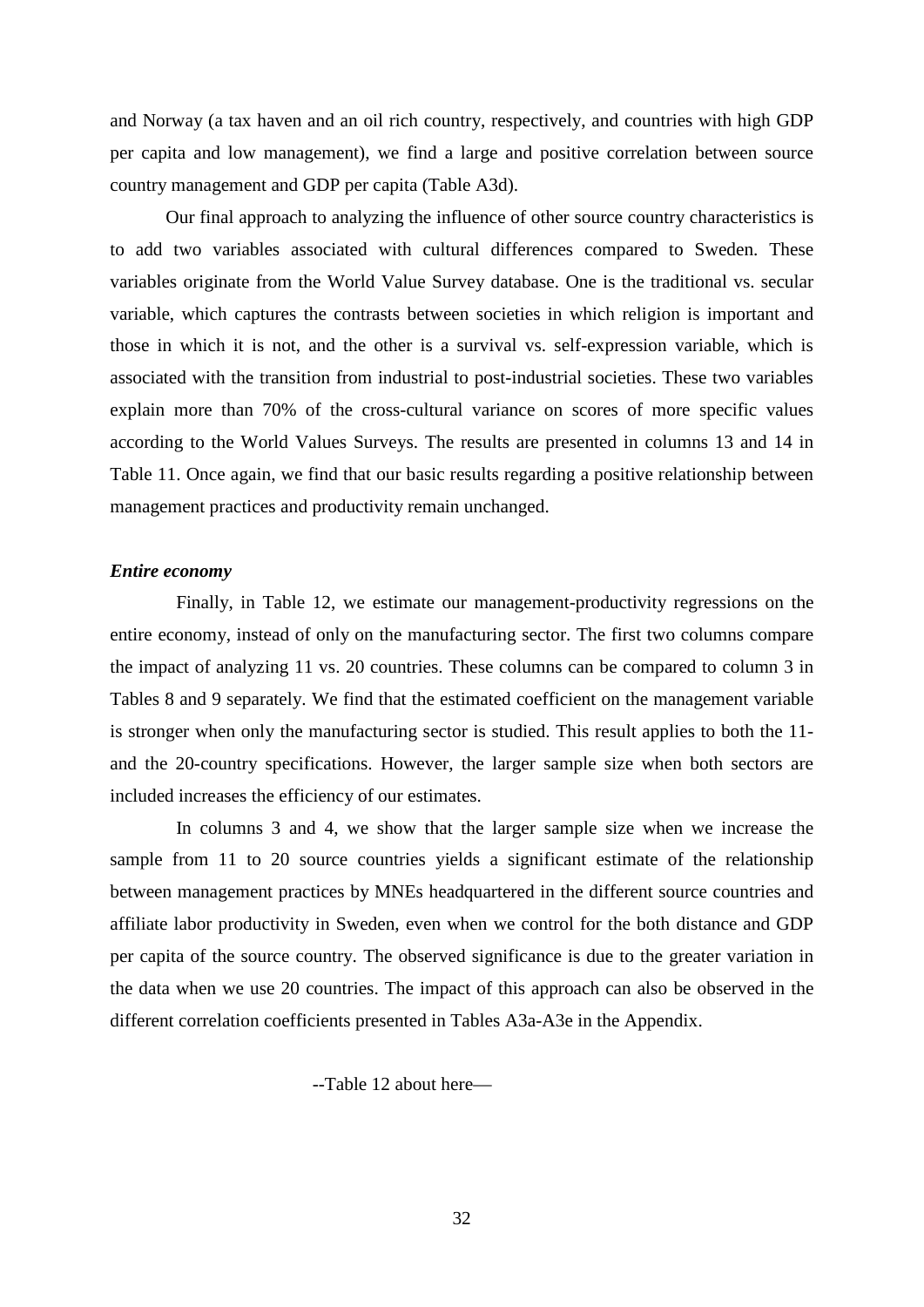and Norway (a tax haven and an oil rich country, respectively, and countries with high GDP per capita and low management), we find a large and positive correlation between source country management and GDP per capita (Table A3d).

Our final approach to analyzing the influence of other source country characteristics is to add two variables associated with cultural differences compared to Sweden. These variables originate from the World Value Survey database. One is the traditional vs. secular variable, which captures the contrasts between societies in which religion is important and those in which it is not, and the other is a survival vs. self-expression variable, which is associated with the transition from industrial to post-industrial societies. These two variables explain more than 70% of the cross-cultural variance on scores of more specific values according to the World Values Surveys. The results are presented in columns 13 and 14 in Table 11. Once again, we find that our basic results regarding a positive relationship between management practices and productivity remain unchanged.

***Entire economy***

Finally, in Table 12, we estimate our management-productivity regressions on the entire economy, instead of only on the manufacturing sector. The first two columns compare the impact of analyzing 11 vs. 20 countries. These columns can be compared to column 3 in Tables 8 and 9 separately. We find that the estimated coefficient on the management variable is stronger when only the manufacturing sector is studied. This result applies to both the 11- and the 20-country specifications. However, the larger sample size when both sectors are included increases the efficiency of our estimates.

In columns 3 and 4, we show that the larger sample size when we increase the sample from 11 to 20 source countries yields a significant estimate of the relationship between management practices by MNEs headquartered in the different source countries and affiliate labor productivity in Sweden, even when we control for the both distance and GDP per capita of the source country. The observed significance is due to the greater variation in the data when we use 20 countries. The impact of this approach can also be observed in the different correlation coefficients presented in Tables A3a-A3e in the Appendix.

--Table 12 about here—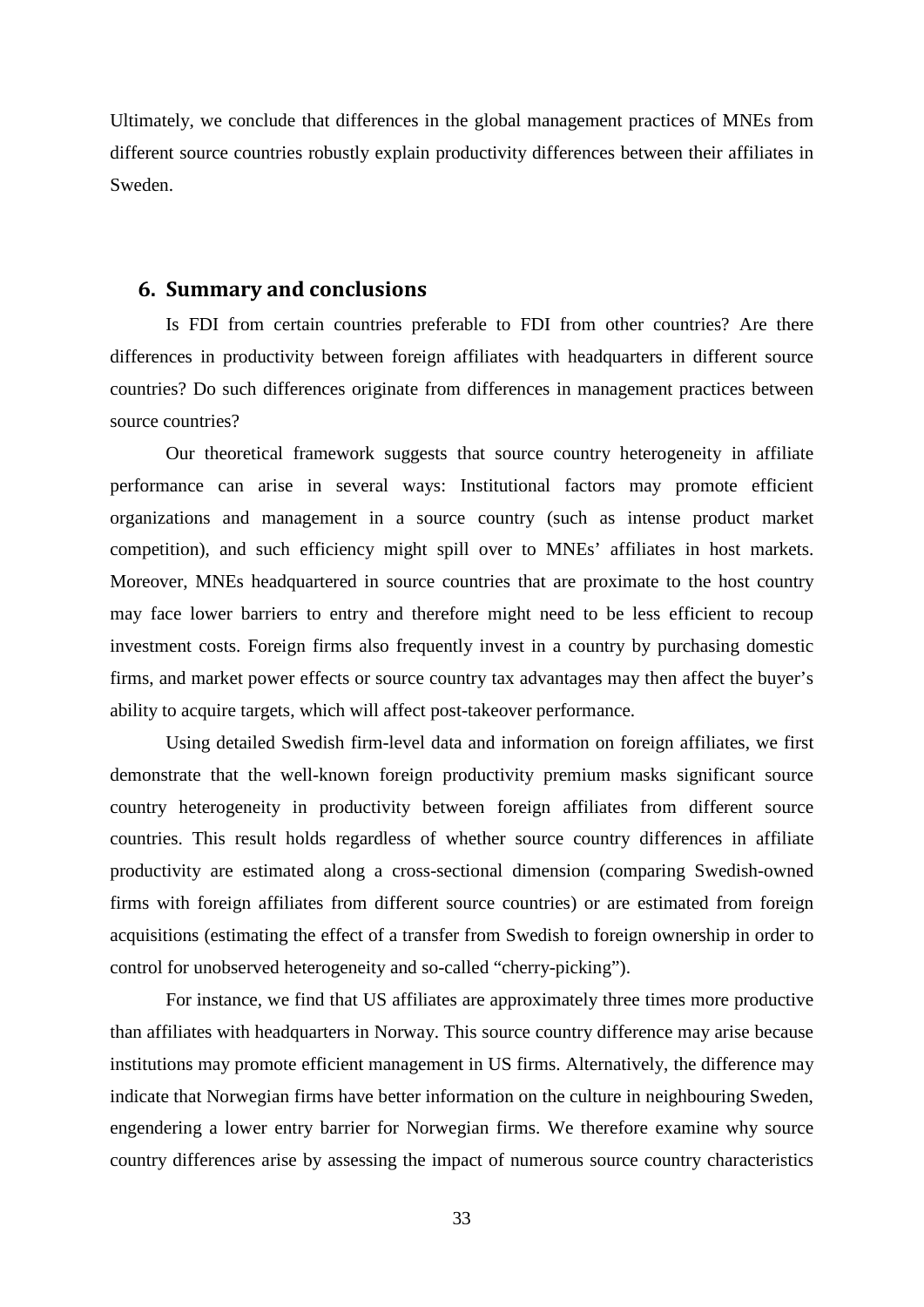Ultimately, we conclude that differences in the global management practices of MNEs from different source countries robustly explain productivity differences between their affiliates in Sweden.

## 6. Summary and conclusions

Is FDI from certain countries preferable to FDI from other countries? Are there differences in productivity between foreign affiliates with headquarters in different source countries? Do such differences originate from differences in management practices between source countries?

Our theoretical framework suggests that source country heterogeneity in affiliate performance can arise in several ways: Institutional factors may promote efficient organizations and management in a source country (such as intense product market competition), and such efficiency might spill over to MNEs' affiliates in host markets. Moreover, MNEs headquartered in source countries that are proximate to the host country may face lower barriers to entry and therefore might need to be less efficient to recoup investment costs. Foreign firms also frequently invest in a country by purchasing domestic firms, and market power effects or source country tax advantages may then affect the buyer's ability to acquire targets, which will affect post-takeover performance.

Using detailed Swedish firm-level data and information on foreign affiliates, we first demonstrate that the well-known foreign productivity premium masks significant source country heterogeneity in productivity between foreign affiliates from different source countries. This result holds regardless of whether source country differences in affiliate productivity are estimated along a cross-sectional dimension (comparing Swedish-owned firms with foreign affiliates from different source countries) or are estimated from foreign acquisitions (estimating the effect of a transfer from Swedish to foreign ownership in order to control for unobserved heterogeneity and so-called "cherry-picking").

For instance, we find that US affiliates are approximately three times more productive than affiliates with headquarters in Norway. This source country difference may arise because institutions may promote efficient management in US firms. Alternatively, the difference may indicate that Norwegian firms have better information on the culture in neighbouring Sweden, engendering a lower entry barrier for Norwegian firms. We therefore examine why source country differences arise by assessing the impact of numerous source country characteristics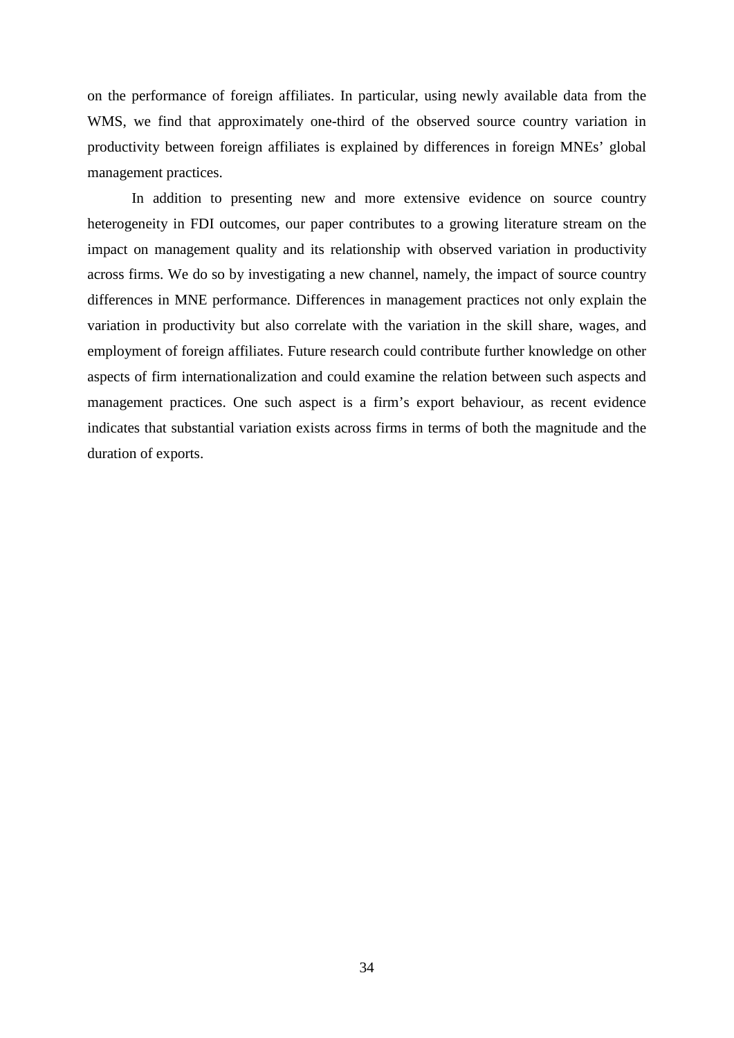on the performance of foreign affiliates. In particular, using newly available data from the WMS, we find that approximately one-third of the observed source country variation in productivity between foreign affiliates is explained by differences in foreign MNEs' global management practices.

In addition to presenting new and more extensive evidence on source country heterogeneity in FDI outcomes, our paper contributes to a growing literature stream on the impact on management quality and its relationship with observed variation in productivity across firms. We do so by investigating a new channel, namely, the impact of source country differences in MNE performance. Differences in management practices not only explain the variation in productivity but also correlate with the variation in the skill share, wages, and employment of foreign affiliates. Future research could contribute further knowledge on other aspects of firm internationalization and could examine the relation between such aspects and management practices. One such aspect is a firm's export behaviour, as recent evidence indicates that substantial variation exists across firms in terms of both the magnitude and the duration of exports.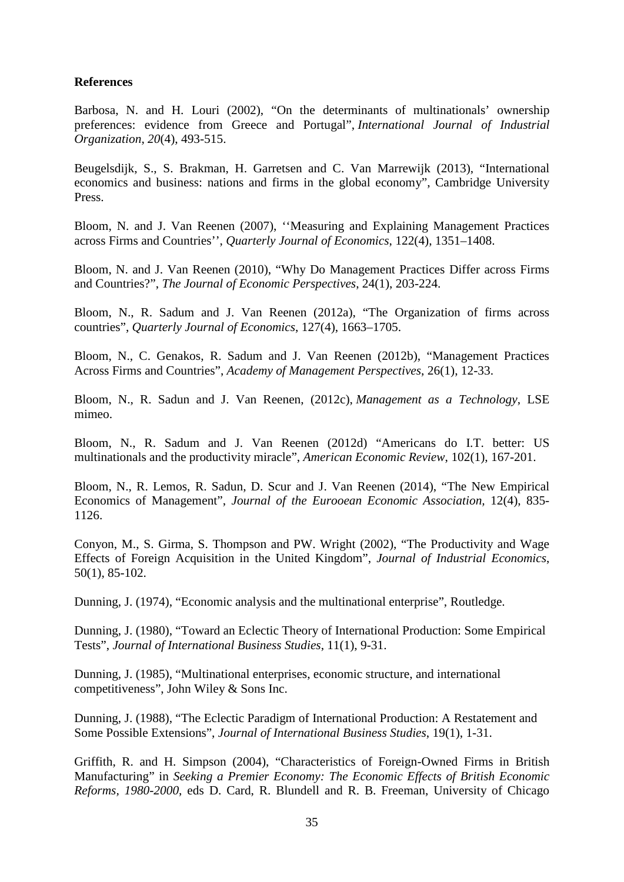**References**

Barbosa, N. and H. Louri (2002), "On the determinants of multinationals' ownership preferences: evidence from Greece and Portugal", *International Journal of Industrial Organization*, *20*(4), 493-515.

Beugelsdijk, S., S. Brakman, H. Garretsen and C. Van Marrewijk (2013), "International economics and business: nations and firms in the global economy", Cambridge University Press.

Bloom, N. and J. Van Reenen (2007), ''Measuring and Explaining Management Practices across Firms and Countries'', *Quarterly Journal of Economics*, 122(4), 1351–1408.

Bloom, N. and J. Van Reenen (2010), "Why Do Management Practices Differ across Firms and Countries?", *The Journal of Economic Perspectives*, 24(1), 203-224.

Bloom, N., R. Sadum and J. Van Reenen (2012a), "The Organization of firms across countries", *Quarterly Journal of Economics*, 127(4), 1663–1705.

Bloom, N., C. Genakos, R. Sadum and J. Van Reenen (2012b), "Management Practices Across Firms and Countries", *Academy of Management Perspectives*, 26(1), 12-33.

Bloom, N., R. Sadun and J. Van Reenen, (2012c), *Management as a Technology*, LSE mimeo.

Bloom, N., R. Sadum and J. Van Reenen (2012d) "Americans do I.T. better: US multinationals and the productivity miracle", *American Economic Review*, 102(1), 167-201.

Bloom, N., R. Lemos, R. Sadun, D. Scur and J. Van Reenen (2014), "The New Empirical Economics of Management", *Journal of the Eurooean Economic Association,* 12(4), 835-1126.

Conyon, M., S. Girma, S. Thompson and PW. Wright (2002), "The Productivity and Wage Effects of Foreign Acquisition in the United Kingdom", *Journal of Industrial Economics*, 50(1), 85-102.

Dunning, J. (1974), "Economic analysis and the multinational enterprise", Routledge.

Dunning, J. (1980), "Toward an Eclectic Theory of International Production: Some Empirical Tests", *Journal of International Business Studies*, 11(1), 9-31.

Dunning, J. (1985), "Multinational enterprises, economic structure, and international competitiveness", John Wiley & Sons Inc.

Dunning, J. (1988), "The Eclectic Paradigm of International Production: A Restatement and Some Possible Extensions", *Journal of International Business Studies*, 19(1), 1-31.

Griffith, R. and H. Simpson (2004), "Characteristics of Foreign-Owned Firms in British Manufacturing" in *Seeking a Premier Economy: The Economic Effects of British Economic Reforms, 1980-2000*, eds D. Card, R. Blundell and R. B. Freeman, University of Chicago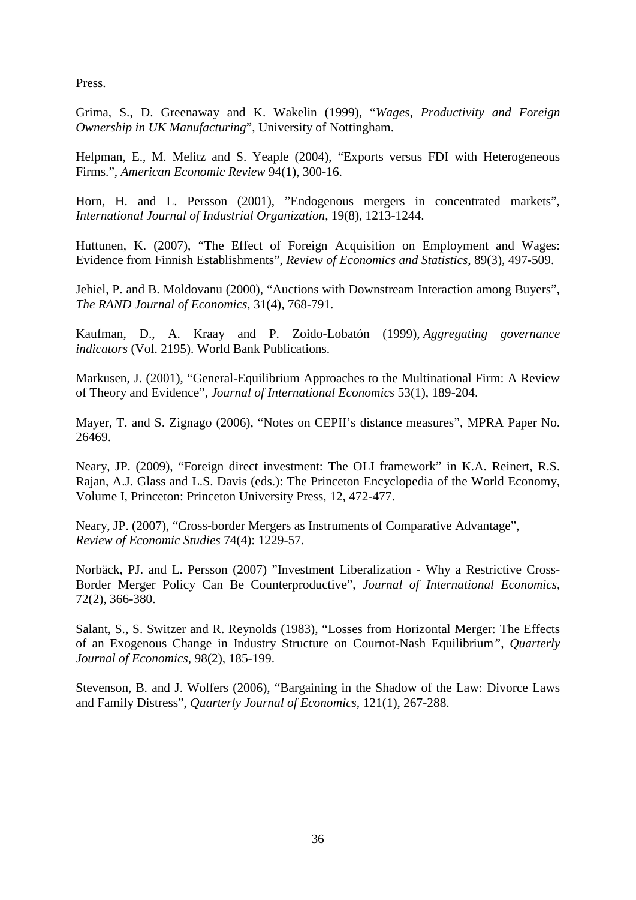Press.

Grima, S., D. Greenaway and K. Wakelin (1999), "*Wages, Productivity and Foreign Ownership in UK Manufacturing*", University of Nottingham.

Helpman, E., M. Melitz and S. Yeaple (2004), "Exports versus FDI with Heterogeneous Firms.", *American Economic Review* 94(1), 300-16.

Horn, H. and L. Persson (2001), "Endogenous mergers in concentrated markets", *International Journal of Industrial Organization*, 19(8), 1213-1244.

Huttunen, K. (2007), "The Effect of Foreign Acquisition on Employment and Wages: Evidence from Finnish Establishments", *Review of Economics and Statistics*, 89(3), 497-509.

Jehiel, P. and B. Moldovanu (2000), "Auctions with Downstream Interaction among Buyers", *The RAND Journal of Economics*, 31(4), 768-791.

Kaufman, D., A. Kraay and P. Zoido-Lobatón (1999), *Aggregating governance indicators* (Vol. 2195). World Bank Publications.

Markusen, J. (2001), "General-Equilibrium Approaches to the Multinational Firm: A Review of Theory and Evidence", *Journal of International Economics* 53(1), 189-204.

Mayer, T. and S. Zignago (2006), "Notes on CEPII's distance measures", MPRA Paper No. 26469.

Neary, JP. (2009), "Foreign direct investment: The OLI framework" in K.A. Reinert, R.S. Rajan, A.J. Glass and L.S. Davis (eds.): The Princeton Encyclopedia of the World Economy, Volume I, Princeton: Princeton University Press, 12, 472-477.

Neary, JP. (2007), "Cross-border Mergers as Instruments of Comparative Advantage", *Review of Economic Studies* 74(4): 1229-57.

Norbäck, PJ. and L. Persson (2007) "Investment Liberalization - Why a Restrictive Cross-Border Merger Policy Can Be Counterproductive", *Journal of International Economics*, 72(2), 366-380.

Salant, S., S. Switzer and R. Reynolds (1983), "Losses from Horizontal Merger: The Effects of an Exogenous Change in Industry Structure on Cournot-Nash Equilibrium", *Quarterly Journal of Economics*, 98(2), 185-199.

Stevenson, B. and J. Wolfers (2006), "Bargaining in the Shadow of the Law: Divorce Laws and Family Distress", *Quarterly Journal of Economics*, 121(1), 267-288.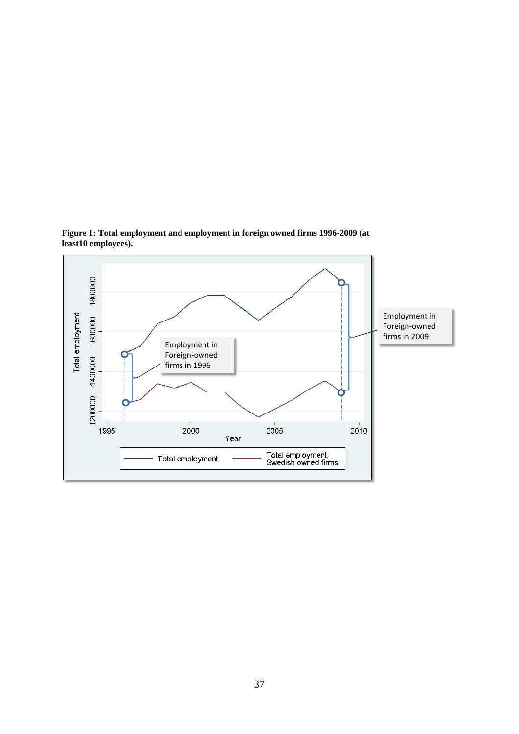**Figure 1: Total employment and employment in foreign owned firms 1996-2009 (at least10 employees).**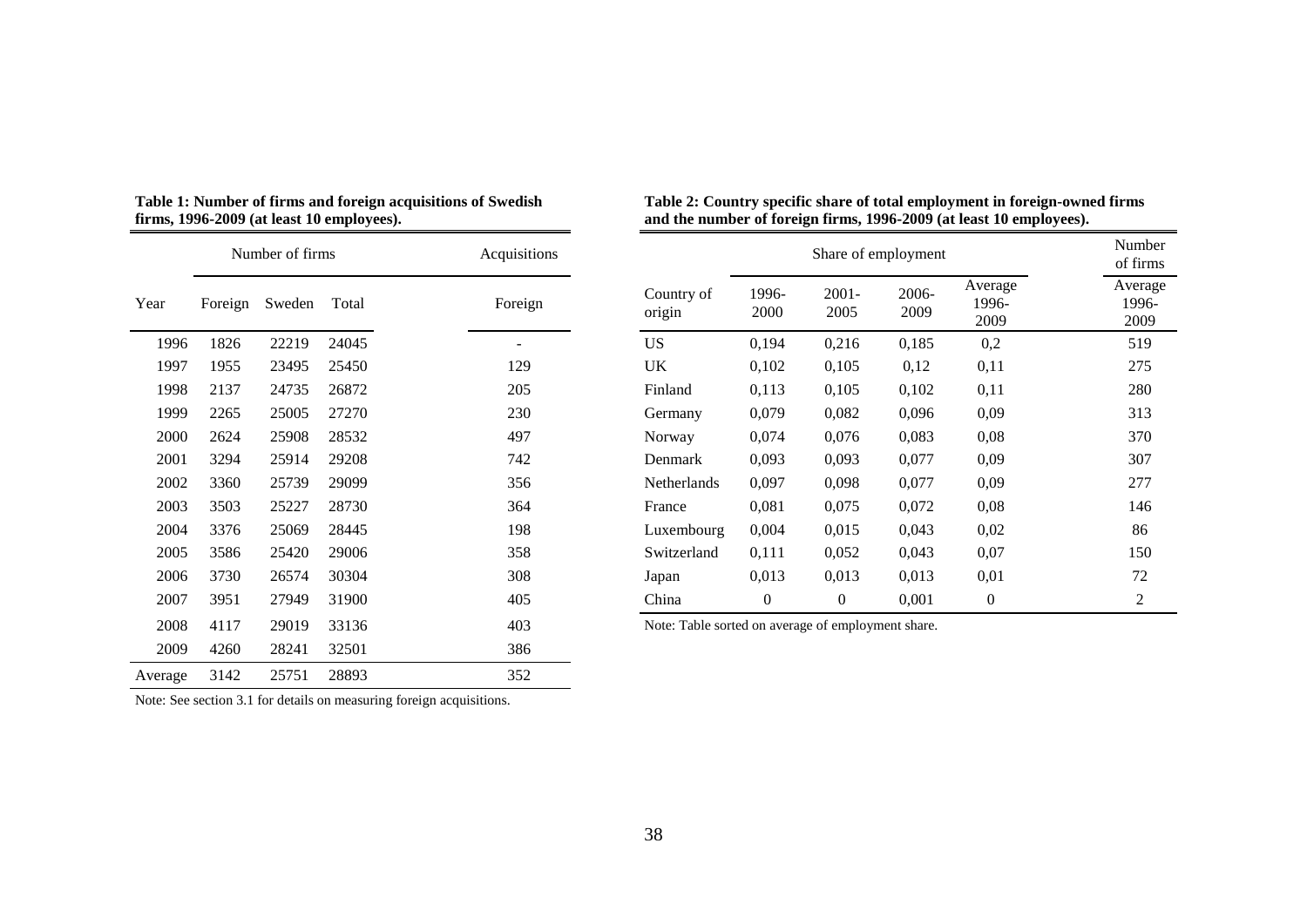**Table 1: Number of firms and foreign acquisitions of Swedish firms, 1996-2009 (at least 10 employees).**

| | Number of firms | | | Acquisitions |
|---|---|---|---|---|
| Year | Foreign | Sweden | Total | Foreign |
| 1996 | 1826 | 22219 | 24045 | - |
| 1997 | 1955 | 23495 | 25450 | 129 |
| 1998 | 2137 | 24735 | 26872 | 205 |
| 1999 | 2265 | 25005 | 27270 | 230 |
| 2000 | 2624 | 25908 | 28532 | 497 |
| 2001 | 3294 | 25914 | 29208 | 742 |
| 2002 | 3360 | 25739 | 29099 | 356 |
| 2003 | 3503 | 25227 | 28730 | 364 |
| 2004 | 3376 | 25069 | 28445 | 198 |
| 2005 | 3586 | 25420 | 29006 | 358 |
| 2006 | 3730 | 26574 | 30304 | 308 |
| 2007 | 3951 | 27949 | 31900 | 405 |
| 2008 | 4117 | 29019 | 33136 | 403 |
| 2009 | 4260 | 28241 | 32501 | 386 |
| Average | 3142 | 25751 | 28893 | 352 |

Note: See section 3.1 for details on measuring foreign acquisitions.

**Table 2: Country specific share of total employment in foreign-owned firms and the number of foreign firms, 1996-2009 (at least 10 employees).**

| | Share of employment | | | | Number of firms |
|---|---|---|---|---|---|
| Country of origin | 1996-2000 | 2001-2005 | 2006-2009 | Average 1996-2009 | Average 1996-2009 |
| US | 0,194 | 0,216 | 0,185 | 0,2 | 519 |
| UK | 0,102 | 0,105 | 0,12 | 0,11 | 275 |
| Finland | 0,113 | 0,105 | 0,102 | 0,11 | 280 |
| Germany | 0,079 | 0,082 | 0,096 | 0,09 | 313 |
| Norway | 0,074 | 0,076 | 0,083 | 0,08 | 370 |
| Denmark | 0,093 | 0,093 | 0,077 | 0,09 | 307 |
| Netherlands | 0,097 | 0,098 | 0,077 | 0,09 | 277 |
| France | 0,081 | 0,075 | 0,072 | 0,08 | 146 |
| Luxembourg | 0,004 | 0,015 | 0,043 | 0,02 | 86 |
| Switzerland | 0,111 | 0,052 | 0,043 | 0,07 | 150 |
| Japan | 0,013 | 0,013 | 0,013 | 0,01 | 72 |
| China | 0 | 0 | 0,001 | 0 | 2 |

Note: Table sorted on average of employment share.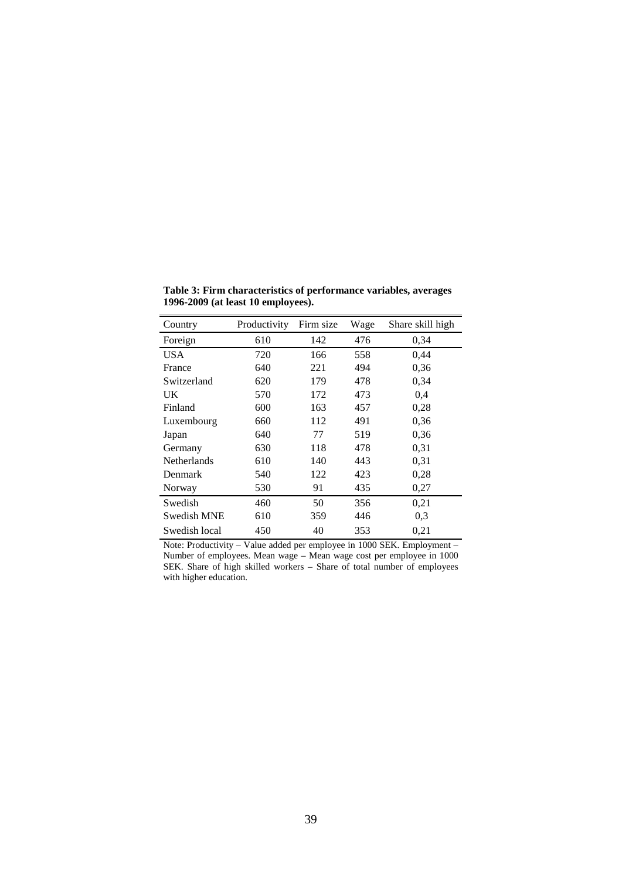**Table 3: Firm characteristics of performance variables, averages 1996-2009 (at least 10 employees).**

| Country | Productivity | Firm size | Wage | Share skill high |
|---|---|---|---|---|
| Foreign | 610 | 142 | 476 | 0,34 |
| USA | 720 | 166 | 558 | 0,44 |
| France | 640 | 221 | 494 | 0,36 |
| Switzerland | 620 | 179 | 478 | 0,34 |
| UK | 570 | 172 | 473 | 0,4 |
| Finland | 600 | 163 | 457 | 0,28 |
| Luxembourg | 660 | 112 | 491 | 0,36 |
| Japan | 640 | 77 | 519 | 0,36 |
| Germany | 630 | 118 | 478 | 0,31 |
| Netherlands | 610 | 140 | 443 | 0,31 |
| Denmark | 540 | 122 | 423 | 0,28 |
| Norway | 530 | 91 | 435 | 0,27 |
| Swedish | 460 | 50 | 356 | 0,21 |
| Swedish MNE | 610 | 359 | 446 | 0,3 |
| Swedish local | 450 | 40 | 353 | 0,21 |

Note: Productivity – Value added per employee in 1000 SEK. Employment – Number of employees. Mean wage – Mean wage cost per employee in 1000 SEK. Share of high skilled workers – Share of total number of employees with higher education.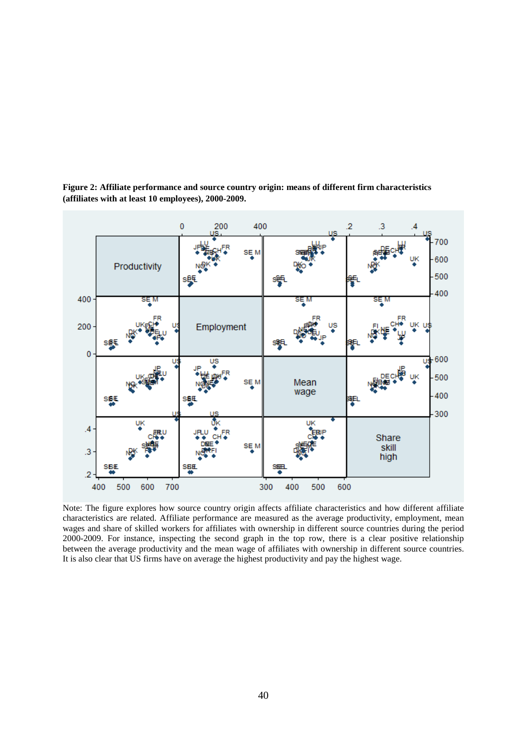**Figure 2: Affiliate performance and source country origin: means of different firm characteristics (affiliates with at least 10 employees), 2000-2009.**

Note: The figure explores how source country origin affects affiliate characteristics and how different affiliate characteristics are related. Affiliate performance are measured as the average productivity, employment, mean wages and share of skilled workers for affiliates with ownership in different source countries during the period 2000-2009. For instance, inspecting the second graph in the top row, there is a clear positive relationship between the average productivity and the mean wage of affiliates with ownership in different source countries. It is also clear that US firms have on average the highest productivity and pay the highest wage.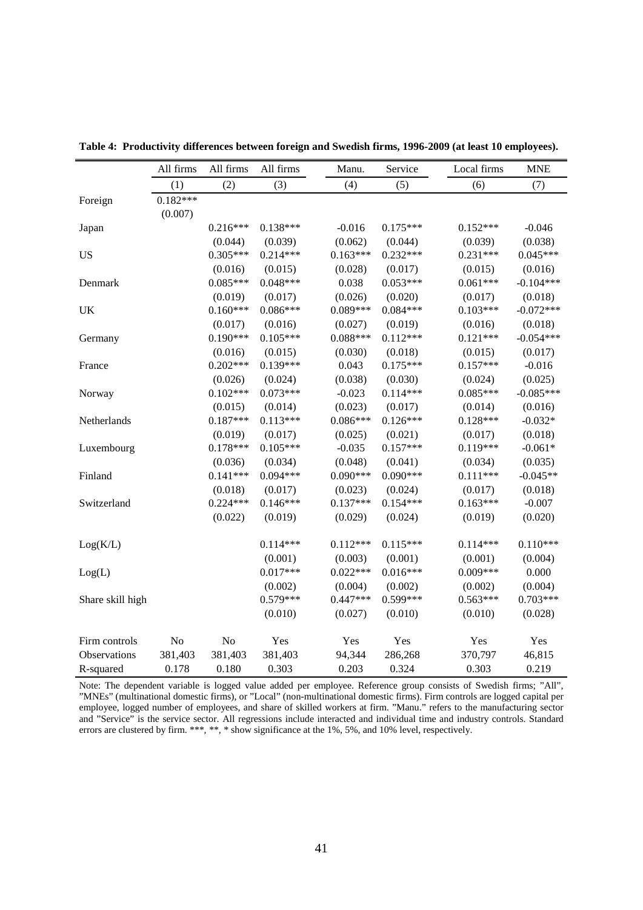**Table 4: Productivity differences between foreign and Swedish firms, 1996-2009 (at least 10 employees).**

| | All firms | All firms | All firms | Manu. | Service | Local firms | MNE |
|---|---|---|---|---|---|---|---|
| | (1) | (2) | (3) | (4) | (5) | (6) | (7) |
| Foreign | 0.182*** | | | | | | |
| | (0.007) | | | | | | |
| Japan | | 0.216*** | 0.138*** | -0.016 | 0.175*** | 0.152*** | -0.046 |
| | | (0.044) | (0.039) | (0.062) | (0.044) | (0.039) | (0.038) |
| US | | 0.305*** | 0.214*** | 0.163*** | 0.232*** | 0.231*** | 0.045*** |
| | | (0.016) | (0.015) | (0.028) | (0.017) | (0.015) | (0.016) |
| Denmark | | 0.085*** | 0.048*** | 0.038 | 0.053*** | 0.061*** | -0.104*** |
| | | (0.019) | (0.017) | (0.026) | (0.020) | (0.017) | (0.018) |
| UK | | 0.160*** | 0.086*** | 0.089*** | 0.084*** | 0.103*** | -0.072*** |
| | | (0.017) | (0.016) | (0.027) | (0.019) | (0.016) | (0.018) |
| Germany | | 0.190*** | 0.105*** | 0.088*** | 0.112*** | 0.121*** | -0.054*** |
| | | (0.016) | (0.015) | (0.030) | (0.018) | (0.015) | (0.017) |
| France | | 0.202*** | 0.139*** | 0.043 | 0.175*** | 0.157*** | -0.016 |
| | | (0.026) | (0.024) | (0.038) | (0.030) | (0.024) | (0.025) |
| Norway | | 0.102*** | 0.073*** | -0.023 | 0.114*** | 0.085*** | -0.085*** |
| | | (0.015) | (0.014) | (0.023) | (0.017) | (0.014) | (0.016) |
| Netherlands | | 0.187*** | 0.113*** | 0.086*** | 0.126*** | 0.128*** | -0.032* |
| | | (0.019) | (0.017) | (0.025) | (0.021) | (0.017) | (0.018) |
| Luxembourg | | 0.178*** | 0.105*** | -0.035 | 0.157*** | 0.119*** | -0.061* |
| | | (0.036) | (0.034) | (0.048) | (0.041) | (0.034) | (0.035) |
| Finland | | 0.141*** | 0.094*** | 0.090*** | 0.090*** | 0.111*** | -0.045** |
| | | (0.018) | (0.017) | (0.023) | (0.024) | (0.017) | (0.018) |
| Switzerland | | 0.224*** | 0.146*** | 0.137*** | 0.154*** | 0.163*** | -0.007 |
| | | (0.022) | (0.019) | (0.029) | (0.024) | (0.019) | (0.020) |
| Log(K/L) | | | 0.114*** | 0.112*** | 0.115*** | 0.114*** | 0.110*** |
| | | | (0.001) | (0.003) | (0.001) | (0.001) | (0.004) |
| Log(L) | | | 0.017*** | 0.022*** | 0.016*** | 0.009*** | 0.000 |
| | | | (0.002) | (0.004) | (0.002) | (0.002) | (0.004) |
| Share skill high | | | 0.579*** | 0.447*** | 0.599*** | 0.563*** | 0.703*** |
| | | | (0.010) | (0.027) | (0.010) | (0.010) | (0.028) |
| Firm controls | No | No | Yes | Yes | Yes | Yes | Yes |
| Observations | 381,403 | 381,403 | 381,403 | 94,344 | 286,268 | 370,797 | 46,815 |
| R-squared | 0.178 | 0.180 | 0.303 | 0.203 | 0.324 | 0.303 | 0.219 |

Note: The dependent variable is logged value added per employee. Reference group consists of Swedish firms; "All", "MNEs" (multinational domestic firms), or "Local" (non-multinational domestic firms). Firm controls are logged capital per employee, logged number of employees, and share of skilled workers at firm. "Manu." refers to the manufacturing sector and "Service" is the service sector. All regressions include interacted and individual time and industry controls. Standard errors are clustered by firm. ***, **, * show significance at the 1%, 5%, and 10% level, respectively.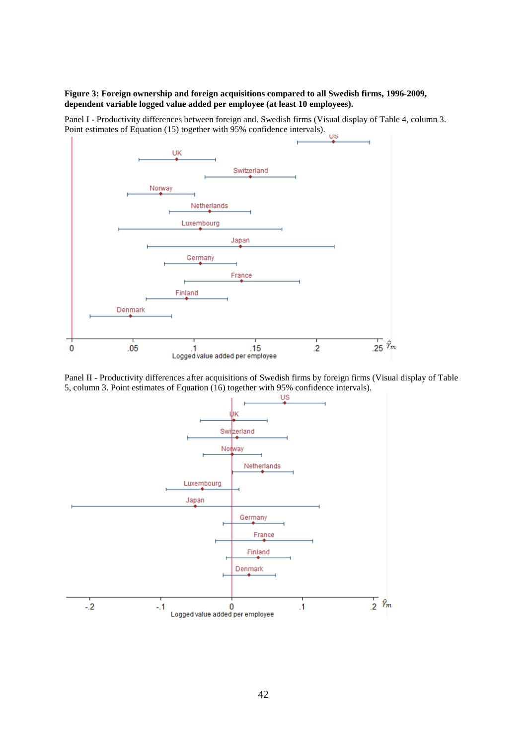**Figure 3: Foreign ownership and foreign acquisitions compared to all Swedish firms, 1996-2009, dependent variable logged value added per employee (at least 10 employees).**

Panel I - Productivity differences between foreign and. Swedish firms (Visual display of Table 4, column 3. Point estimates of Equation (15) together with 95% confidence intervals).

Panel II - Productivity differences after acquisitions of Swedish firms by foreign firms (Visual display of Table 5, column 3. Point estimates of Equation (16) together with 95% confidence intervals).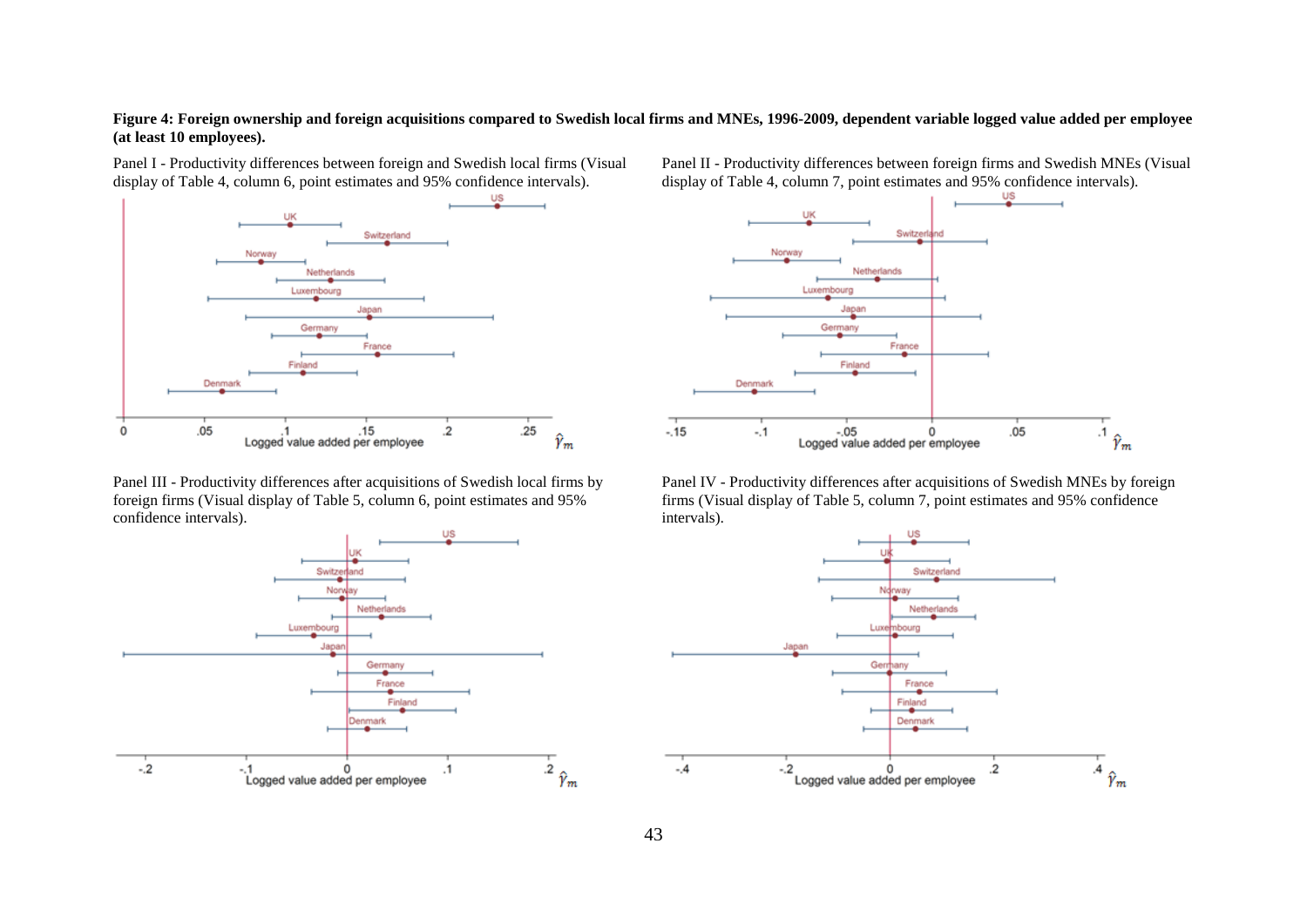**Figure 4: Foreign ownership and foreign acquisitions compared to Swedish local firms and MNEs, 1996-2009, dependent variable logged value added per employee (at least 10 employees).**

Panel I - Productivity differences between foreign and Swedish local firms (Visual display of Table 4, column 6, point estimates and 95% confidence intervals).

Panel II - Productivity differences between foreign firms and Swedish MNEs (Visual display of Table 4, column 7, point estimates and 95% confidence intervals).

Panel III - Productivity differences after acquisitions of Swedish local firms by foreign firms (Visual display of Table 5, column 6, point estimates and 95% confidence intervals).

Panel IV - Productivity differences after acquisitions of Swedish MNEs by foreign firms (Visual display of Table 5, column 7, point estimates and 95% confidence intervals).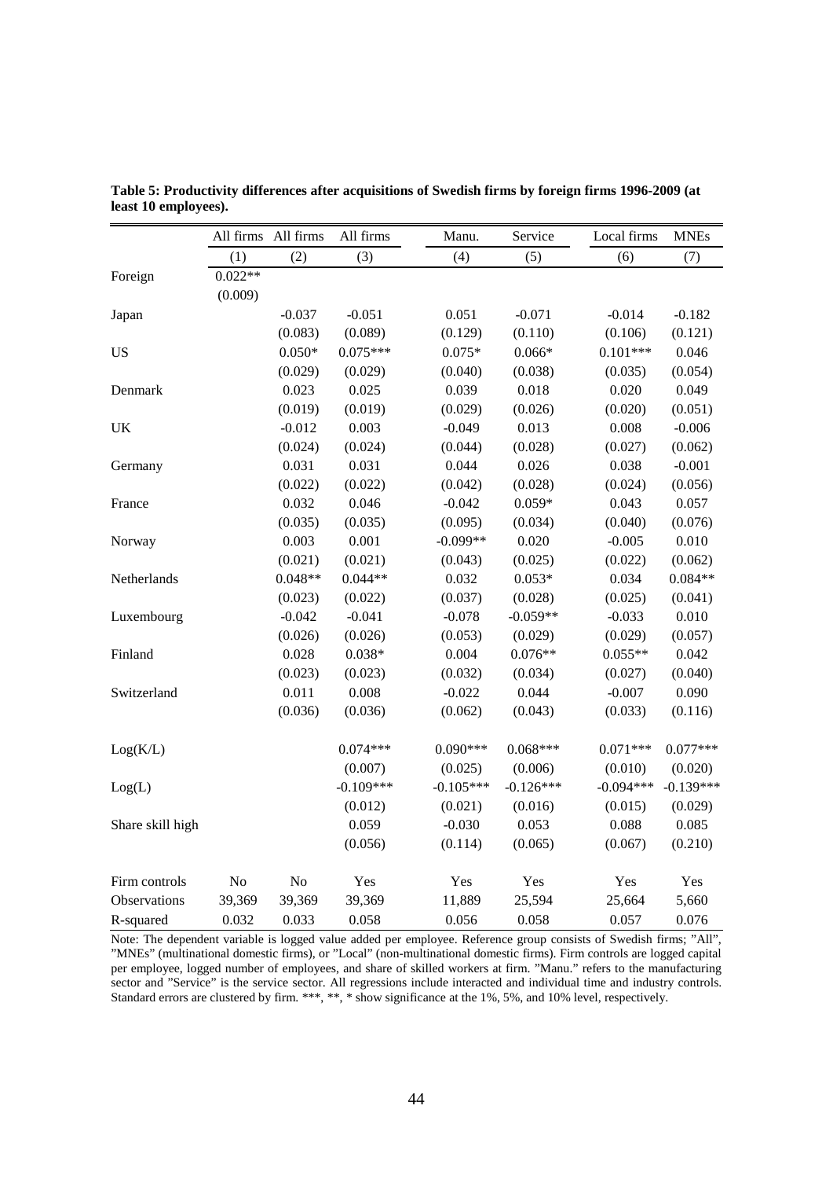**Table 5: Productivity differences after acquisitions of Swedish firms by foreign firms 1996-2009 (at least 10 employees).**

| | All firms | All firms | All firms | Manu. | Service | Local firms | MNEs |
|---|---|---|---|---|---|---|---|
| | (1) | (2) | (3) | (4) | (5) | (6) | (7) |
| Foreign | 0.022** | | | | | | |
| | (0.009) | | | | | | |
| Japan | | -0.037 | -0.051 | 0.051 | -0.071 | -0.014 | -0.182 |
| | | (0.083) | (0.089) | (0.129) | (0.110) | (0.106) | (0.121) |
| US | | 0.050* | 0.075*** | 0.075* | 0.066* | 0.101*** | 0.046 |
| | | (0.029) | (0.029) | (0.040) | (0.038) | (0.035) | (0.054) |
| Denmark | | 0.023 | 0.025 | 0.039 | 0.018 | 0.020 | 0.049 |
| | | (0.019) | (0.019) | (0.029) | (0.026) | (0.020) | (0.051) |
| UK | | -0.012 | 0.003 | -0.049 | 0.013 | 0.008 | -0.006 |
| | | (0.024) | (0.024) | (0.044) | (0.028) | (0.027) | (0.062) |
| Germany | | 0.031 | 0.031 | 0.044 | 0.026 | 0.038 | -0.001 |
| | | (0.022) | (0.022) | (0.042) | (0.028) | (0.024) | (0.056) |
| France | | 0.032 | 0.046 | -0.042 | 0.059* | 0.043 | 0.057 |
| | | (0.035) | (0.035) | (0.095) | (0.034) | (0.040) | (0.076) |
| Norway | | 0.003 | 0.001 | -0.099** | 0.020 | -0.005 | 0.010 |
| | | (0.021) | (0.021) | (0.043) | (0.025) | (0.022) | (0.062) |
| Netherlands | | 0.048** | 0.044** | 0.032 | 0.053* | 0.034 | 0.084** |
| | | (0.023) | (0.022) | (0.037) | (0.028) | (0.025) | (0.041) |
| Luxembourg | | -0.042 | -0.041 | -0.078 | -0.059** | -0.033 | 0.010 |
| | | (0.026) | (0.026) | (0.053) | (0.029) | (0.029) | (0.057) |
| Finland | | 0.028 | 0.038* | 0.004 | 0.076** | 0.055** | 0.042 |
| | | (0.023) | (0.023) | (0.032) | (0.034) | (0.027) | (0.040) |
| Switzerland | | 0.011 | 0.008 | -0.022 | 0.044 | -0.007 | 0.090 |
| | | (0.036) | (0.036) | (0.062) | (0.043) | (0.033) | (0.116) |
| Log(K/L) | | | 0.074*** | 0.090*** | 0.068*** | 0.071*** | 0.077*** |
| | | | (0.007) | (0.025) | (0.006) | (0.010) | (0.020) |
| Log(L) | | | -0.109*** | -0.105*** | -0.126*** | -0.094*** | -0.139*** |
| | | | (0.012) | (0.021) | (0.016) | (0.015) | (0.029) |
| Share skill high | | | 0.059 | -0.030 | 0.053 | 0.088 | 0.085 |
| | | | (0.056) | (0.114) | (0.065) | (0.067) | (0.210) |
| Firm controls | No | No | Yes | Yes | Yes | Yes | Yes |
| Observations | 39,369 | 39,369 | 39,369 | 11,889 | 25,594 | 25,664 | 5,660 |
| R-squared | 0.032 | 0.033 | 0.058 | 0.056 | 0.058 | 0.057 | 0.076 |

Note: The dependent variable is logged value added per employee. Reference group consists of Swedish firms; "All", "MNEs" (multinational domestic firms), or "Local" (non-multinational domestic firms). Firm controls are logged capital per employee, logged number of employees, and share of skilled workers at firm. "Manu." refers to the manufacturing sector and "Service" is the service sector. All regressions include interacted and individual time and industry controls. Standard errors are clustered by firm. ***, **, * show significance at the 1%, 5%, and 10% level, respectively.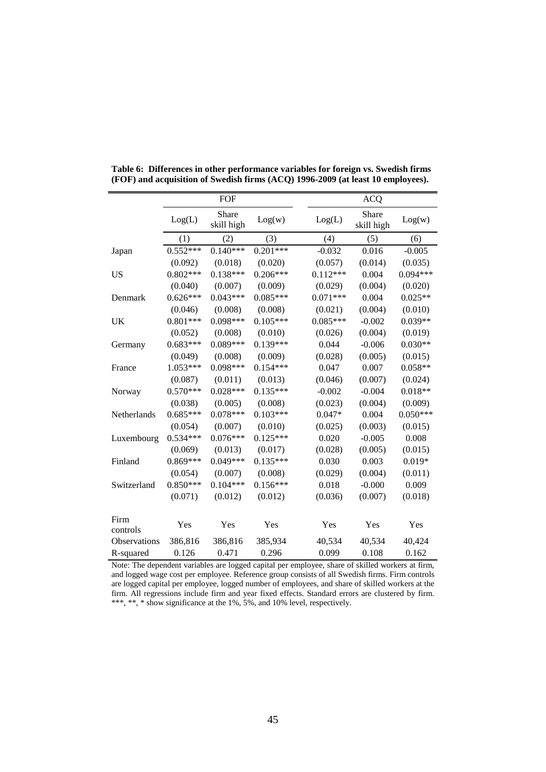**Table 6: Differences in other performance variables for foreign vs. Swedish firms (FOF) and acquisition of Swedish firms (ACQ) 1996-2009 (at least 10 employees).**

| | FOF | | | ACQ | | |
|---|---|---|---|---|---|---|
| | Log(L) | Share skill high | Log(w) | Log(L) | Share skill high | Log(w) |
| | (1) | (2) | (3) | (4) | (5) | (6) |
| Japan | 0.552*** | 0.140*** | 0.201*** | -0.032 | 0.016 | -0.005 |
| | (0.092) | (0.018) | (0.020) | (0.057) | (0.014) | (0.035) |
| US | 0.802*** | 0.138*** | 0.206*** | 0.112*** | 0.004 | 0.094*** |
| | (0.040) | (0.007) | (0.009) | (0.029) | (0.004) | (0.020) |
| Denmark | 0.626*** | 0.043*** | 0.085*** | 0.071*** | 0.004 | 0.025** |
| | (0.046) | (0.008) | (0.008) | (0.021) | (0.004) | (0.010) |
| UK | 0.801*** | 0.098*** | 0.105*** | 0.085*** | -0.002 | 0.039** |
| | (0.052) | (0.008) | (0.010) | (0.026) | (0.004) | (0.019) |
| Germany | 0.683*** | 0.089*** | 0.139*** | 0.044 | -0.006 | 0.030** |
| | (0.049) | (0.008) | (0.009) | (0.028) | (0.005) | (0.015) |
| France | 1.053*** | 0.098*** | 0.154*** | 0.047 | 0.007 | 0.058** |
| | (0.087) | (0.011) | (0.013) | (0.046) | (0.007) | (0.024) |
| Norway | 0.570*** | 0.028*** | 0.135*** | -0.002 | -0.004 | 0.018** |
| | (0.038) | (0.005) | (0.008) | (0.023) | (0.004) | (0.009) |
| Netherlands | 0.685*** | 0.078*** | 0.103*** | 0.047* | 0.004 | 0.050*** |
| | (0.054) | (0.007) | (0.010) | (0.025) | (0.003) | (0.015) |
| Luxembourg | 0.534*** | 0.076*** | 0.125*** | 0.020 | -0.005 | 0.008 |
| | (0.069) | (0.013) | (0.017) | (0.028) | (0.005) | (0.015) |
| Finland | 0.869*** | 0.049*** | 0.135*** | 0.030 | 0.003 | 0.019* |
| | (0.054) | (0.007) | (0.008) | (0.029) | (0.004) | (0.011) |
| Switzerland | 0.850*** | 0.104*** | 0.156*** | 0.018 | -0.000 | 0.009 |
| | (0.071) | (0.012) | (0.012) | (0.036) | (0.007) | (0.018) |
| Firm controls | Yes | Yes | Yes | Yes | Yes | Yes |
| Observations | 386,816 | 386,816 | 385,934 | 40,534 | 40,534 | 40,424 |
| R-squared | 0.126 | 0.471 | 0.296 | 0.099 | 0.108 | 0.162 |

Note: The dependent variables are logged capital per employee, share of skilled workers at firm, and logged wage cost per employee. Reference group consists of all Swedish firms. Firm controls are logged capital per employee, logged number of employees, and share of skilled workers at the firm. All regressions include firm and year fixed effects. Standard errors are clustered by firm. ***, **, * show significance at the 1%, 5%, and 10% level, respectively.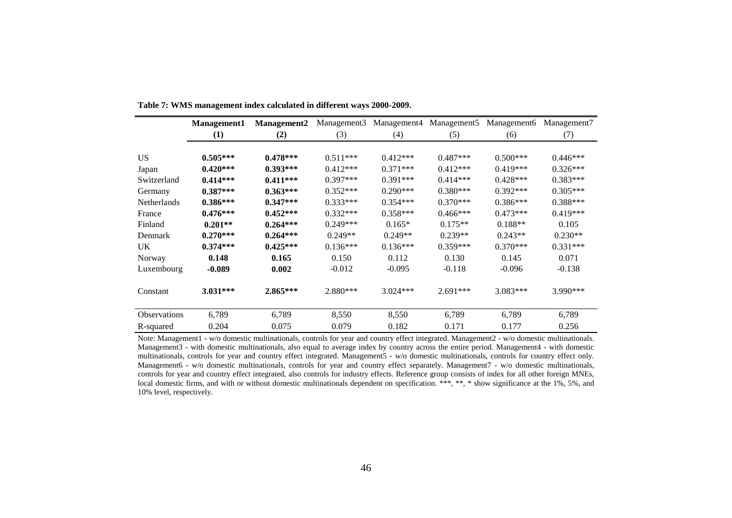**Table 7: WMS management index calculated in different ways 2000-2009.**

| | **Management1** | **Management2** | Management3 | Management4 | Management5 | Management6 | Management7 |
|---|---|---|---|---|---|---|---|
| | **(1)** | **(2)** | (3) | (4) | (5) | (6) | (7) |
| US | **0.505*** ** | **0.478*** ** | 0.511*** | 0.412*** | 0.487*** | 0.500*** | 0.446*** |
| Japan | **0.420*** ** | **0.393*** ** | 0.412*** | 0.371*** | 0.412*** | 0.419*** | 0.326*** |
| Switzerland | **0.414*** ** | **0.411*** ** | 0.397*** | 0.391*** | 0.414*** | 0.428*** | 0.383*** |
| Germany | **0.387*** ** | **0.363*** ** | 0.352*** | 0.290*** | 0.380*** | 0.392*** | 0.305*** |
| Netherlands | **0.386*** ** | **0.347*** ** | 0.333*** | 0.354*** | 0.370*** | 0.386*** | 0.388*** |
| France | **0.476*** ** | **0.452*** ** | 0.332*** | 0.358*** | 0.466*** | 0.473*** | 0.419*** |
| Finland | **0.201** ** | **0.264*** ** | 0.249*** | 0.165* | 0.175** | 0.188** | 0.105 |
| Denmark | **0.270*** ** | **0.264*** ** | 0.249** | 0.249** | 0.239** | 0.243** | 0.230** |
| UK | **0.374*** ** | **0.425*** ** | 0.136*** | 0.136*** | 0.359*** | 0.370*** | 0.331*** |
| Norway | **0.148** | **0.165** | 0.150 | 0.112 | 0.130 | 0.145 | 0.071 |
| Luxembourg | **-0.089** | **0.002** | -0.012 | -0.095 | -0.118 | -0.096 | -0.138 |
| Constant | **3.031*** ** | **2.865*** ** | 2.880*** | 3.024*** | 2.691*** | 3.083*** | 3.990*** |
| Observations | 6,789 | 6,789 | 8,550 | 8,550 | 6,789 | 6,789 | 6,789 |
| R-squared | 0.204 | 0.075 | 0.079 | 0.182 | 0.171 | 0.177 | 0.256 |

Note: Management1 - w/o domestic multinationals, controls for year and country effect integrated. Management2 - w/o domestic multinationals. Management3 - with domestic multinationals, also equal to average index by country across the entire period. Management4 - with domestic multinationals, controls for year and country effect integrated. Management5 - w/o domestic multinationals, controls for country effect only. Management6 - w/o domestic multinationals, controls for year and country effect separately. Management7 - w/o domestic multinationals, controls for year and country effect integrated, also controls for industry effects. Reference group consists of index for all other foreign MNEs, local domestic firms, and with or without domestic multinationals dependent on specification. ***, **, * show significance at the 1%, 5%, and 10% level, respectively.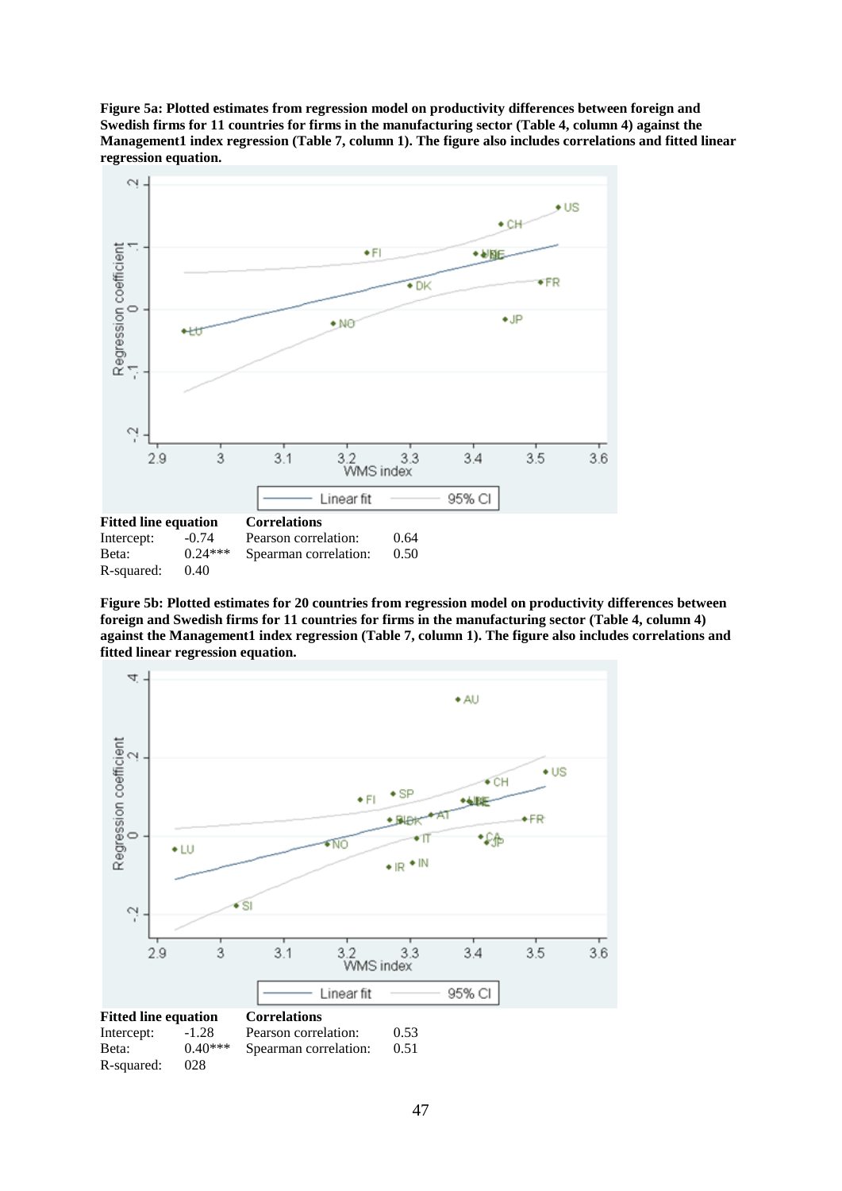**Figure 5a: Plotted estimates from regression model on productivity differences between foreign and Swedish firms for 11 countries for firms in the manufacturing sector (Table 4, column 4) against the Management1 index regression (Table 7, column 1). The figure also includes correlations and fitted linear regression equation.**

| Fitted line equation | | Correlations | |
|---|---|---|---|
| Intercept: | -0.74 | Pearson correlation: | 0.64 |
| Beta: | 0.24*** | Spearman correlation: | 0.50 |
| R-squared: | 0.40 | | |

**Figure 5b: Plotted estimates for 20 countries from regression model on productivity differences between foreign and Swedish firms for 11 countries for firms in the manufacturing sector (Table 4, column 4) against the Management1 index regression (Table 7, column 1). The figure also includes correlations and fitted linear regression equation.**

| Fitted line equation | | Correlations | |
|---|---|---|---|
| Intercept: | -1.28 | Pearson correlation: | 0.53 |
| Beta: | 0.40*** | Spearman correlation: | 0.51 |
| R-squared: | 028 | | |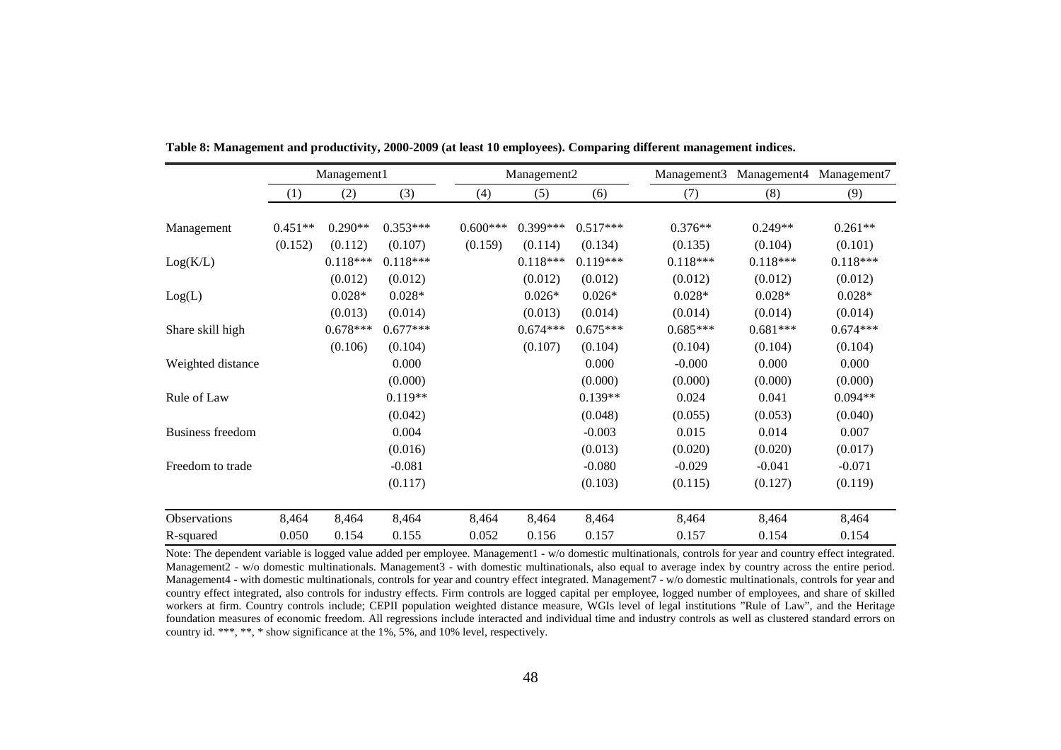**Table 8: Management and productivity, 2000-2009 (at least 10 employees). Comparing different management indices.**

| | Management1 | | | Management2 | | | Management3 | Management4 | Management7 |
|---|---|---|---|---|---|---|---|---|---|
| | (1) | (2) | (3) | (4) | (5) | (6) | (7) | (8) | (9) |
| Management | 0.451** | 0.290** | 0.353*** | 0.600*** | 0.399*** | 0.517*** | 0.376** | 0.249** | 0.261** |
| | (0.152) | (0.112) | (0.107) | (0.159) | (0.114) | (0.134) | (0.135) | (0.104) | (0.101) |
| Log(K/L) | | 0.118*** | 0.118*** | | 0.118*** | 0.119*** | 0.118*** | 0.118*** | 0.118*** |
| | | (0.012) | (0.012) | | (0.012) | (0.012) | (0.012) | (0.012) | (0.012) |
| Log(L) | | 0.028* | 0.028* | | 0.026* | 0.026* | 0.028* | 0.028* | 0.028* |
| | | (0.013) | (0.014) | | (0.013) | (0.014) | (0.014) | (0.014) | (0.014) |
| Share skill high | | 0.678*** | 0.677*** | | 0.674*** | 0.675*** | 0.685*** | 0.681*** | 0.674*** |
| | | (0.106) | (0.104) | | (0.107) | (0.104) | (0.104) | (0.104) | (0.104) |
| Weighted distance | | | 0.000 | | | 0.000 | -0.000 | 0.000 | 0.000 |
| | | | (0.000) | | | (0.000) | (0.000) | (0.000) | (0.000) |
| Rule of Law | | | 0.119** | | | 0.139** | 0.024 | 0.041 | 0.094** |
| | | | (0.042) | | | (0.048) | (0.055) | (0.053) | (0.040) |
| Business freedom | | | 0.004 | | | -0.003 | 0.015 | 0.014 | 0.007 |
| | | | (0.016) | | | (0.013) | (0.020) | (0.020) | (0.017) |
| Freedom to trade | | | -0.081 | | | -0.080 | -0.029 | -0.041 | -0.071 |
| | | | (0.117) | | | (0.103) | (0.115) | (0.127) | (0.119) |
| Observations | 8,464 | 8,464 | 8,464 | 8,464 | 8,464 | 8,464 | 8,464 | 8,464 | 8,464 |
| R-squared | 0.050 | 0.154 | 0.155 | 0.052 | 0.156 | 0.157 | 0.157 | 0.154 | 0.154 |

Note: The dependent variable is logged value added per employee. Management1 - w/o domestic multinationals, controls for year and country effect integrated. Management2 - w/o domestic multinationals. Management3 - with domestic multinationals, also equal to average index by country across the entire period. Management4 - with domestic multinationals, controls for year and country effect integrated. Management7 - w/o domestic multinationals, controls for year and country effect integrated, also controls for industry effects. Firm controls are logged capital per employee, logged number of employees, and share of skilled workers at firm. Country controls include; CEPII population weighted distance measure, WGIs level of legal institutions "Rule of Law", and the Heritage foundation measures of economic freedom. All regressions include interacted and individual time and industry controls as well as clustered standard errors on country id. ***, **, * show significance at the 1%, 5%, and 10% level, respectively.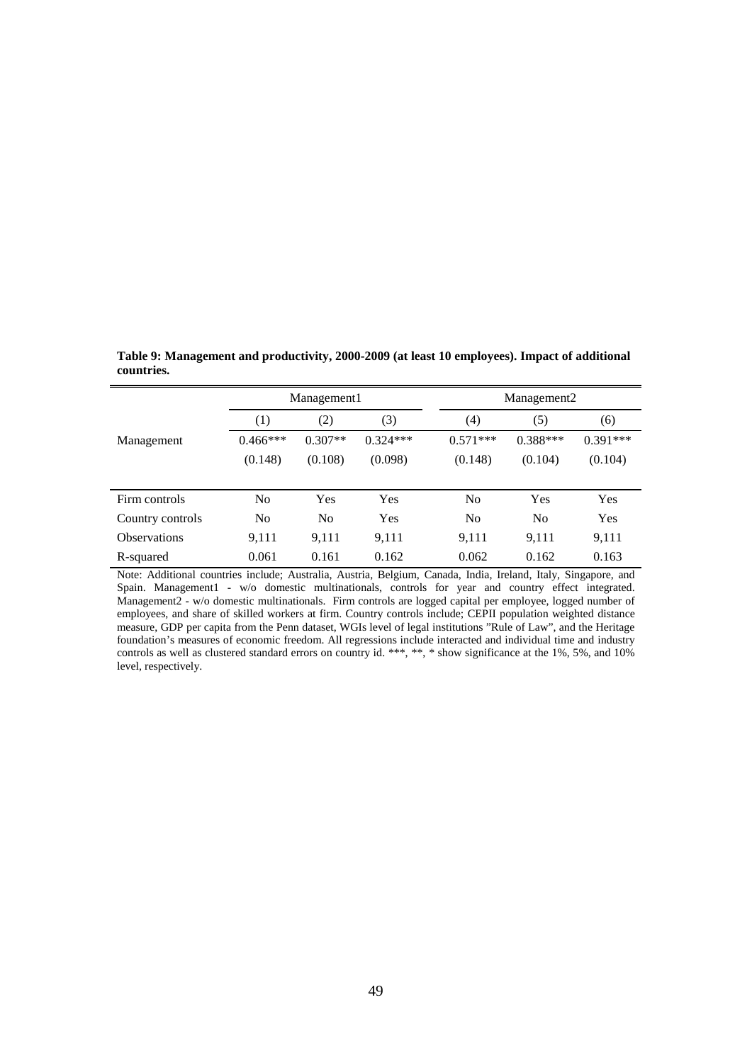**Table 9: Management and productivity, 2000-2009 (at least 10 employees). Impact of additional countries.**

| | Management1 | | | Management2 | | |
|---|---|---|---|---|---|---|
| | (1) | (2) | (3) | (4) | (5) | (6) |
| Management | 0.466*** | 0.307** | 0.324*** | 0.571*** | 0.388*** | 0.391*** |
| | (0.148) | (0.108) | (0.098) | (0.148) | (0.104) | (0.104) |
| Firm controls | No | Yes | Yes | No | Yes | Yes |
| Country controls | No | No | Yes | No | No | Yes |
| Observations | 9,111 | 9,111 | 9,111 | 9,111 | 9,111 | 9,111 |
| R-squared | 0.061 | 0.161 | 0.162 | 0.062 | 0.162 | 0.163 |

Note: Additional countries include; Australia, Austria, Belgium, Canada, India, Ireland, Italy, Singapore, and Spain. Management1 - w/o domestic multinationals, controls for year and country effect integrated. Management2 - w/o domestic multinationals. Firm controls are logged capital per employee, logged number of employees, and share of skilled workers at firm. Country controls include; CEPII population weighted distance measure, GDP per capita from the Penn dataset, WGIs level of legal institutions "Rule of Law", and the Heritage foundation's measures of economic freedom. All regressions include interacted and individual time and industry controls as well as clustered standard errors on country id. ***, **, * show significance at the 1%, 5%, and 10% level, respectively.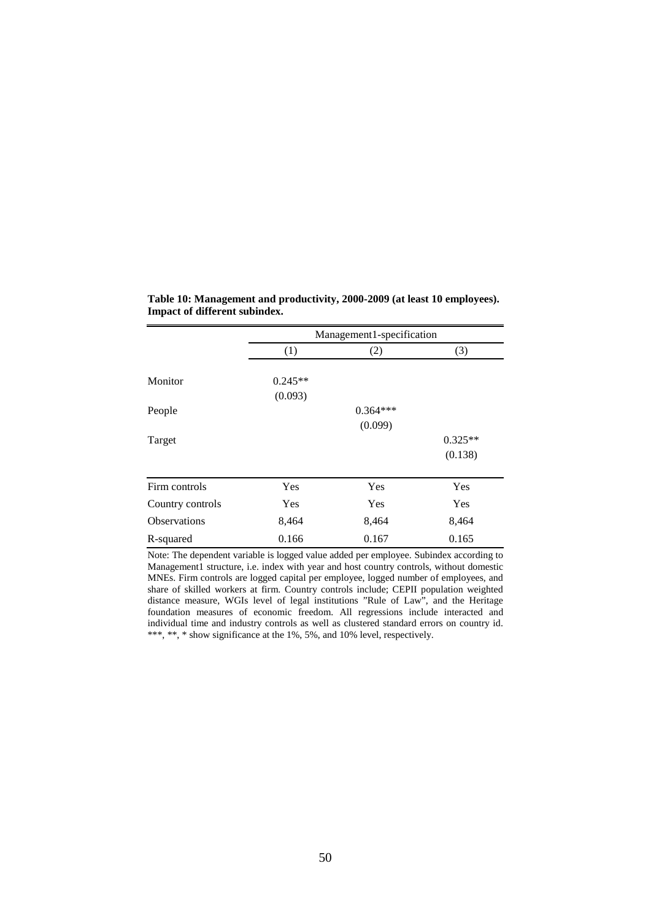**Table 10: Management and productivity, 2000-2009 (at least 10 employees). Impact of different subindex.**

| | Management1-specification | | |
|---|---|---|---|
| | (1) | (2) | (3) |
| Monitor | 0.245** | | |
| | (0.093) | | |
| People | | 0.364*** | |
| | | (0.099) | |
| Target | | | 0.325** |
| | | | (0.138) |
| Firm controls | Yes | Yes | Yes |
| Country controls | Yes | Yes | Yes |
| Observations | 8,464 | 8,464 | 8,464 |
| R-squared | 0.166 | 0.167 | 0.165 |

Note: The dependent variable is logged value added per employee. Subindex according to Management1 structure, i.e. index with year and host country controls, without domestic MNEs. Firm controls are logged capital per employee, logged number of employees, and share of skilled workers at firm. Country controls include; CEPII population weighted distance measure, WGIs level of legal institutions "Rule of Law", and the Heritage foundation measures of economic freedom. All regressions include interacted and individual time and industry controls as well as clustered standard errors on country id. ***, **, * show significance at the 1%, 5%, and 10% level, respectively.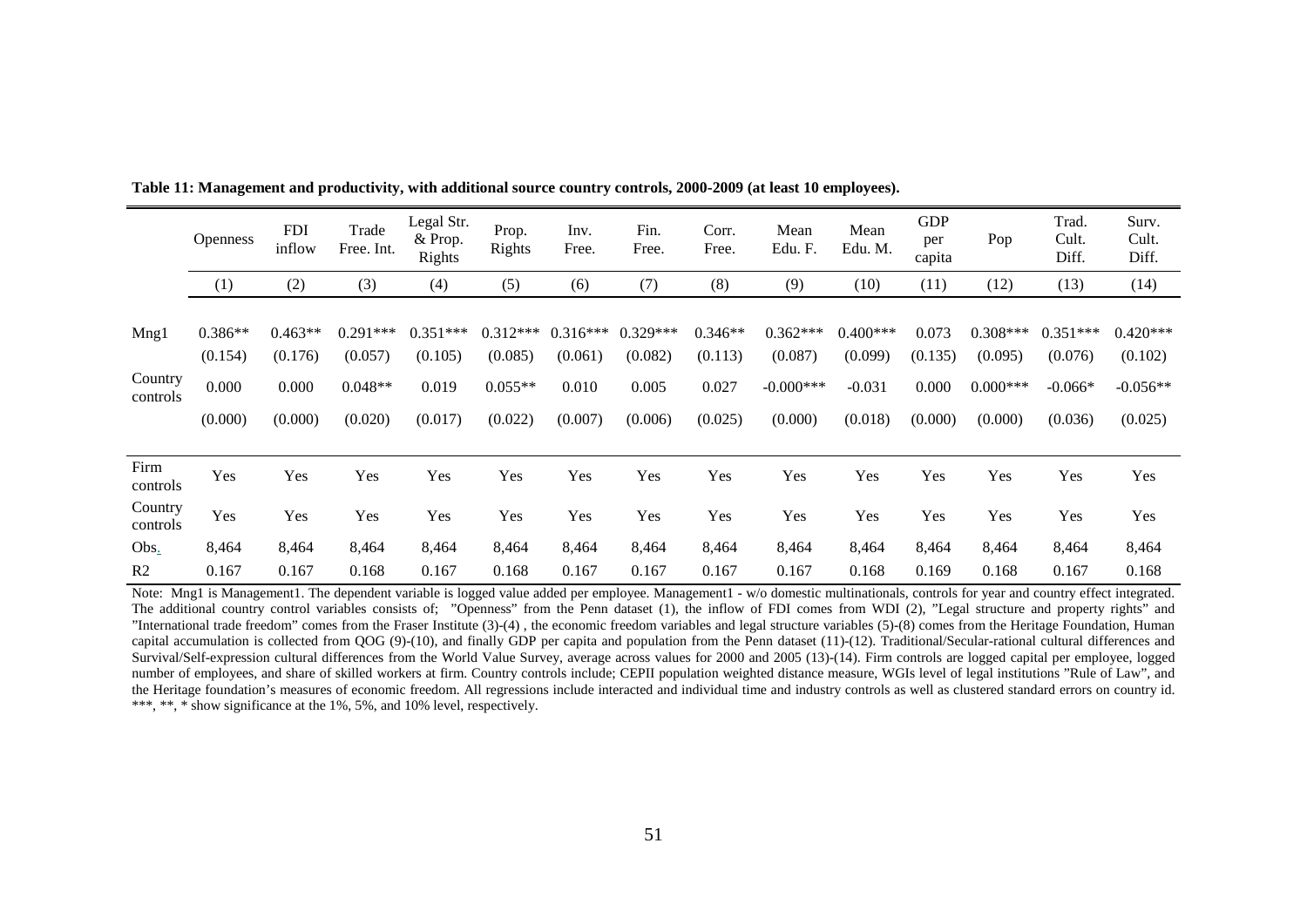**Table 11: Management and productivity, with additional source country controls, 2000-2009 (at least 10 employees).**

| | Openness | FDI inflow | Trade Free. Int. | Legal Str. & Prop. Rights | Prop. Rights | Inv. Free. | Fin. Free. | Corr. Free. | Mean Edu. F. | Mean Edu. M. | GDP per capita | Pop | Trad. Cult. Diff. | Surv. Cult. Diff. |
|---|---|---|---|---|---|---|---|---|---|---|---|---|---|---|
| | (1) | (2) | (3) | (4) | (5) | (6) | (7) | (8) | (9) | (10) | (11) | (12) | (13) | (14) |
| Mng1 | 0.386** | 0.463** | 0.291*** | 0.351*** | 0.312*** | 0.316*** | 0.329*** | 0.346** | 0.362*** | 0.400*** | 0.073 | 0.308*** | 0.351*** | 0.420*** |
| | (0.154) | (0.176) | (0.057) | (0.105) | (0.085) | (0.061) | (0.082) | (0.113) | (0.087) | (0.099) | (0.135) | (0.095) | (0.076) | (0.102) |
| Country controls | 0.000 | 0.000 | 0.048** | 0.019 | 0.055** | 0.010 | 0.005 | 0.027 | -0.000*** | -0.031 | 0.000 | 0.000*** | -0.066* | -0.056** |
| | (0.000) | (0.000) | (0.020) | (0.017) | (0.022) | (0.007) | (0.006) | (0.025) | (0.000) | (0.018) | (0.000) | (0.000) | (0.036) | (0.025) |
| Firm controls | Yes | Yes | Yes | Yes | Yes | Yes | Yes | Yes | Yes | Yes | Yes | Yes | Yes | Yes |
| Country controls | Yes | Yes | Yes | Yes | Yes | Yes | Yes | Yes | Yes | Yes | Yes | Yes | Yes | Yes |
| Obs. | 8,464 | 8,464 | 8,464 | 8,464 | 8,464 | 8,464 | 8,464 | 8,464 | 8,464 | 8,464 | 8,464 | 8,464 | 8,464 | 8,464 |
| R2 | 0.167 | 0.167 | 0.168 | 0.167 | 0.168 | 0.167 | 0.167 | 0.167 | 0.167 | 0.168 | 0.169 | 0.168 | 0.167 | 0.168 |

Note: Mng1 is Management1. The dependent variable is logged value added per employee. Management1 - w/o domestic multinationals, controls for year and country effect integrated. The additional country control variables consists of; "Openness" from the Penn dataset (1), the inflow of FDI comes from WDI (2), "Legal structure and property rights" and "International trade freedom" comes from the Fraser Institute (3)-(4) , the economic freedom variables and legal structure variables (5)-(8) comes from the Heritage Foundation, Human capital accumulation is collected from QOG (9)-(10), and finally GDP per capita and population from the Penn dataset (11)-(12). Traditional/Secular-rational cultural differences and Survival/Self-expression cultural differences from the World Value Survey, average across values for 2000 and 2005 (13)-(14). Firm controls are logged capital per employee, logged number of employees, and share of skilled workers at firm. Country controls include; CEPII population weighted distance measure, WGIs level of legal institutions "Rule of Law", and the Heritage foundation's measures of economic freedom. All regressions include interacted and individual time and industry controls as well as clustered standard errors on country id. ***, **, * show significance at the 1%, 5%, and 10% level, respectively.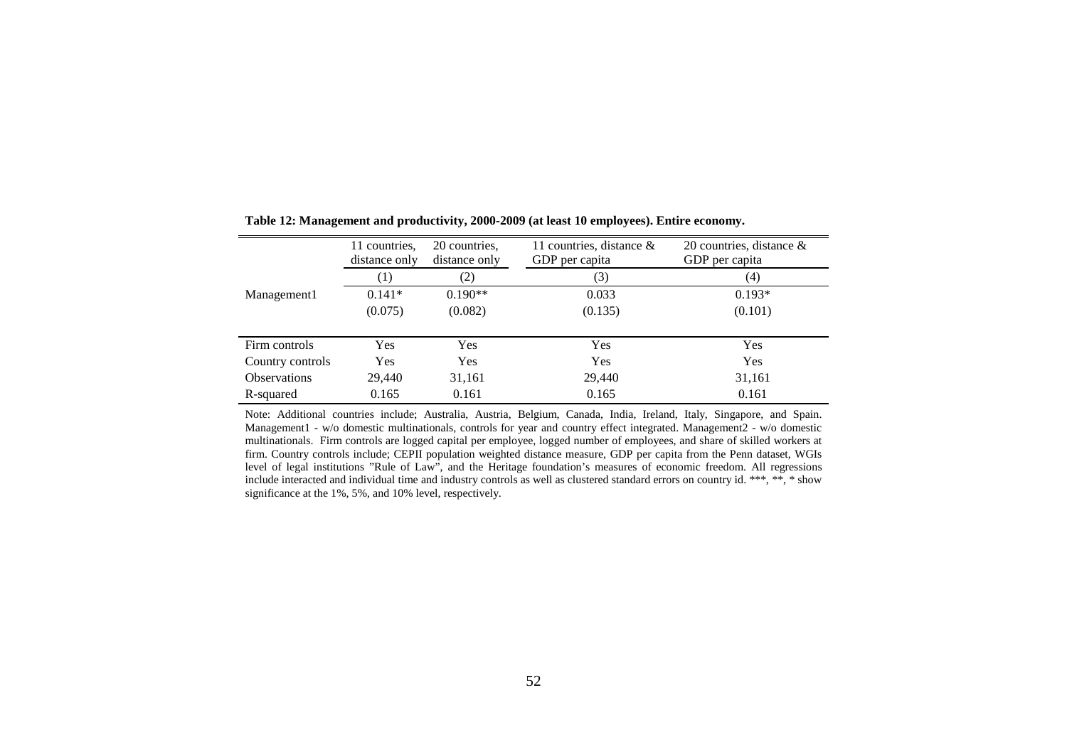**Table 12: Management and productivity, 2000-2009 (at least 10 employees). Entire economy.**

| | 11 countries, distance only | 20 countries, distance only | 11 countries, distance & GDP per capita | 20 countries, distance & GDP per capita |
|---|---|---|---|---|
| | (1) | (2) | (3) | (4) |
| Management1 | 0.141* | 0.190** | 0.033 | 0.193* |
| | (0.075) | (0.082) | (0.135) | (0.101) |
| Firm controls | Yes | Yes | Yes | Yes |
| Country controls | Yes | Yes | Yes | Yes |
| Observations | 29,440 | 31,161 | 29,440 | 31,161 |
| R-squared | 0.165 | 0.161 | 0.165 | 0.161 |

Note: Additional countries include; Australia, Austria, Belgium, Canada, India, Ireland, Italy, Singapore, and Spain. Management1 - w/o domestic multinationals, controls for year and country effect integrated. Management2 - w/o domestic multinationals. Firm controls are logged capital per employee, logged number of employees, and share of skilled workers at firm. Country controls include; CEPII population weighted distance measure, GDP per capita from the Penn dataset, WGIs level of legal institutions "Rule of Law", and the Heritage foundation's measures of economic freedom. All regressions include interacted and individual time and industry controls as well as clustered standard errors on country id. ***, **, * show significance at the 1%, 5%, and 10% level, respectively.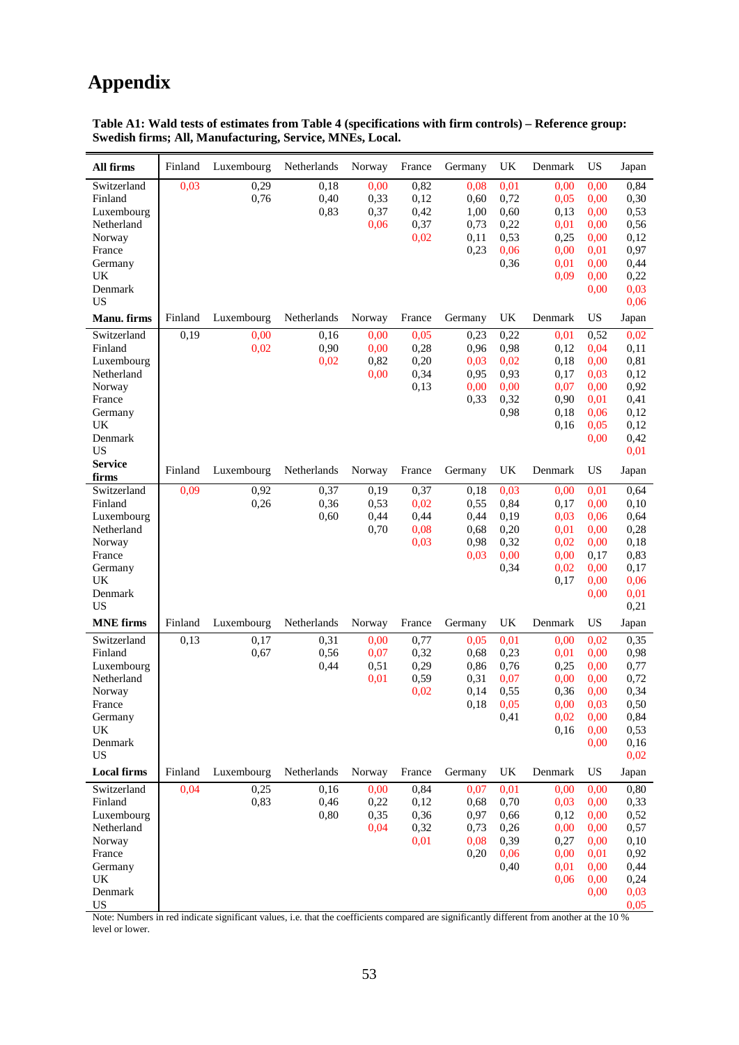# Appendix

**Table A1: Wald tests of estimates from Table 4 (specifications with firm controls) – Reference group: Swedish firms; All, Manufacturing, Service, MNEs, Local.**

| **All firms** | Finland | Luxembourg | Netherlands | Norway | France | Germany | UK | Denmark | US | Japan |
|---|---|---|---|---|---|---|---|---|---|---|
| Switzerland | 0,03 | 0,29 | 0,18 | 0,00 | 0,82 | 0,08 | 0,01 | 0,00 | 0,00 | 0,84 |
| Finland | | 0,76 | 0,40 | 0,33 | 0,12 | 0,60 | 0,72 | 0,05 | 0,00 | 0,30 |
| Luxembourg | | | 0,83 | 0,37 | 0,42 | 1,00 | 0,60 | 0,13 | 0,00 | 0,53 |
| Netherland | | | | 0,06 | 0,37 | 0,73 | 0,22 | 0,01 | 0,00 | 0,56 |
| Norway | | | | | 0,02 | 0,11 | 0,53 | 0,25 | 0,00 | 0,12 |
| France | | | | | | 0,23 | 0,06 | 0,00 | 0,01 | 0,97 |
| Germany | | | | | | | 0,36 | 0,01 | 0,00 | 0,44 |
| UK | | | | | | | | 0,09 | 0,00 | 0,22 |
| Denmark | | | | | | | | | 0,00 | 0,03 |
| US | | | | | | | | | | 0,06 |
| **Manu. firms** | Finland | Luxembourg | Netherlands | Norway | France | Germany | UK | Denmark | US | Japan |
| Switzerland | 0,19 | 0,00 | 0,16 | 0,00 | 0,05 | 0,23 | 0,22 | 0,01 | 0,52 | 0,02 |
| Finland | | 0,02 | 0,90 | 0,00 | 0,28 | 0,96 | 0,98 | 0,12 | 0,04 | 0,11 |
| Luxembourg | | | 0,02 | 0,82 | 0,20 | 0,03 | 0,02 | 0,18 | 0,00 | 0,81 |
| Netherland | | | | 0,00 | 0,34 | 0,95 | 0,93 | 0,17 | 0,03 | 0,12 |
| Norway | | | | | 0,13 | 0,00 | 0,00 | 0,07 | 0,00 | 0,92 |
| France | | | | | | 0,33 | 0,32 | 0,90 | 0,01 | 0,41 |
| Germany | | | | | | | 0,98 | 0,18 | 0,06 | 0,12 |
| UK | | | | | | | | 0,16 | 0,05 | 0,12 |
| Denmark | | | | | | | | | 0,00 | 0,42 |
| US | | | | | | | | | | 0,01 |
| **Service firms** | Finland | Luxembourg | Netherlands | Norway | France | Germany | UK | Denmark | US | Japan |
| Switzerland | 0,09 | 0,92 | 0,37 | 0,19 | 0,37 | 0,18 | 0,03 | 0,00 | 0,01 | 0,64 |
| Finland | | 0,26 | 0,36 | 0,53 | 0,02 | 0,55 | 0,84 | 0,17 | 0,00 | 0,10 |
| Luxembourg | | | 0,60 | 0,44 | 0,44 | 0,44 | 0,19 | 0,03 | 0,06 | 0,64 |
| Netherland | | | | 0,70 | 0,08 | 0,68 | 0,20 | 0,01 | 0,00 | 0,28 |
| Norway | | | | | 0,03 | 0,98 | 0,32 | 0,02 | 0,00 | 0,18 |
| France | | | | | | 0,03 | 0,00 | 0,00 | 0,17 | 0,83 |
| Germany | | | | | | | 0,34 | 0,02 | 0,00 | 0,17 |
| UK | | | | | | | | 0,17 | 0,00 | 0,06 |
| Denmark | | | | | | | | | 0,00 | 0,01 |
| US | | | | | | | | | | 0,21 |
| **MNE firms** | Finland | Luxembourg | Netherlands | Norway | France | Germany | UK | Denmark | US | Japan |
| Switzerland | 0,13 | 0,17 | 0,31 | 0,00 | 0,77 | 0,05 | 0,01 | 0,00 | 0,02 | 0,35 |
| Finland | | 0,67 | 0,56 | 0,07 | 0,32 | 0,68 | 0,23 | 0,01 | 0,00 | 0,98 |
| Luxembourg | | | 0,44 | 0,51 | 0,29 | 0,86 | 0,76 | 0,25 | 0,00 | 0,77 |
| Netherland | | | | 0,01 | 0,59 | 0,31 | 0,07 | 0,00 | 0,00 | 0,72 |
| Norway | | | | | 0,02 | 0,14 | 0,55 | 0,36 | 0,00 | 0,34 |
| France | | | | | | 0,18 | 0,05 | 0,00 | 0,03 | 0,50 |
| Germany | | | | | | | 0,41 | 0,02 | 0,00 | 0,84 |
| UK | | | | | | | | 0,16 | 0,00 | 0,53 |
| Denmark | | | | | | | | | 0,00 | 0,16 |
| US | | | | | | | | | | 0,02 |
| **Local firms** | Finland | Luxembourg | Netherlands | Norway | France | Germany | UK | Denmark | US | Japan |
| Switzerland | 0,04 | 0,25 | 0,16 | 0,00 | 0,84 | 0,07 | 0,01 | 0,00 | 0,00 | 0,80 |
| Finland | | 0,83 | 0,46 | 0,22 | 0,12 | 0,68 | 0,70 | 0,03 | 0,00 | 0,33 |
| Luxembourg | | | 0,80 | 0,35 | 0,36 | 0,97 | 0,66 | 0,12 | 0,00 | 0,52 |
| Netherland | | | | 0,04 | 0,32 | 0,73 | 0,26 | 0,00 | 0,00 | 0,57 |
| Norway | | | | | 0,01 | 0,08 | 0,39 | 0,27 | 0,00 | 0,10 |
| France | | | | | | 0,20 | 0,06 | 0,00 | 0,01 | 0,92 |
| Germany | | | | | | | 0,40 | 0,01 | 0,00 | 0,44 |
| UK | | | | | | | | 0,06 | 0,00 | 0,24 |
| Denmark | | | | | | | | | 0,00 | 0,03 |
| US | | | | | | | | | | 0,05 |

Note: Numbers in red indicate significant values, i.e. that the coefficients compared are significantly different from another at the 10 % level or lower.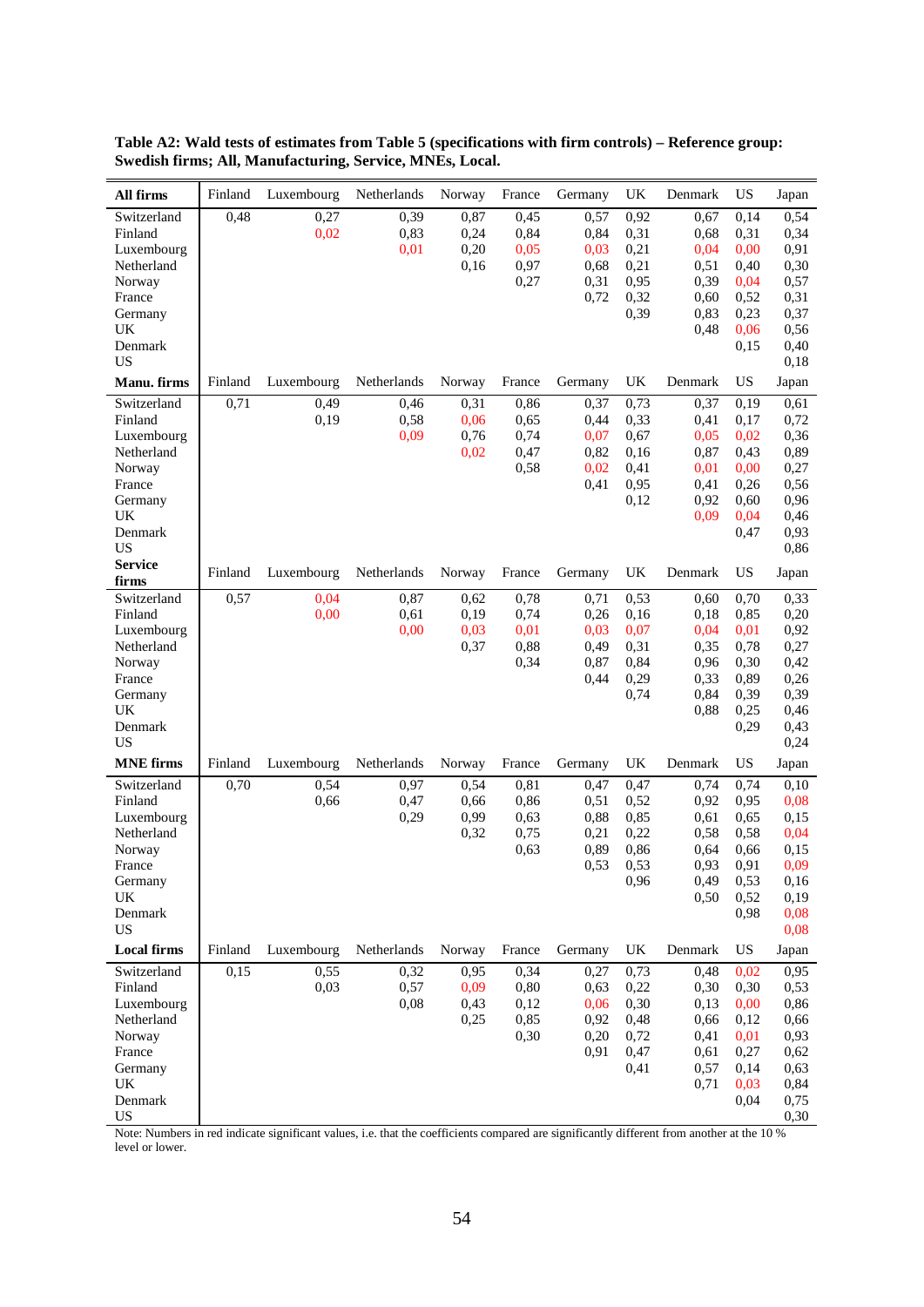**Table A2: Wald tests of estimates from Table 5 (specifications with firm controls) – Reference group: Swedish firms; All, Manufacturing, Service, MNEs, Local.**

| **All firms** | Finland | Luxembourg | Netherlands | Norway | France | Germany | UK | Denmark | US | Japan |
|---|---|---|---|---|---|---|---|---|---|---|
| Switzerland | 0,48 | 0,27 | 0,39 | 0,87 | 0,45 | 0,57 | 0,92 | 0,67 | 0,14 | 0,54 |
| Finland | | 0,02 | 0,83 | 0,24 | 0,84 | 0,84 | 0,31 | 0,68 | 0,31 | 0,34 |
| Luxembourg | | | 0,01 | 0,20 | 0,05 | 0,03 | 0,21 | 0,04 | 0,00 | 0,91 |
| Netherland | | | | 0,16 | 0,97 | 0,68 | 0,21 | 0,51 | 0,40 | 0,30 |
| Norway | | | | | 0,27 | 0,31 | 0,95 | 0,39 | 0,04 | 0,57 |
| France | | | | | | 0,72 | 0,32 | 0,60 | 0,52 | 0,31 |
| Germany | | | | | | | 0,39 | 0,83 | 0,23 | 0,37 |
| UK | | | | | | | | 0,48 | 0,06 | 0,56 |
| Denmark | | | | | | | | | 0,15 | 0,40 |
| US | | | | | | | | | | 0,18 |
| **Manu. firms** | Finland | Luxembourg | Netherlands | Norway | France | Germany | UK | Denmark | US | Japan |
| Switzerland | 0,71 | 0,49 | 0,46 | 0,31 | 0,86 | 0,37 | 0,73 | 0,37 | 0,19 | 0,61 |
| Finland | | 0,19 | 0,58 | 0,06 | 0,65 | 0,44 | 0,33 | 0,41 | 0,17 | 0,72 |
| Luxembourg | | | 0,09 | 0,76 | 0,74 | 0,07 | 0,67 | 0,05 | 0,02 | 0,36 |
| Netherland | | | | 0,02 | 0,47 | 0,82 | 0,16 | 0,87 | 0,43 | 0,89 |
| Norway | | | | | 0,58 | 0,02 | 0,41 | 0,01 | 0,00 | 0,27 |
| France | | | | | | 0,41 | 0,95 | 0,41 | 0,26 | 0,56 |
| Germany | | | | | | | 0,12 | 0,92 | 0,60 | 0,96 |
| UK | | | | | | | | 0,09 | 0,04 | 0,46 |
| Denmark | | | | | | | | | 0,47 | 0,93 |
| US | | | | | | | | | | 0,86 |
| **Service firms** | Finland | Luxembourg | Netherlands | Norway | France | Germany | UK | Denmark | US | Japan |
| Switzerland | 0,57 | 0,04 | 0,87 | 0,62 | 0,78 | 0,71 | 0,53 | 0,60 | 0,70 | 0,33 |
| Finland | | 0,00 | 0,61 | 0,19 | 0,74 | 0,26 | 0,16 | 0,18 | 0,85 | 0,20 |
| Luxembourg | | | 0,00 | 0,03 | 0,01 | 0,03 | 0,07 | 0,04 | 0,01 | 0,92 |
| Netherland | | | | 0,37 | 0,88 | 0,49 | 0,31 | 0,35 | 0,78 | 0,27 |
| Norway | | | | | 0,34 | 0,87 | 0,84 | 0,96 | 0,30 | 0,42 |
| France | | | | | | 0,44 | 0,29 | 0,33 | 0,89 | 0,26 |
| Germany | | | | | | | 0,74 | 0,84 | 0,39 | 0,39 |
| UK | | | | | | | | 0,88 | 0,25 | 0,46 |
| Denmark | | | | | | | | | 0,29 | 0,43 |
| US | | | | | | | | | | 0,24 |
| **MNE firms** | Finland | Luxembourg | Netherlands | Norway | France | Germany | UK | Denmark | US | Japan |
| Switzerland | 0,70 | 0,54 | 0,97 | 0,54 | 0,81 | 0,47 | 0,47 | 0,74 | 0,74 | 0,10 |
| Finland | | 0,66 | 0,47 | 0,66 | 0,86 | 0,51 | 0,52 | 0,92 | 0,95 | 0,08 |
| Luxembourg | | | 0,29 | 0,99 | 0,63 | 0,88 | 0,85 | 0,61 | 0,65 | 0,15 |
| Netherland | | | | 0,32 | 0,75 | 0,21 | 0,22 | 0,58 | 0,58 | 0,04 |
| Norway | | | | | 0,63 | 0,89 | 0,86 | 0,64 | 0,66 | 0,15 |
| France | | | | | | 0,53 | 0,53 | 0,93 | 0,91 | 0,09 |
| Germany | | | | | | | 0,96 | 0,49 | 0,53 | 0,16 |
| UK | | | | | | | | 0,50 | 0,52 | 0,19 |
| Denmark | | | | | | | | | 0,98 | 0,08 |
| US | | | | | | | | | | 0,08 |
| **Local firms** | Finland | Luxembourg | Netherlands | Norway | France | Germany | UK | Denmark | US | Japan |
| Switzerland | 0,15 | 0,55 | 0,32 | 0,95 | 0,34 | 0,27 | 0,73 | 0,48 | 0,02 | 0,95 |
| Finland | | 0,03 | 0,57 | 0,09 | 0,80 | 0,63 | 0,22 | 0,30 | 0,30 | 0,53 |
| Luxembourg | | | 0,08 | 0,43 | 0,12 | 0,06 | 0,30 | 0,13 | 0,00 | 0,86 |
| Netherland | | | | 0,25 | 0,85 | 0,92 | 0,48 | 0,66 | 0,12 | 0,66 |
| Norway | | | | | 0,30 | 0,20 | 0,72 | 0,41 | 0,01 | 0,93 |
| France | | | | | | 0,91 | 0,47 | 0,61 | 0,27 | 0,62 |
| Germany | | | | | | | 0,41 | 0,57 | 0,14 | 0,63 |
| UK | | | | | | | | 0,71 | 0,03 | 0,84 |
| Denmark | | | | | | | | | 0,04 | 0,75 |
| US | | | | | | | | | | 0,30 |

Note: Numbers in red indicate significant values, i.e. that the coefficients compared are significantly different from another at the 10 % level or lower.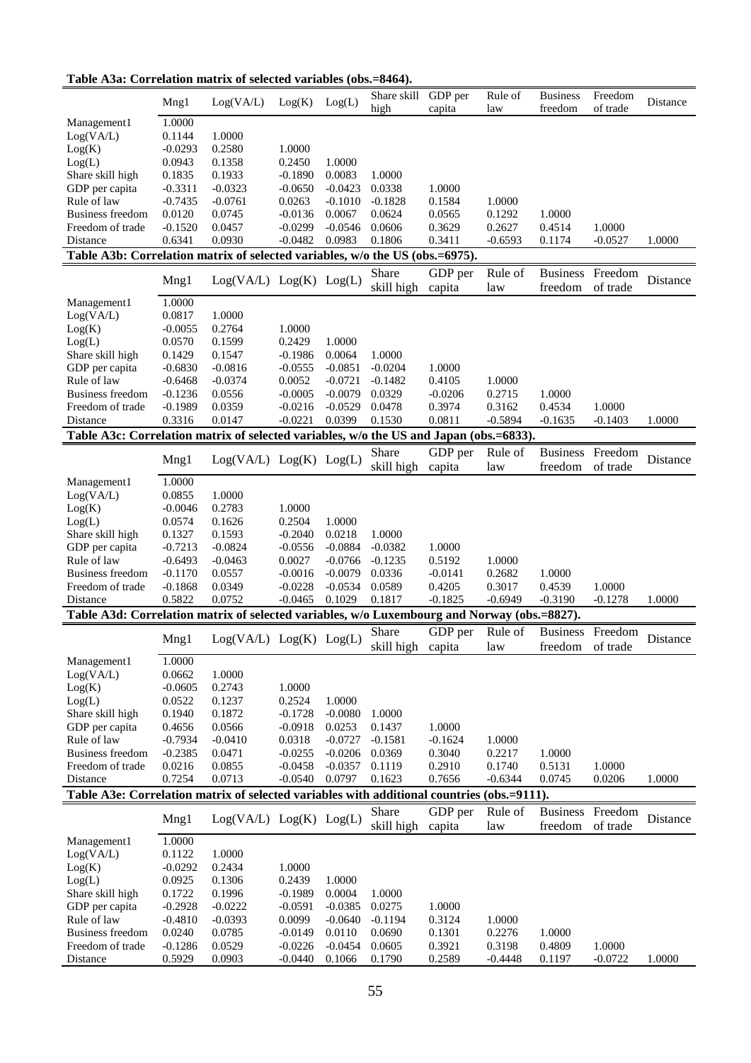**Table A3a: Correlation matrix of selected variables (obs.=8464).**

| | Mng1 | Log(VA/L) | Log(K) | Log(L) | Share skill high | GDP per capita | Rule of law | Business freedom | Freedom of trade | Distance |
|---|---|---|---|---|---|---|---|---|---|---|
| Management1 | 1.0000 | | | | | | | | | |
| Log(VA/L) | 0.1144 | 1.0000 | | | | | | | | |
| Log(K) | -0.0293 | 0.2580 | 1.0000 | | | | | | | |
| Log(L) | 0.0943 | 0.1358 | 0.2450 | 1.0000 | | | | | | |
| Share skill high | 0.1835 | 0.1933 | -0.1890 | 0.0083 | 1.0000 | | | | | |
| GDP per capita | -0.3311 | -0.0323 | -0.0650 | -0.0423 | 0.0338 | 1.0000 | | | | |
| Rule of law | -0.7435 | -0.0761 | 0.0263 | -0.1010 | -0.1828 | 0.1584 | 1.0000 | | | |
| Business freedom | 0.0120 | 0.0745 | -0.0136 | 0.0067 | 0.0624 | 0.0565 | 0.1292 | 1.0000 | | |
| Freedom of trade | -0.1520 | 0.0457 | -0.0299 | -0.0546 | 0.0606 | 0.3629 | 0.2627 | 0.4514 | 1.0000 | |
| Distance | 0.6341 | 0.0930 | -0.0482 | 0.0983 | 0.1806 | 0.3411 | -0.6593 | 0.1174 | -0.0527 | 1.0000 |

**Table A3b: Correlation matrix of selected variables, w/o the US (obs.=6975).**

| | Mng1 | Log(VA/L) | Log(K) | Log(L) | Share skill high | GDP per capita | Rule of law | Business freedom | Freedom of trade | Distance |
|---|---|---|---|---|---|---|---|---|---|---|
| Management1 | 1.0000 | | | | | | | | | |
| Log(VA/L) | 0.0817 | 1.0000 | | | | | | | | |
| Log(K) | -0.0055 | 0.2764 | 1.0000 | | | | | | | |
| Log(L) | 0.0570 | 0.1599 | 0.2429 | 1.0000 | | | | | | |
| Share skill high | 0.1429 | 0.1547 | -0.1986 | 0.0064 | 1.0000 | | | | | |
| GDP per capita | -0.6830 | -0.0816 | -0.0555 | -0.0851 | -0.0204 | 1.0000 | | | | |
| Rule of law | -0.6468 | -0.0374 | 0.0052 | -0.0721 | -0.1482 | 0.4105 | 1.0000 | | | |
| Business freedom | -0.1236 | 0.0556 | -0.0005 | -0.0079 | 0.0329 | -0.0206 | 0.2715 | 1.0000 | | |
| Freedom of trade | -0.1989 | 0.0359 | -0.0216 | -0.0529 | 0.0478 | 0.3974 | 0.3162 | 0.4534 | 1.0000 | |
| Distance | 0.3316 | 0.0147 | -0.0221 | 0.0399 | 0.1530 | 0.0811 | -0.5894 | -0.1635 | -0.1403 | 1.0000 |

**Table A3c: Correlation matrix of selected variables, w/o the US and Japan (obs.=6833).**

| | Mng1 | Log(VA/L) | Log(K) | Log(L) | Share skill high | GDP per capita | Rule of law | Business freedom | Freedom of trade | Distance |
|---|---|---|---|---|---|---|---|---|---|---|
| Management1 | 1.0000 | | | | | | | | | |
| Log(VA/L) | 0.0855 | 1.0000 | | | | | | | | |
| Log(K) | -0.0046 | 0.2783 | 1.0000 | | | | | | | |
| Log(L) | 0.0574 | 0.1626 | 0.2504 | 1.0000 | | | | | | |
| Share skill high | 0.1327 | 0.1593 | -0.2040 | 0.0218 | 1.0000 | | | | | |
| GDP per capita | -0.7213 | -0.0824 | -0.0556 | -0.0884 | -0.0382 | 1.0000 | | | | |
| Rule of law | -0.6493 | -0.0463 | 0.0027 | -0.0766 | -0.1235 | 0.5192 | 1.0000 | | | |
| Business freedom | -0.1170 | 0.0557 | -0.0016 | -0.0079 | 0.0336 | -0.0141 | 0.2682 | 1.0000 | | |
| Freedom of trade | -0.1868 | 0.0349 | -0.0228 | -0.0534 | 0.0589 | 0.4205 | 0.3017 | 0.4539 | 1.0000 | |
| Distance | 0.5822 | 0.0752 | -0.0465 | 0.1029 | 0.1817 | -0.1825 | -0.6949 | -0.3190 | -0.1278 | 1.0000 |

**Table A3d: Correlation matrix of selected variables, w/o Luxembourg and Norway (obs.=8827).**

| | Mng1 | Log(VA/L) | Log(K) | Log(L) | Share skill high | GDP per capita | Rule of law | Business freedom | Freedom of trade | Distance |
|---|---|---|---|---|---|---|---|---|---|---|
| Management1 | 1.0000 | | | | | | | | | |
| Log(VA/L) | 0.0662 | 1.0000 | | | | | | | | |
| Log(K) | -0.0605 | 0.2743 | 1.0000 | | | | | | | |
| Log(L) | 0.0522 | 0.1237 | 0.2524 | 1.0000 | | | | | | |
| Share skill high | 0.1940 | 0.1872 | -0.1728 | -0.0080 | 1.0000 | | | | | |
| GDP per capita | 0.4656 | 0.0566 | -0.0918 | 0.0253 | 0.1437 | 1.0000 | | | | |
| Rule of law | -0.7934 | -0.0410 | 0.0318 | -0.0727 | -0.1581 | -0.1624 | 1.0000 | | | |
| Business freedom | -0.2385 | 0.0471 | -0.0255 | -0.0206 | 0.0369 | 0.3040 | 0.2217 | 1.0000 | | |
| Freedom of trade | 0.0216 | 0.0855 | -0.0458 | -0.0357 | 0.1119 | 0.2910 | 0.1740 | 0.5131 | 1.0000 | |
| Distance | 0.7254 | 0.0713 | -0.0540 | 0.0797 | 0.1623 | 0.7656 | -0.6344 | 0.0745 | 0.0206 | 1.0000 |

**Table A3e: Correlation matrix of selected variables with additional countries (obs.=9111).**

| | Mng1 | Log(VA/L) | Log(K) | Log(L) | Share skill high | GDP per capita | Rule of law | Business freedom | Freedom of trade | Distance |
|---|---|---|---|---|---|---|---|---|---|---|
| Management1 | 1.0000 | | | | | | | | | |
| Log(VA/L) | 0.1122 | 1.0000 | | | | | | | | |
| Log(K) | -0.0292 | 0.2434 | 1.0000 | | | | | | | |
| Log(L) | 0.0925 | 0.1306 | 0.2439 | 1.0000 | | | | | | |
| Share skill high | 0.1722 | 0.1996 | -0.1989 | 0.0004 | 1.0000 | | | | | |
| GDP per capita | -0.2928 | -0.0222 | -0.0591 | -0.0385 | 0.0275 | 1.0000 | | | | |
| Rule of law | -0.4810 | -0.0393 | 0.0099 | -0.0640 | -0.1194 | 0.3124 | 1.0000 | | | |
| Business freedom | 0.0240 | 0.0785 | -0.0149 | 0.0110 | 0.0690 | 0.1301 | 0.2276 | 1.0000 | | |
| Freedom of trade | -0.1286 | 0.0529 | -0.0226 | -0.0454 | 0.0605 | 0.3921 | 0.3198 | 0.4809 | 1.0000 | |
| Distance | 0.5929 | 0.0903 | -0.0440 | 0.1066 | 0.1790 | 0.2589 | -0.4448 | 0.1197 | -0.0722 | 1.0000 |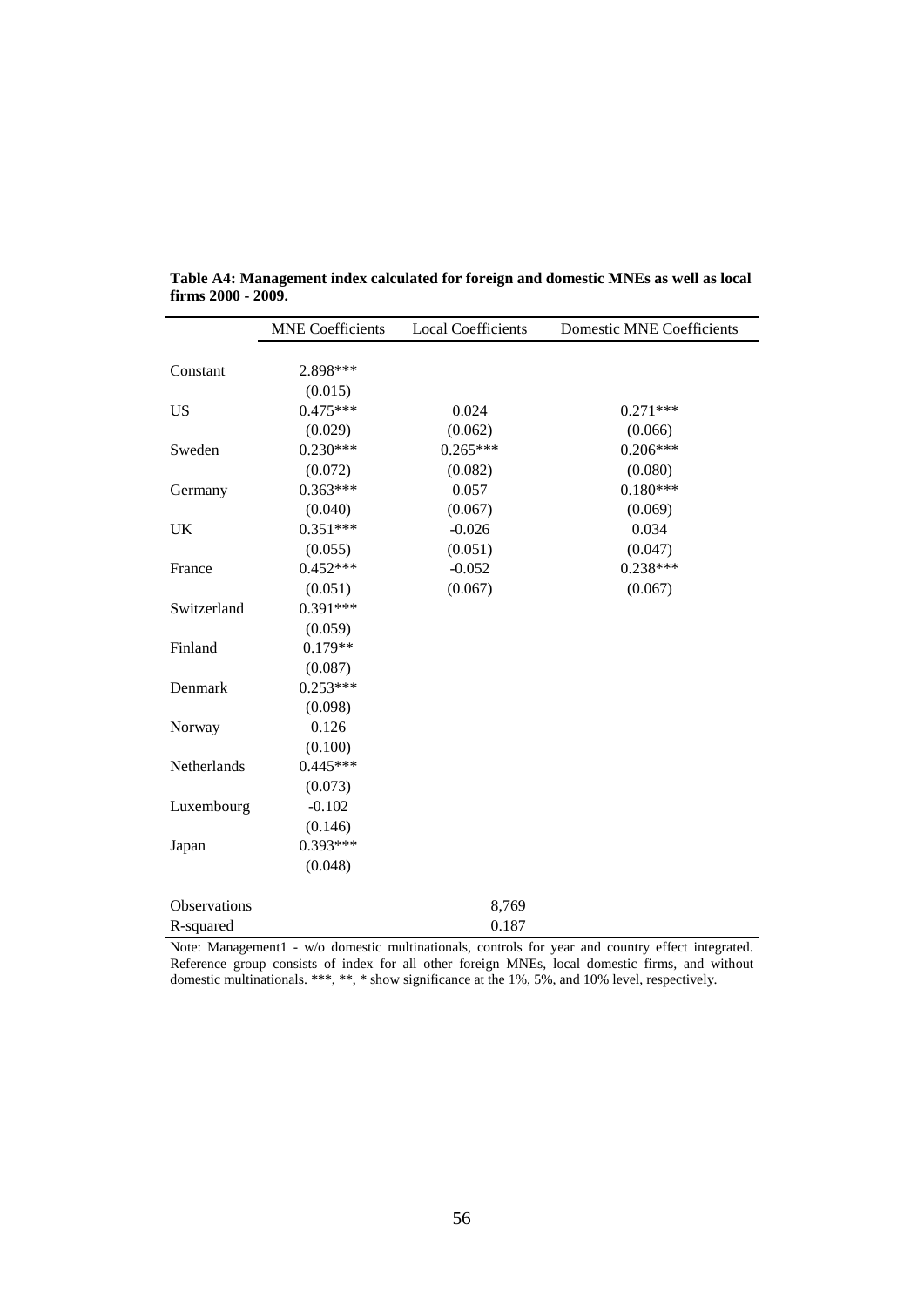**Table A4: Management index calculated for foreign and domestic MNEs as well as local firms 2000 - 2009.**

| | MNE Coefficients | Local Coefficients | Domestic MNE Coefficients |
|---|---|---|---|
| Constant | 2.898*** | | |
| | (0.015) | | |
| US | 0.475*** | 0.024 | 0.271*** |
| | (0.029) | (0.062) | (0.066) |
| Sweden | 0.230*** | 0.265*** | 0.206*** |
| | (0.072) | (0.082) | (0.080) |
| Germany | 0.363*** | 0.057 | 0.180*** |
| | (0.040) | (0.067) | (0.069) |
| UK | 0.351*** | -0.026 | 0.034 |
| | (0.055) | (0.051) | (0.047) |
| France | 0.452*** | -0.052 | 0.238*** |
| | (0.051) | (0.067) | (0.067) |
| Switzerland | 0.391*** | | |
| | (0.059) | | |
| Finland | 0.179** | | |
| | (0.087) | | |
| Denmark | 0.253*** | | |
| | (0.098) | | |
| Norway | 0.126 | | |
| | (0.100) | | |
| Netherlands | 0.445*** | | |
| | (0.073) | | |
| Luxembourg | -0.102 | | |
| | (0.146) | | |
| Japan | 0.393*** | | |
| | (0.048) | | |
| Observations | | 8,769 | |
| R-squared | | 0.187 | |

Note: Management1 - w/o domestic multinationals, controls for year and country effect integrated. Reference group consists of index for all other foreign MNEs, local domestic firms, and without domestic multinationals. ***, **, * show significance at the 1%, 5%, and 10% level, respectively.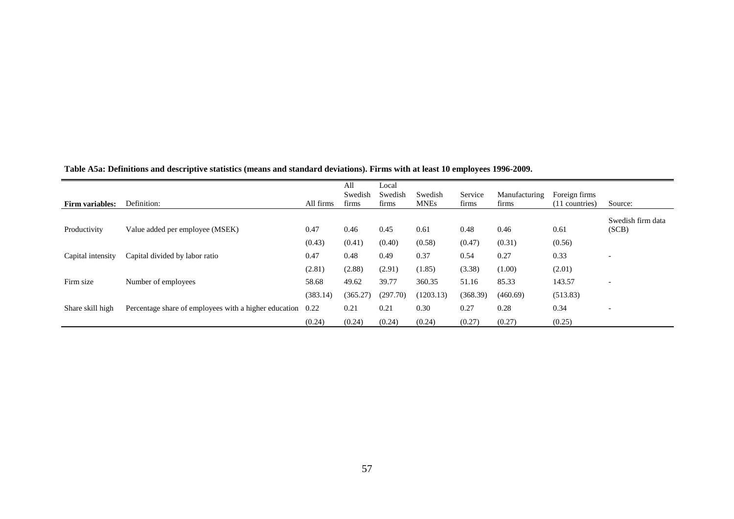**Table A5a: Definitions and descriptive statistics (means and standard deviations). Firms with at least 10 employees 1996-2009.**

| Firm variables: | Definition: | All firms | All Swedish firms | Local Swedish firms | Swedish MNEs | Service firms | Manufacturing firms | Foreign firms (11 countries) | Source: |
|---|---|---|---|---|---|---|---|---|---|
| Productivity | Value added per employee (MSEK) | 0.47 | 0.46 | 0.45 | 0.61 | 0.48 | 0.46 | 0.61 | Swedish firm data (SCB) |
| | | (0.43) | (0.41) | (0.40) | (0.58) | (0.47) | (0.31) | (0.56) | |
| Capital intensity | Capital divided by labor ratio | 0.47 | 0.48 | 0.49 | 0.37 | 0.54 | 0.27 | 0.33 | - |
| | | (2.81) | (2.88) | (2.91) | (1.85) | (3.38) | (1.00) | (2.01) | |
| Firm size | Number of employees | 58.68 | 49.62 | 39.77 | 360.35 | 51.16 | 85.33 | 143.57 | - |
| | | (383.14) | (365.27) | (297.70) | (1203.13) | (368.39) | (460.69) | (513.83) | |
| Share skill high | Percentage share of employees with a higher education | 0.22 | 0.21 | 0.21 | 0.30 | 0.27 | 0.28 | 0.34 | - |
| | | (0.24) | (0.24) | (0.24) | (0.24) | (0.27) | (0.27) | (0.25) | |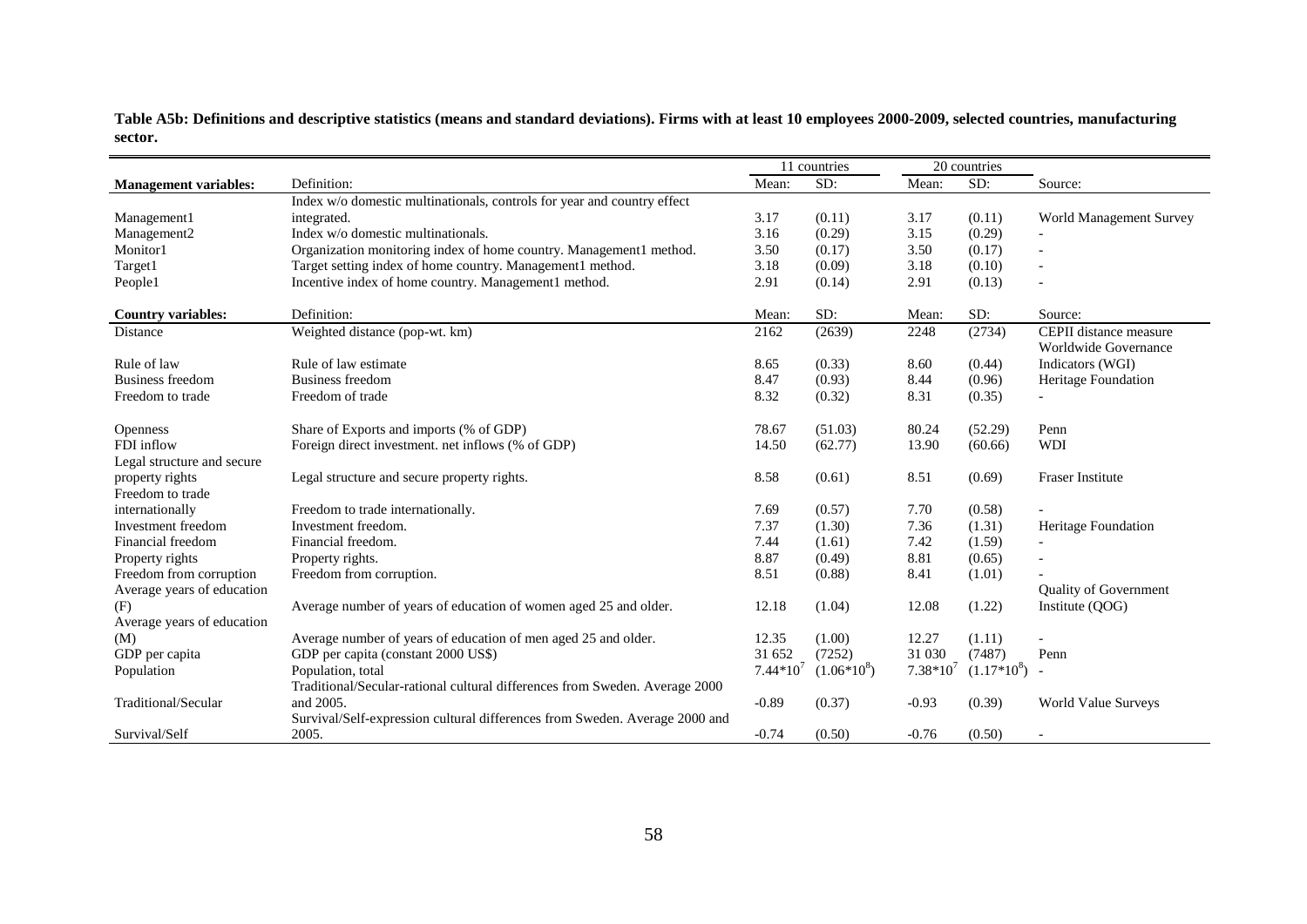**Table A5b: Definitions and descriptive statistics (means and standard deviations). Firms with at least 10 employees 2000-2009, selected countries, manufacturing sector.**

| | | 11 countries | | 20 countries | | |
|---|---|---|---|---|---|---|
| **Management variables:** | Definition: | Mean: | SD: | Mean: | SD: | Source: |
| Management1 | Index w/o domestic multinationals, controls for year and country effect integrated. | 3.17 | (0.11) | 3.17 | (0.11) | World Management Survey |
| Management2 | Index w/o domestic multinationals. | 3.16 | (0.29) | 3.15 | (0.29) | - |
| Monitor1 | Organization monitoring index of home country. Management1 method. | 3.50 | (0.17) | 3.50 | (0.17) | - |
| Target1 | Target setting index of home country. Management1 method. | 3.18 | (0.09) | 3.18 | (0.10) | - |
| People1 | Incentive index of home country. Management1 method. | 2.91 | (0.14) | 2.91 | (0.13) | - |
| **Country variables:** | Definition: | Mean: | SD: | Mean: | SD: | Source: |
| Distance | Weighted distance (pop-wt. km) | 2162 | (2639) | 2248 | (2734) | CEPII distance measure |
| Rule of law | Rule of law estimate | 8.65 | (0.33) | 8.60 | (0.44) | Worldwide Governance Indicators (WGI) |
| Business freedom | Business freedom | 8.47 | (0.93) | 8.44 | (0.96) | Heritage Foundation |
| Freedom to trade | Freedom of trade | 8.32 | (0.32) | 8.31 | (0.35) | - |
| Openness | Share of Exports and imports (% of GDP) | 78.67 | (51.03) | 80.24 | (52.29) | Penn |
| FDI inflow | Foreign direct investment. net inflows (% of GDP) | 14.50 | (62.77) | 13.90 | (60.66) | WDI |
| Legal structure and secure property rights | Legal structure and secure property rights. | 8.58 | (0.61) | 8.51 | (0.69) | Fraser Institute |
| Freedom to trade internationally | Freedom to trade internationally. | 7.69 | (0.57) | 7.70 | (0.58) | - |
| Investment freedom | Investment freedom. | 7.37 | (1.30) | 7.36 | (1.31) | Heritage Foundation |
| Financial freedom | Financial freedom. | 7.44 | (1.61) | 7.42 | (1.59) | - |
| Property rights | Property rights. | 8.87 | (0.49) | 8.81 | (0.65) | - |
| Freedom from corruption | Freedom from corruption. | 8.51 | (0.88) | 8.41 | (1.01) | - |
| Average years of education (F) | Average number of years of education of women aged 25 and older. | 12.18 | (1.04) | 12.08 | (1.22) | Quality of Government Institute (QOG) |
| Average years of education (M) | Average number of years of education of men aged 25 and older. | 12.35 | (1.00) | 12.27 | (1.11) | - |
| GDP per capita | GDP per capita (constant 2000 US$) | 31 652 | (7252) | 31 030 | (7487) | Penn |
| Population | Population, total | $7.44*10^7$ | $(1.06*10^8)$ | $7.38*10^7$ | $(1.17*10^8)$ | - |
| Traditional/Secular | Traditional/Secular-rational cultural differences from Sweden. Average 2000 and 2005. | -0.89 | (0.37) | -0.93 | (0.39) | World Value Surveys |
| Survival/Self | Survival/Self-expression cultural differences from Sweden. Average 2000 and 2005. | -0.74 | (0.50) | -0.76 | (0.50) | - |